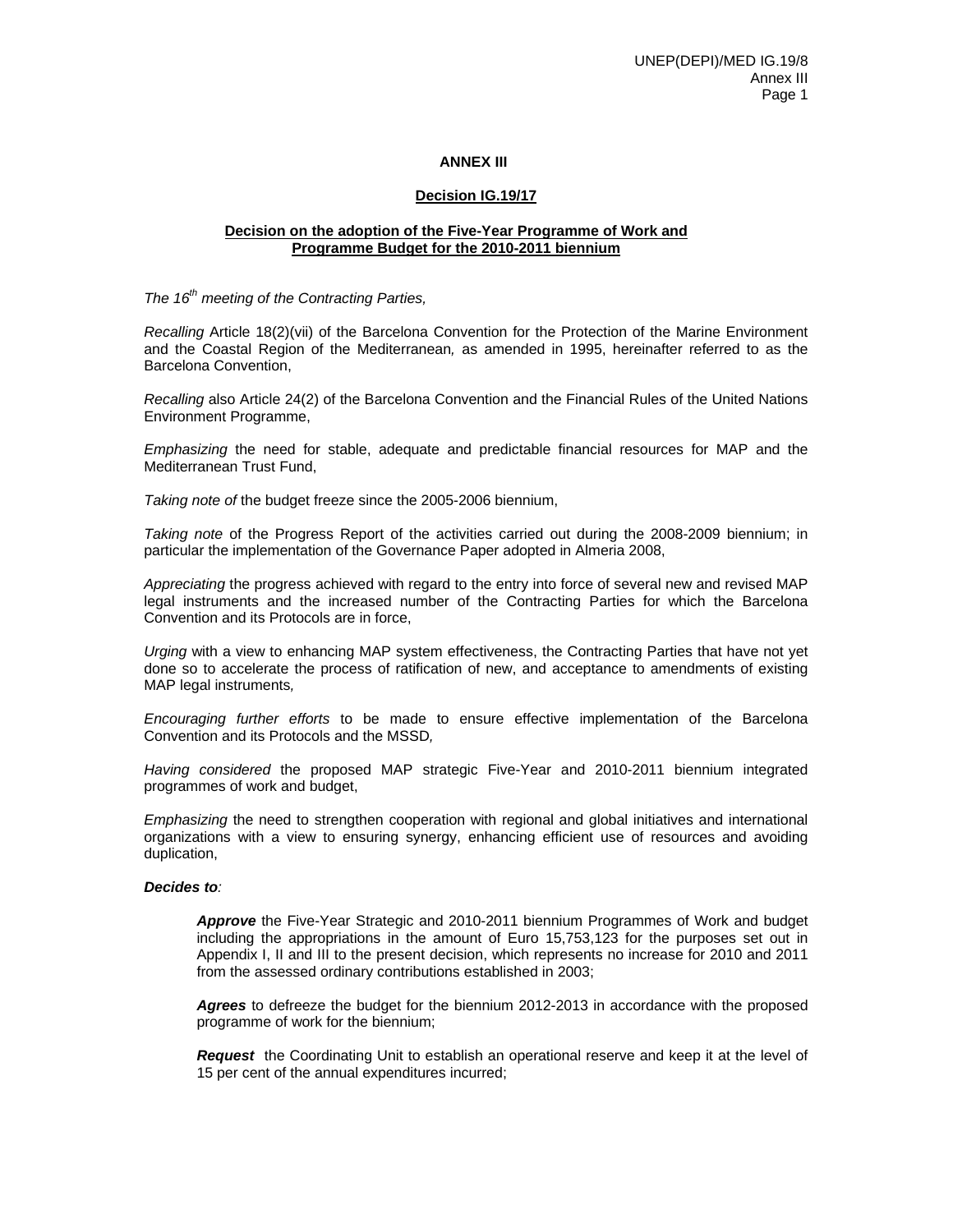**ANNEX III**

**Decision IG.19/17**

**Decision on the adoption of the Five-Year Programme of Work and Programme Budget for the 2010-2011 biennium**

*The 16th meeting of the Contracting Parties,*

*Recalling* Article 18(2)(vii) of the Barcelona Convention for the Protection of the Marine Environment and the Coastal Region of the Mediterranean*,* as amended in 1995, hereinafter referred to as the Barcelona Convention,

*Recalling* also Article 24(2) of the Barcelona Convention and the Financial Rules of the United Nations Environment Programme,

*Emphasizing* the need for stable, adequate and predictable financial resources for MAP and the Mediterranean Trust Fund,

*Taking note of* the budget freeze since the 2005-2006 biennium,

*Taking note* of the Progress Report of the activities carried out during the 2008-2009 biennium; in particular the implementation of the Governance Paper adopted in Almeria 2008,

*Appreciating* the progress achieved with regard to the entry into force of several new and revised MAP legal instruments and the increased number of the Contracting Parties for which the Barcelona Convention and its Protocols are in force,

*Urging* with a view to enhancing MAP system effectiveness, the Contracting Parties that have not yet done so to accelerate the process of ratification of new, and acceptance to amendments of existing MAP legal instruments*,*

*Encouraging further efforts* to be made to ensure effective implementation of the Barcelona Convention and its Protocols and the MSSD*,*

*Having considered* the proposed MAP strategic Five-Year and 2010-2011 biennium integrated programmes of work and budget,

*Emphasizing* the need to strengthen cooperation with regional and global initiatives and international organizations with a view to ensuring synergy, enhancing efficient use of resources and avoiding duplication,

***Decides to****:*

> ***Approve*** the Five-Year Strategic and 2010-2011 biennium Programmes of Work and budget including the appropriations in the amount of Euro 15,753,123 for the purposes set out in Appendix I, II and III to the present decision, which represents no increase for 2010 and 2011 from the assessed ordinary contributions established in 2003;
>
> ***Agrees*** to defreeze the budget for the biennium 2012-2013 in accordance with the proposed programme of work for the biennium;
>
> ***Request*** the Coordinating Unit to establish an operational reserve and keep it at the level of 15 per cent of the annual expenditures incurred;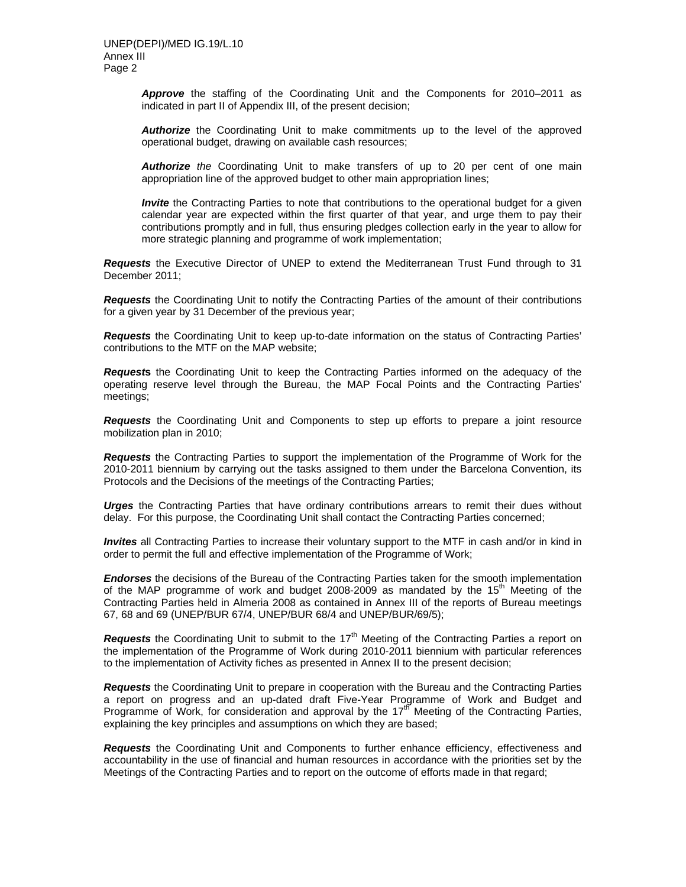*Approve* the staffing of the Coordinating Unit and the Components for 2010–2011 as indicated in part II of Appendix III, of the present decision;

*Authorize* the Coordinating Unit to make commitments up to the level of the approved operational budget, drawing on available cash resources;

*Authorize the* Coordinating Unit to make transfers of up to 20 per cent of one main appropriation line of the approved budget to other main appropriation lines;

*Invite* the Contracting Parties to note that contributions to the operational budget for a given calendar year are expected within the first quarter of that year, and urge them to pay their contributions promptly and in full, thus ensuring pledges collection early in the year to allow for more strategic planning and programme of work implementation;

***Requests*** the Executive Director of UNEP to extend the Mediterranean Trust Fund through to 31 December 2011;

***Requests*** the Coordinating Unit to notify the Contracting Parties of the amount of their contributions for a given year by 31 December of the previous year;

***Requests*** the Coordinating Unit to keep up-to-date information on the status of Contracting Parties' contributions to the MTF on the MAP website;

***Requests*** the Coordinating Unit to keep the Contracting Parties informed on the adequacy of the operating reserve level through the Bureau, the MAP Focal Points and the Contracting Parties' meetings;

***Requests*** the Coordinating Unit and Components to step up efforts to prepare a joint resource mobilization plan in 2010;

***Requests*** the Contracting Parties to support the implementation of the Programme of Work for the 2010-2011 biennium by carrying out the tasks assigned to them under the Barcelona Convention, its Protocols and the Decisions of the meetings of the Contracting Parties;

***Urges*** the Contracting Parties that have ordinary contributions arrears to remit their dues without delay. For this purpose, the Coordinating Unit shall contact the Contracting Parties concerned;

***Invites*** all Contracting Parties to increase their voluntary support to the MTF in cash and/or in kind in order to permit the full and effective implementation of the Programme of Work;

***Endorses*** the decisions of the Bureau of the Contracting Parties taken for the smooth implementation of the MAP programme of work and budget 2008-2009 as mandated by the 15th Meeting of the Contracting Parties held in Almeria 2008 as contained in Annex III of the reports of Bureau meetings 67, 68 and 69 (UNEP/BUR 67/4, UNEP/BUR 68/4 and UNEP/BUR/69/5);

***Requests*** the Coordinating Unit to submit to the 17th Meeting of the Contracting Parties a report on the implementation of the Programme of Work during 2010-2011 biennium with particular references to the implementation of Activity fiches as presented in Annex II to the present decision;

***Requests*** the Coordinating Unit to prepare in cooperation with the Bureau and the Contracting Parties a report on progress and an up-dated draft Five-Year Programme of Work and Budget and Programme of Work, for consideration and approval by the 17th Meeting of the Contracting Parties, explaining the key principles and assumptions on which they are based;

***Requests*** the Coordinating Unit and Components to further enhance efficiency, effectiveness and accountability in the use of financial and human resources in accordance with the priorities set by the Meetings of the Contracting Parties and to report on the outcome of efforts made in that regard;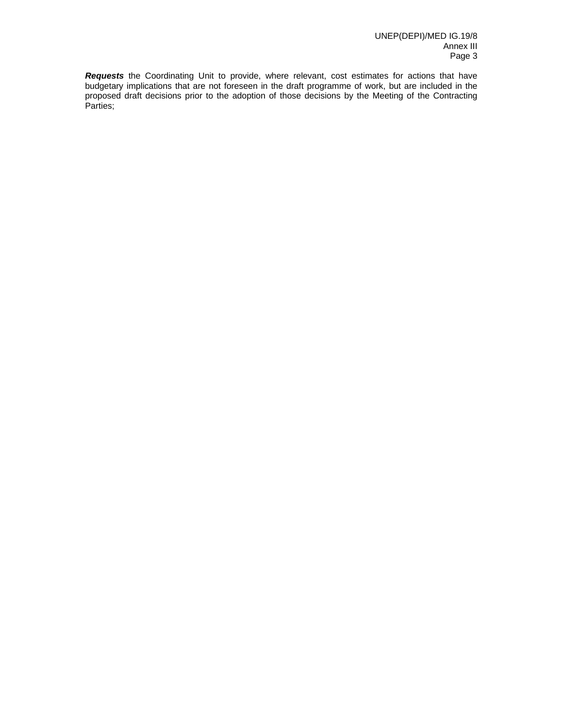***Requests*** the Coordinating Unit to provide, where relevant, cost estimates for actions that have budgetary implications that are not foreseen in the draft programme of work, but are included in the proposed draft decisions prior to the adoption of those decisions by the Meeting of the Contracting Parties;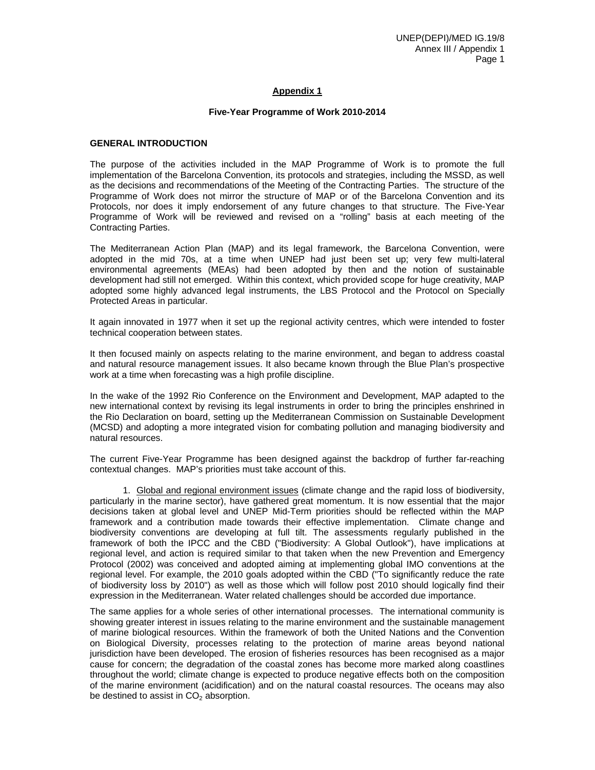## Appendix 1

### Five-Year Programme of Work 2010-2014

**GENERAL INTRODUCTION**

The purpose of the activities included in the MAP Programme of Work is to promote the full implementation of the Barcelona Convention, its protocols and strategies, including the MSSD, as well as the decisions and recommendations of the Meeting of the Contracting Parties. The structure of the Programme of Work does not mirror the structure of MAP or of the Barcelona Convention and its Protocols, nor does it imply endorsement of any future changes to that structure. The Five-Year Programme of Work will be reviewed and revised on a "rolling" basis at each meeting of the Contracting Parties.

The Mediterranean Action Plan (MAP) and its legal framework, the Barcelona Convention, were adopted in the mid 70s, at a time when UNEP had just been set up; very few multi-lateral environmental agreements (MEAs) had been adopted by then and the notion of sustainable development had still not emerged. Within this context, which provided scope for huge creativity, MAP adopted some highly advanced legal instruments, the LBS Protocol and the Protocol on Specially Protected Areas in particular.

It again innovated in 1977 when it set up the regional activity centres, which were intended to foster technical cooperation between states.

It then focused mainly on aspects relating to the marine environment, and began to address coastal and natural resource management issues. It also became known through the Blue Plan's prospective work at a time when forecasting was a high profile discipline.

In the wake of the 1992 Rio Conference on the Environment and Development, MAP adapted to the new international context by revising its legal instruments in order to bring the principles enshrined in the Rio Declaration on board, setting up the Mediterranean Commission on Sustainable Development (MCSD) and adopting a more integrated vision for combating pollution and managing biodiversity and natural resources.

The current Five-Year Programme has been designed against the backdrop of further far-reaching contextual changes. MAP's priorities must take account of this.

1. Global and regional environment issues (climate change and the rapid loss of biodiversity, particularly in the marine sector), have gathered great momentum. It is now essential that the major decisions taken at global level and UNEP Mid-Term priorities should be reflected within the MAP framework and a contribution made towards their effective implementation. Climate change and biodiversity conventions are developing at full tilt. The assessments regularly published in the framework of both the IPCC and the CBD ("Biodiversity: A Global Outlook"), have implications at regional level, and action is required similar to that taken when the new Prevention and Emergency Protocol (2002) was conceived and adopted aiming at implementing global IMO conventions at the regional level. For example, the 2010 goals adopted within the CBD ("To significantly reduce the rate of biodiversity loss by 2010") as well as those which will follow post 2010 should logically find their expression in the Mediterranean. Water related challenges should be accorded due importance.

The same applies for a whole series of other international processes. The international community is showing greater interest in issues relating to the marine environment and the sustainable management of marine biological resources. Within the framework of both the United Nations and the Convention on Biological Diversity, processes relating to the protection of marine areas beyond national jurisdiction have been developed. The erosion of coastal fisheries resources has been recognised as a major cause for concern; the degradation of the coastal zones has become more marked along coastlines throughout the world; climate change is expected to produce negative effects both on the composition of the marine environment (acidification) and on the natural coastal resources. The oceans may also be destined to assist in $CO_2$ absorption.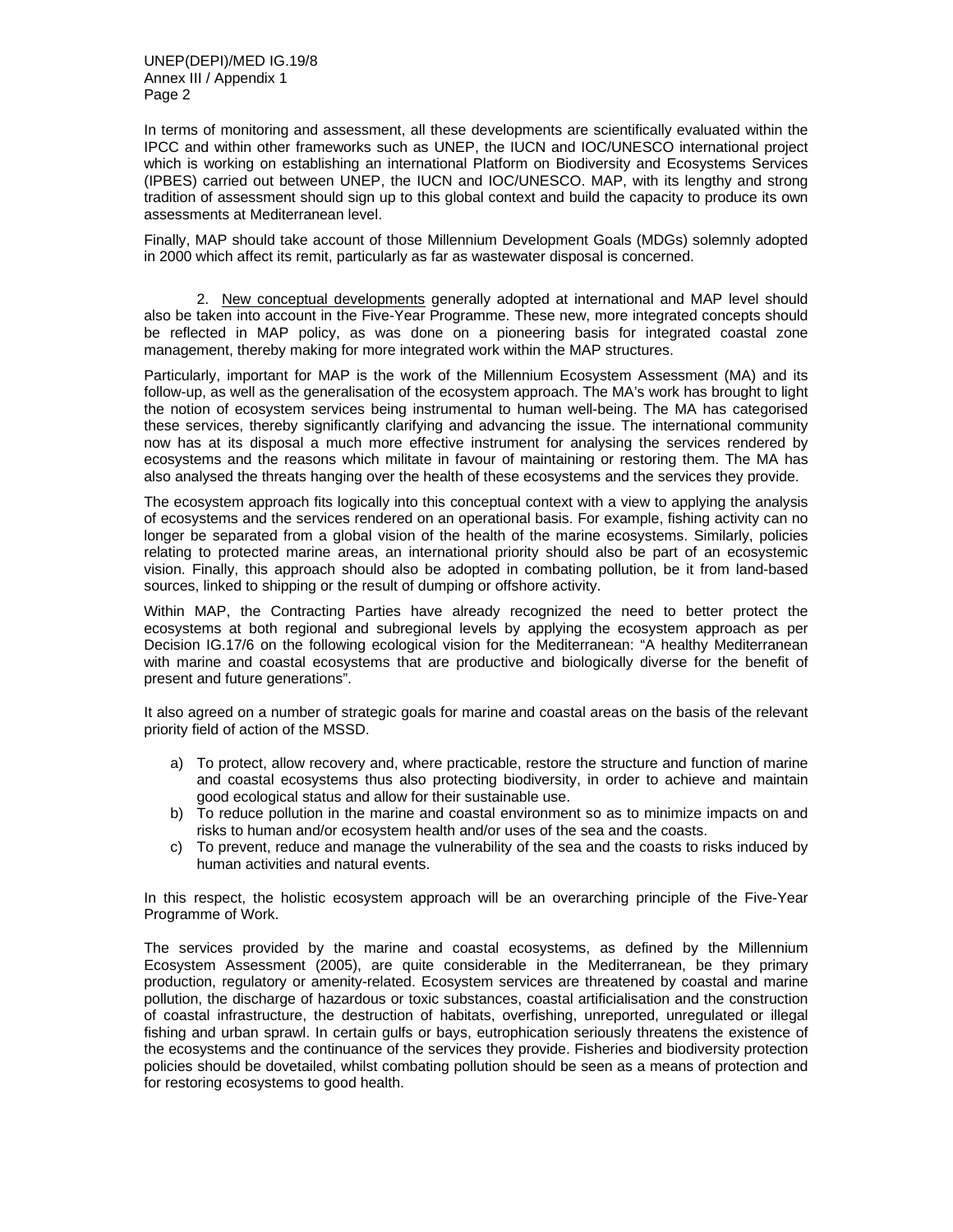In terms of monitoring and assessment, all these developments are scientifically evaluated within the IPCC and within other frameworks such as UNEP, the IUCN and IOC/UNESCO international project which is working on establishing an international Platform on Biodiversity and Ecosystems Services (IPBES) carried out between UNEP, the IUCN and IOC/UNESCO. MAP, with its lengthy and strong tradition of assessment should sign up to this global context and build the capacity to produce its own assessments at Mediterranean level.

Finally, MAP should take account of those Millennium Development Goals (MDGs) solemnly adopted in 2000 which affect its remit, particularly as far as wastewater disposal is concerned.

2. New conceptual developments generally adopted at international and MAP level should also be taken into account in the Five-Year Programme. These new, more integrated concepts should be reflected in MAP policy, as was done on a pioneering basis for integrated coastal zone management, thereby making for more integrated work within the MAP structures.

Particularly, important for MAP is the work of the Millennium Ecosystem Assessment (MA) and its follow-up, as well as the generalisation of the ecosystem approach. The MA's work has brought to light the notion of ecosystem services being instrumental to human well-being. The MA has categorised these services, thereby significantly clarifying and advancing the issue. The international community now has at its disposal a much more effective instrument for analysing the services rendered by ecosystems and the reasons which militate in favour of maintaining or restoring them. The MA has also analysed the threats hanging over the health of these ecosystems and the services they provide.

The ecosystem approach fits logically into this conceptual context with a view to applying the analysis of ecosystems and the services rendered on an operational basis. For example, fishing activity can no longer be separated from a global vision of the health of the marine ecosystems. Similarly, policies relating to protected marine areas, an international priority should also be part of an ecosystemic vision. Finally, this approach should also be adopted in combating pollution, be it from land-based sources, linked to shipping or the result of dumping or offshore activity.

Within MAP, the Contracting Parties have already recognized the need to better protect the ecosystems at both regional and subregional levels by applying the ecosystem approach as per Decision IG.17/6 on the following ecological vision for the Mediterranean: "A healthy Mediterranean with marine and coastal ecosystems that are productive and biologically diverse for the benefit of present and future generations".

It also agreed on a number of strategic goals for marine and coastal areas on the basis of the relevant priority field of action of the MSSD.

a) To protect, allow recovery and, where practicable, restore the structure and function of marine and coastal ecosystems thus also protecting biodiversity, in order to achieve and maintain good ecological status and allow for their sustainable use.
b) To reduce pollution in the marine and coastal environment so as to minimize impacts on and risks to human and/or ecosystem health and/or uses of the sea and the coasts.
c) To prevent, reduce and manage the vulnerability of the sea and the coasts to risks induced by human activities and natural events.

In this respect, the holistic ecosystem approach will be an overarching principle of the Five-Year Programme of Work.

The services provided by the marine and coastal ecosystems, as defined by the Millennium Ecosystem Assessment (2005), are quite considerable in the Mediterranean, be they primary production, regulatory or amenity-related. Ecosystem services are threatened by coastal and marine pollution, the discharge of hazardous or toxic substances, coastal artificialisation and the construction of coastal infrastructure, the destruction of habitats, overfishing, unreported, unregulated or illegal fishing and urban sprawl. In certain gulfs or bays, eutrophication seriously threatens the existence of the ecosystems and the continuance of the services they provide. Fisheries and biodiversity protection policies should be dovetailed, whilst combating pollution should be seen as a means of protection and for restoring ecosystems to good health.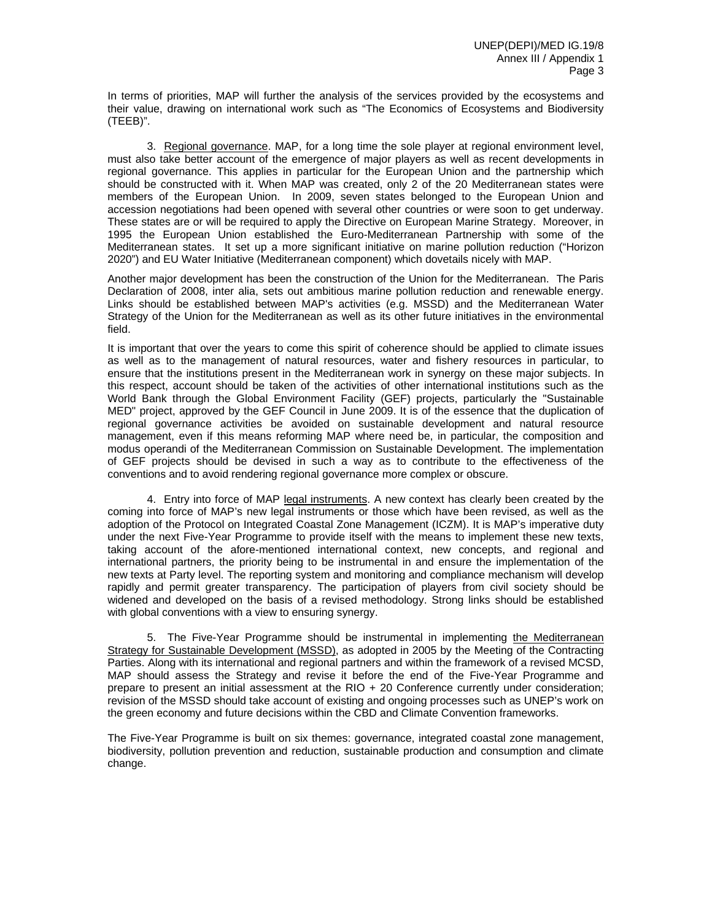In terms of priorities, MAP will further the analysis of the services provided by the ecosystems and their value, drawing on international work such as "The Economics of Ecosystems and Biodiversity (TEEB)".

3. Regional governance. MAP, for a long time the sole player at regional environment level, must also take better account of the emergence of major players as well as recent developments in regional governance. This applies in particular for the European Union and the partnership which should be constructed with it. When MAP was created, only 2 of the 20 Mediterranean states were members of the European Union. In 2009, seven states belonged to the European Union and accession negotiations had been opened with several other countries or were soon to get underway. These states are or will be required to apply the Directive on European Marine Strategy. Moreover, in 1995 the European Union established the Euro-Mediterranean Partnership with some of the Mediterranean states. It set up a more significant initiative on marine pollution reduction ("Horizon 2020") and EU Water Initiative (Mediterranean component) which dovetails nicely with MAP.

Another major development has been the construction of the Union for the Mediterranean. The Paris Declaration of 2008, inter alia, sets out ambitious marine pollution reduction and renewable energy. Links should be established between MAP's activities (e.g. MSSD) and the Mediterranean Water Strategy of the Union for the Mediterranean as well as its other future initiatives in the environmental field.

It is important that over the years to come this spirit of coherence should be applied to climate issues as well as to the management of natural resources, water and fishery resources in particular, to ensure that the institutions present in the Mediterranean work in synergy on these major subjects. In this respect, account should be taken of the activities of other international institutions such as the World Bank through the Global Environment Facility (GEF) projects, particularly the "Sustainable MED" project, approved by the GEF Council in June 2009. It is of the essence that the duplication of regional governance activities be avoided on sustainable development and natural resource management, even if this means reforming MAP where need be, in particular, the composition and modus operandi of the Mediterranean Commission on Sustainable Development. The implementation of GEF projects should be devised in such a way as to contribute to the effectiveness of the conventions and to avoid rendering regional governance more complex or obscure.

4. Entry into force of MAP legal instruments. A new context has clearly been created by the coming into force of MAP's new legal instruments or those which have been revised, as well as the adoption of the Protocol on Integrated Coastal Zone Management (ICZM). It is MAP's imperative duty under the next Five-Year Programme to provide itself with the means to implement these new texts, taking account of the afore-mentioned international context, new concepts, and regional and international partners, the priority being to be instrumental in and ensure the implementation of the new texts at Party level. The reporting system and monitoring and compliance mechanism will develop rapidly and permit greater transparency. The participation of players from civil society should be widened and developed on the basis of a revised methodology. Strong links should be established with global conventions with a view to ensuring synergy.

5. The Five-Year Programme should be instrumental in implementing the Mediterranean Strategy for Sustainable Development (MSSD), as adopted in 2005 by the Meeting of the Contracting Parties. Along with its international and regional partners and within the framework of a revised MCSD, MAP should assess the Strategy and revise it before the end of the Five-Year Programme and prepare to present an initial assessment at the RIO + 20 Conference currently under consideration; revision of the MSSD should take account of existing and ongoing processes such as UNEP's work on the green economy and future decisions within the CBD and Climate Convention frameworks.

The Five-Year Programme is built on six themes: governance, integrated coastal zone management, biodiversity, pollution prevention and reduction, sustainable production and consumption and climate change.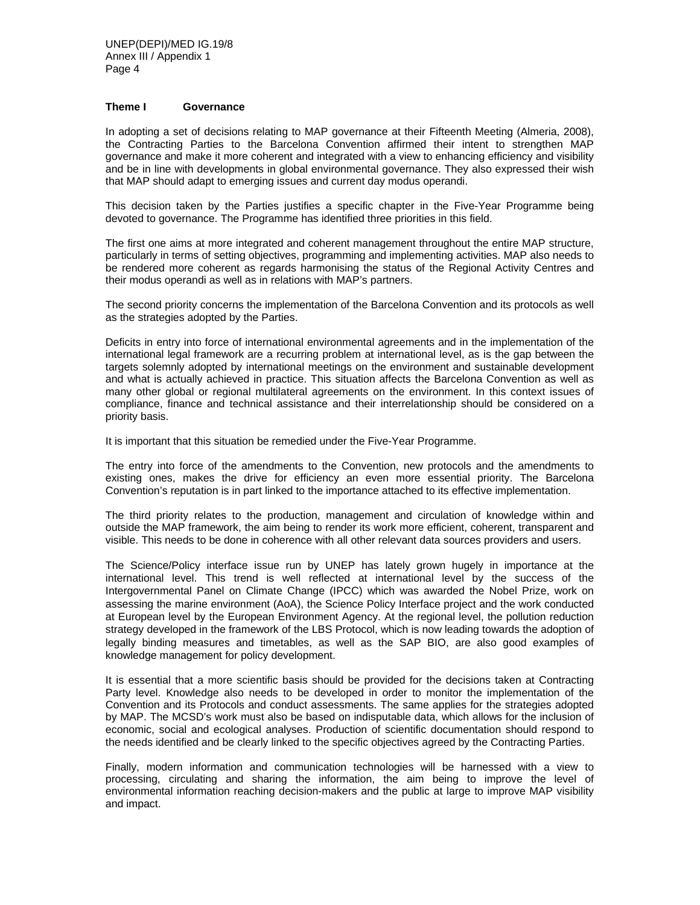## Theme I Governance

In adopting a set of decisions relating to MAP governance at their Fifteenth Meeting (Almeria, 2008), the Contracting Parties to the Barcelona Convention affirmed their intent to strengthen MAP governance and make it more coherent and integrated with a view to enhancing efficiency and visibility and be in line with developments in global environmental governance. They also expressed their wish that MAP should adapt to emerging issues and current day modus operandi.

This decision taken by the Parties justifies a specific chapter in the Five-Year Programme being devoted to governance. The Programme has identified three priorities in this field.

The first one aims at more integrated and coherent management throughout the entire MAP structure, particularly in terms of setting objectives, programming and implementing activities. MAP also needs to be rendered more coherent as regards harmonising the status of the Regional Activity Centres and their modus operandi as well as in relations with MAP's partners.

The second priority concerns the implementation of the Barcelona Convention and its protocols as well as the strategies adopted by the Parties.

Deficits in entry into force of international environmental agreements and in the implementation of the international legal framework are a recurring problem at international level, as is the gap between the targets solemnly adopted by international meetings on the environment and sustainable development and what is actually achieved in practice. This situation affects the Barcelona Convention as well as many other global or regional multilateral agreements on the environment. In this context issues of compliance, finance and technical assistance and their interrelationship should be considered on a priority basis.

It is important that this situation be remedied under the Five-Year Programme.

The entry into force of the amendments to the Convention, new protocols and the amendments to existing ones, makes the drive for efficiency an even more essential priority. The Barcelona Convention's reputation is in part linked to the importance attached to its effective implementation.

The third priority relates to the production, management and circulation of knowledge within and outside the MAP framework, the aim being to render its work more efficient, coherent, transparent and visible. This needs to be done in coherence with all other relevant data sources providers and users.

The Science/Policy interface issue run by UNEP has lately grown hugely in importance at the international level. This trend is well reflected at international level by the success of the Intergovernmental Panel on Climate Change (IPCC) which was awarded the Nobel Prize, work on assessing the marine environment (AoA), the Science Policy Interface project and the work conducted at European level by the European Environment Agency. At the regional level, the pollution reduction strategy developed in the framework of the LBS Protocol, which is now leading towards the adoption of legally binding measures and timetables, as well as the SAP BIO, are also good examples of knowledge management for policy development.

It is essential that a more scientific basis should be provided for the decisions taken at Contracting Party level. Knowledge also needs to be developed in order to monitor the implementation of the Convention and its Protocols and conduct assessments. The same applies for the strategies adopted by MAP. The MCSD's work must also be based on indisputable data, which allows for the inclusion of economic, social and ecological analyses. Production of scientific documentation should respond to the needs identified and be clearly linked to the specific objectives agreed by the Contracting Parties.

Finally, modern information and communication technologies will be harnessed with a view to processing, circulating and sharing the information, the aim being to improve the level of environmental information reaching decision-makers and the public at large to improve MAP visibility and impact.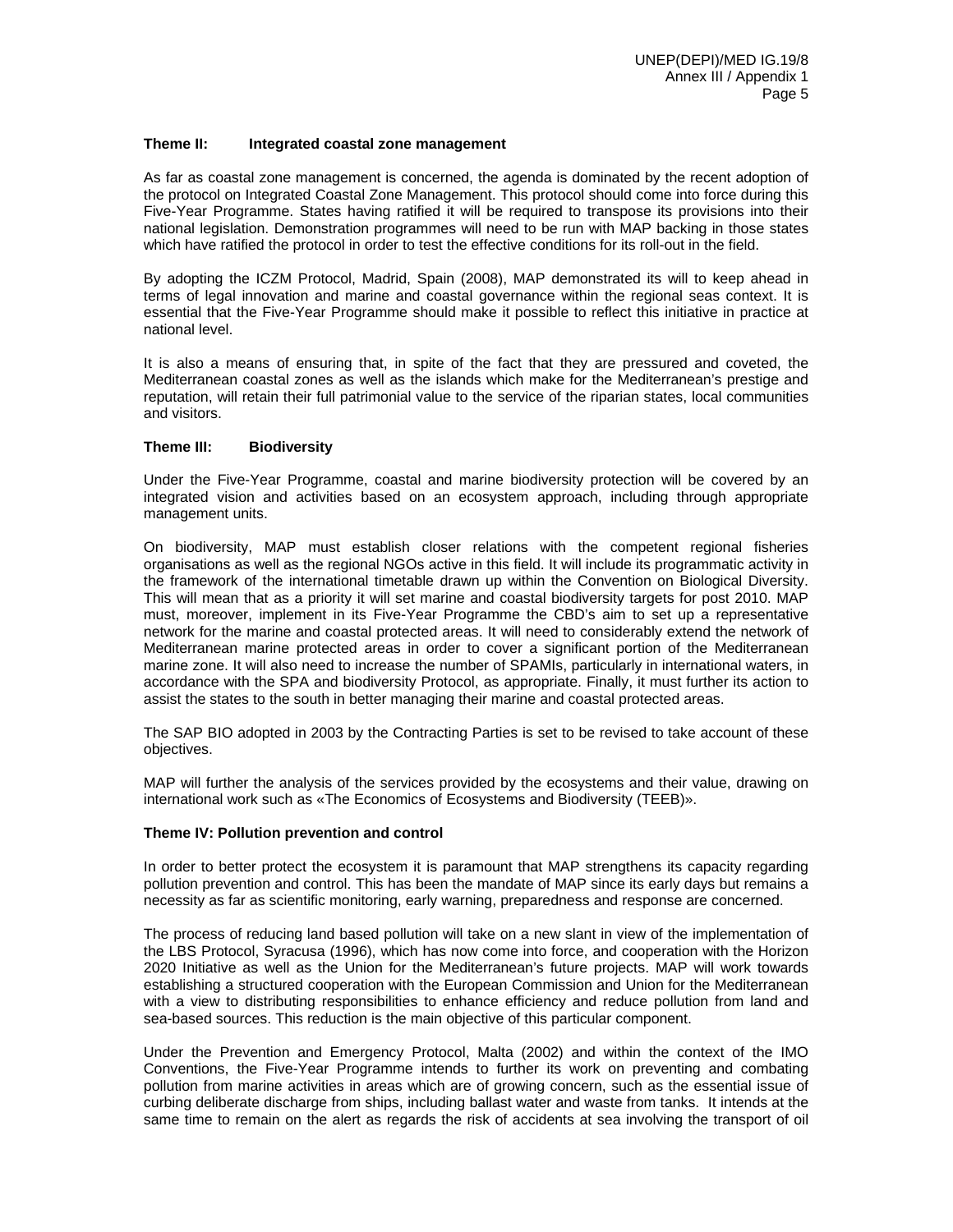**Theme II: Integrated coastal zone management**

As far as coastal zone management is concerned, the agenda is dominated by the recent adoption of the protocol on Integrated Coastal Zone Management. This protocol should come into force during this Five-Year Programme. States having ratified it will be required to transpose its provisions into their national legislation. Demonstration programmes will need to be run with MAP backing in those states which have ratified the protocol in order to test the effective conditions for its roll-out in the field.

By adopting the ICZM Protocol, Madrid, Spain (2008), MAP demonstrated its will to keep ahead in terms of legal innovation and marine and coastal governance within the regional seas context. It is essential that the Five-Year Programme should make it possible to reflect this initiative in practice at national level.

It is also a means of ensuring that, in spite of the fact that they are pressured and coveted, the Mediterranean coastal zones as well as the islands which make for the Mediterranean's prestige and reputation, will retain their full patrimonial value to the service of the riparian states, local communities and visitors.

**Theme III: Biodiversity**

Under the Five-Year Programme, coastal and marine biodiversity protection will be covered by an integrated vision and activities based on an ecosystem approach, including through appropriate management units.

On biodiversity, MAP must establish closer relations with the competent regional fisheries organisations as well as the regional NGOs active in this field. It will include its programmatic activity in the framework of the international timetable drawn up within the Convention on Biological Diversity. This will mean that as a priority it will set marine and coastal biodiversity targets for post 2010. MAP must, moreover, implement in its Five-Year Programme the CBD's aim to set up a representative network for the marine and coastal protected areas. It will need to considerably extend the network of Mediterranean marine protected areas in order to cover a significant portion of the Mediterranean marine zone. It will also need to increase the number of SPAMIs, particularly in international waters, in accordance with the SPA and biodiversity Protocol, as appropriate. Finally, it must further its action to assist the states to the south in better managing their marine and coastal protected areas.

The SAP BIO adopted in 2003 by the Contracting Parties is set to be revised to take account of these objectives.

MAP will further the analysis of the services provided by the ecosystems and their value, drawing on international work such as «The Economics of Ecosystems and Biodiversity (TEEB)».

**Theme IV: Pollution prevention and control**

In order to better protect the ecosystem it is paramount that MAP strengthens its capacity regarding pollution prevention and control. This has been the mandate of MAP since its early days but remains a necessity as far as scientific monitoring, early warning, preparedness and response are concerned.

The process of reducing land based pollution will take on a new slant in view of the implementation of the LBS Protocol, Syracusa (1996), which has now come into force, and cooperation with the Horizon 2020 Initiative as well as the Union for the Mediterranean's future projects. MAP will work towards establishing a structured cooperation with the European Commission and Union for the Mediterranean with a view to distributing responsibilities to enhance efficiency and reduce pollution from land and sea-based sources. This reduction is the main objective of this particular component.

Under the Prevention and Emergency Protocol, Malta (2002) and within the context of the IMO Conventions, the Five-Year Programme intends to further its work on preventing and combating pollution from marine activities in areas which are of growing concern, such as the essential issue of curbing deliberate discharge from ships, including ballast water and waste from tanks. It intends at the same time to remain on the alert as regards the risk of accidents at sea involving the transport of oil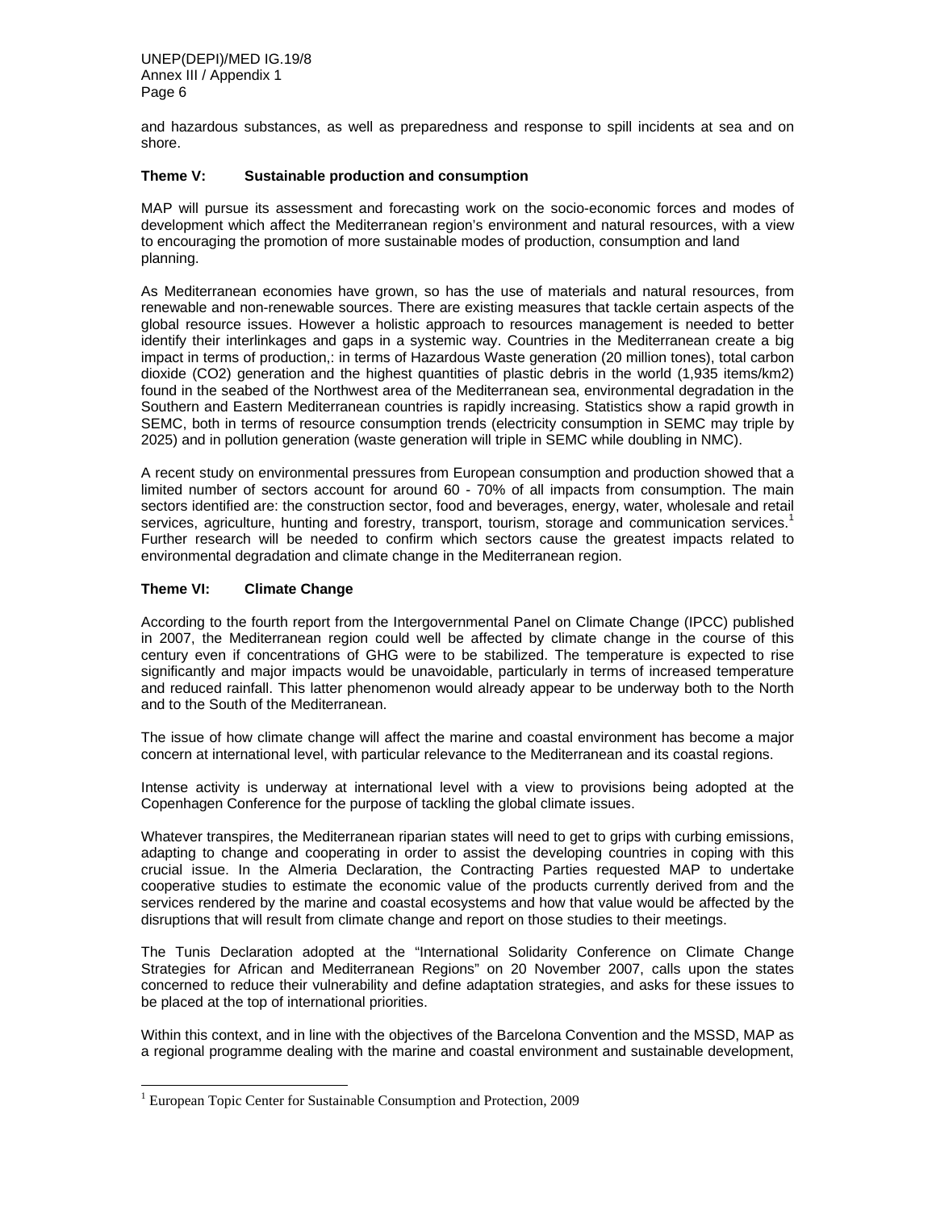and hazardous substances, as well as preparedness and response to spill incidents at sea and on shore.

**Theme V: Sustainable production and consumption**

MAP will pursue its assessment and forecasting work on the socio-economic forces and modes of development which affect the Mediterranean region's environment and natural resources, with a view to encouraging the promotion of more sustainable modes of production, consumption and land planning.

As Mediterranean economies have grown, so has the use of materials and natural resources, from renewable and non-renewable sources. There are existing measures that tackle certain aspects of the global resource issues. However a holistic approach to resources management is needed to better identify their interlinkages and gaps in a systemic way. Countries in the Mediterranean create a big impact in terms of production,: in terms of Hazardous Waste generation (20 million tones), total carbon dioxide ($CO_2$) generation and the highest quantities of plastic debris in the world (1,935 items/km2) found in the seabed of the Northwest area of the Mediterranean sea, environmental degradation in the Southern and Eastern Mediterranean countries is rapidly increasing. Statistics show a rapid growth in SEMC, both in terms of resource consumption trends (electricity consumption in SEMC may triple by 2025) and in pollution generation (waste generation will triple in SEMC while doubling in NMC).

A recent study on environmental pressures from European consumption and production showed that a limited number of sectors account for around 60 - 70% of all impacts from consumption. The main sectors identified are: the construction sector, food and beverages, energy, water, wholesale and retail services, agriculture, hunting and forestry, transport, tourism, storage and communication services.[1] Further research will be needed to confirm which sectors cause the greatest impacts related to environmental degradation and climate change in the Mediterranean region.

**Theme VI: Climate Change**

According to the fourth report from the Intergovernmental Panel on Climate Change (IPCC) published in 2007, the Mediterranean region could well be affected by climate change in the course of this century even if concentrations of GHG were to be stabilized. The temperature is expected to rise significantly and major impacts would be unavoidable, particularly in terms of increased temperature and reduced rainfall. This latter phenomenon would already appear to be underway both to the North and to the South of the Mediterranean.

The issue of how climate change will affect the marine and coastal environment has become a major concern at international level, with particular relevance to the Mediterranean and its coastal regions.

Intense activity is underway at international level with a view to provisions being adopted at the Copenhagen Conference for the purpose of tackling the global climate issues.

Whatever transpires, the Mediterranean riparian states will need to get to grips with curbing emissions, adapting to change and cooperating in order to assist the developing countries in coping with this crucial issue. In the Almeria Declaration, the Contracting Parties requested MAP to undertake cooperative studies to estimate the economic value of the products currently derived from and the services rendered by the marine and coastal ecosystems and how that value would be affected by the disruptions that will result from climate change and report on those studies to their meetings.

The Tunis Declaration adopted at the "International Solidarity Conference on Climate Change Strategies for African and Mediterranean Regions" on 20 November 2007, calls upon the states concerned to reduce their vulnerability and define adaptation strategies, and asks for these issues to be placed at the top of international priorities.

Within this context, and in line with the objectives of the Barcelona Convention and the MSSD, MAP as a regional programme dealing with the marine and coastal environment and sustainable development,

---

[1] European Topic Center for Sustainable Consumption and Protection, 2009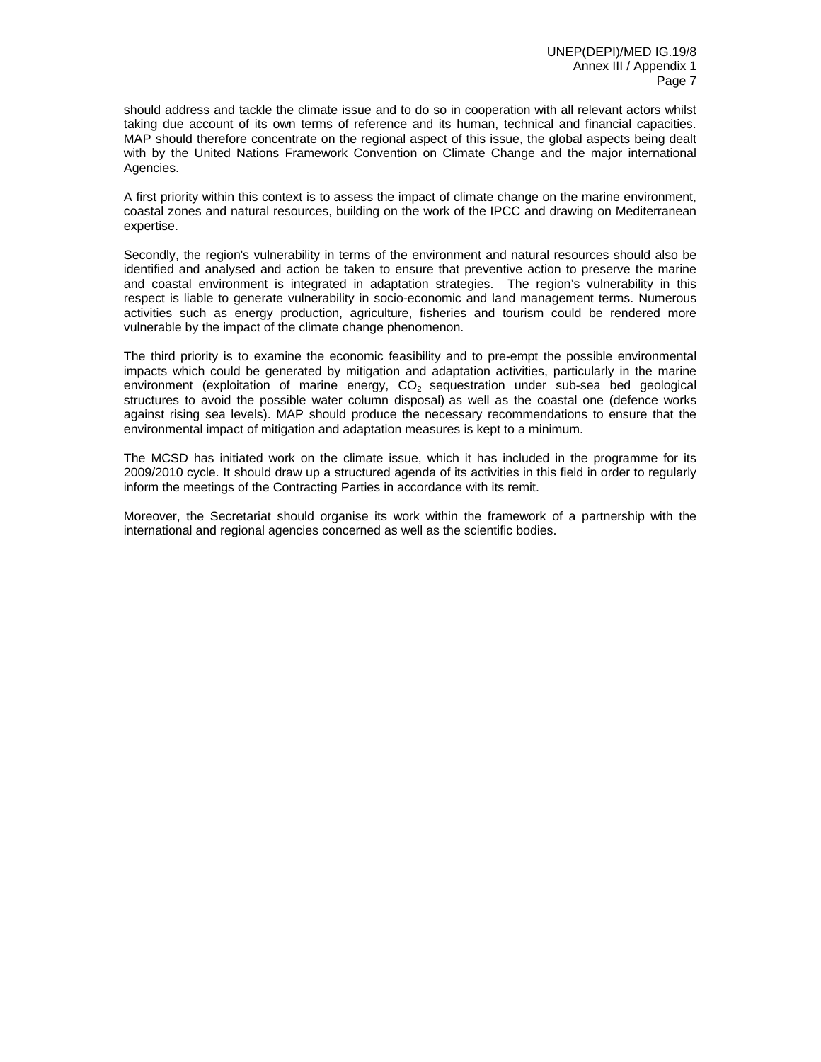should address and tackle the climate issue and to do so in cooperation with all relevant actors whilst taking due account of its own terms of reference and its human, technical and financial capacities. MAP should therefore concentrate on the regional aspect of this issue, the global aspects being dealt with by the United Nations Framework Convention on Climate Change and the major international Agencies.

A first priority within this context is to assess the impact of climate change on the marine environment, coastal zones and natural resources, building on the work of the IPCC and drawing on Mediterranean expertise.

Secondly, the region's vulnerability in terms of the environment and natural resources should also be identified and analysed and action be taken to ensure that preventive action to preserve the marine and coastal environment is integrated in adaptation strategies. The region's vulnerability in this respect is liable to generate vulnerability in socio-economic and land management terms. Numerous activities such as energy production, agriculture, fisheries and tourism could be rendered more vulnerable by the impact of the climate change phenomenon.

The third priority is to examine the economic feasibility and to pre-empt the possible environmental impacts which could be generated by mitigation and adaptation activities, particularly in the marine environment (exploitation of marine energy, $CO_2$ sequestration under sub-sea bed geological structures to avoid the possible water column disposal) as well as the coastal one (defence works against rising sea levels). MAP should produce the necessary recommendations to ensure that the environmental impact of mitigation and adaptation measures is kept to a minimum.

The MCSD has initiated work on the climate issue, which it has included in the programme for its 2009/2010 cycle. It should draw up a structured agenda of its activities in this field in order to regularly inform the meetings of the Contracting Parties in accordance with its remit.

Moreover, the Secretariat should organise its work within the framework of a partnership with the international and regional agencies concerned as well as the scientific bodies.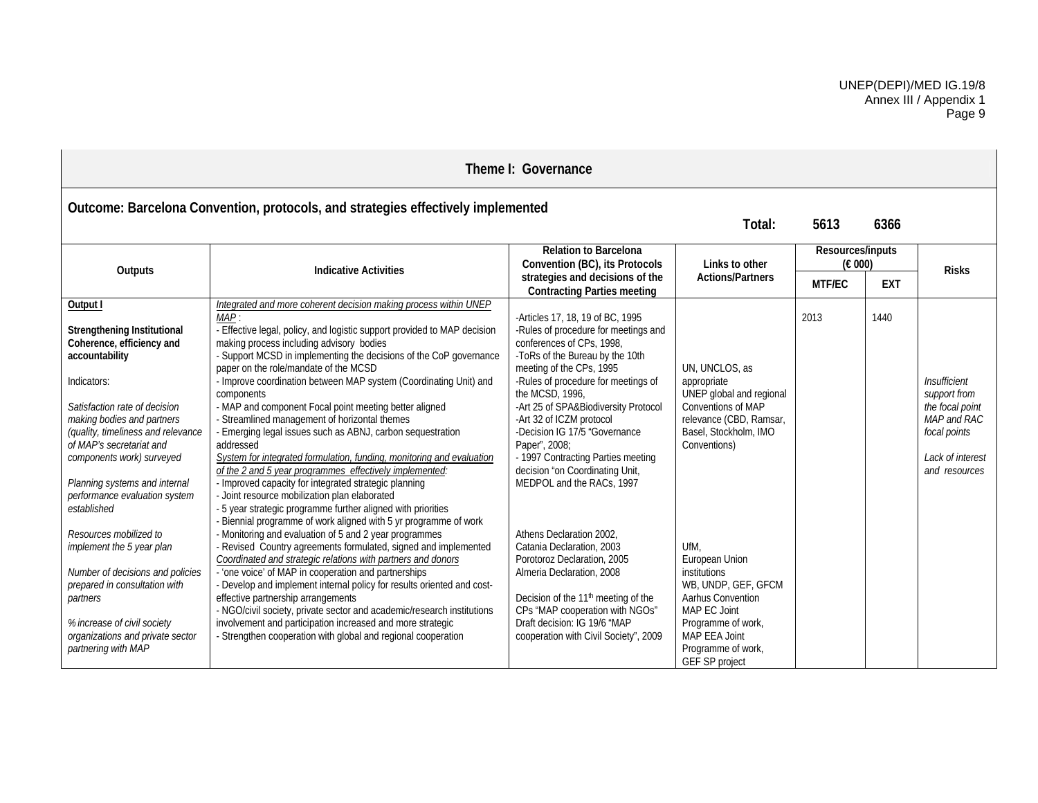## Theme I: Governance

**Outcome: Barcelona Convention, protocols, and strategies effectively implemented**

**Total: 5613 6366**

| Outputs | Indicative Activities | Relation to Barcelona Convention (BC), its Protocols strategies and decisions of the Contracting Parties meeting | Links to other Actions/Partners | Resources/inputs (€ 000) | | Risks |
|---|---|---|---|---|---|---|
| | | | | MTF/EC | EXT | |
| **Output I**<br><br>**Strengthening Institutional Coherence, efficiency and accountability**<br><br>Indicators:<br><br>*Satisfaction rate of decision making bodies and partners (quality, timeliness and relevance of MAP's secretariat and components work) surveyed*<br><br>*Planning systems and internal performance evaluation system established*<br><br>*Resources mobilized to implement the 5 year plan*<br><br>*Number of decisions and policies prepared in consultation with partners*<br><br>*% increase of civil society organizations and private sector partnering with MAP* | *Integrated and more coherent decision making process within UNEP MAP* :<br>- Effective legal, policy, and logistic support provided to MAP decision making process including advisory bodies<br>- Support MCSD in implementing the decisions of the CoP governance paper on the role/mandate of the MCSD<br>- Improve coordination between MAP system (Coordinating Unit) and components<br>- MAP and component Focal point meeting better aligned<br>- Streamlined management of horizontal themes<br>- Emerging legal issues such as ABNJ, carbon sequestration addressed<br>*System for integrated formulation, funding, monitoring and evaluation of the 2 and 5 year programmes effectively implemented:*<br>- Improved capacity for integrated strategic planning<br>- Joint resource mobilization plan elaborated<br>- 5 year strategic programme further aligned with priorities<br>- Biennial programme of work aligned with 5 yr programme of work<br>- Monitoring and evaluation of 5 and 2 year programmes<br>- Revised Country agreements formulated, signed and implemented<br>*Coordinated and strategic relations with partners and donors*<br>- 'one voice' of MAP in cooperation and partnerships<br>- Develop and implement internal policy for results oriented and cost-effective partnership arrangements<br>- NGO/civil society, private sector and academic/research institutions involvement and participation increased and more strategic<br>- Strengthen cooperation with global and regional cooperation | -Articles 17, 18, 19 of BC, 1995<br>-Rules of procedure for meetings and conferences of CPs, 1998,<br>-ToRs of the Bureau by the 10th meeting of the CPs, 1995<br>-Rules of procedure for meetings of the MCSD, 1996,<br>-Art 25 of SPA&Biodiversity Protocol<br>-Art 32 of ICZM protocol<br>-Decision IG 17/5 "Governance Paper", 2008;<br>- 1997 Contracting Parties meeting decision "on Coordinating Unit, MEDPOL and the RACs, 1997<br><br>Athens Declaration 2002,<br>Catania Declaration, 2003<br>Porotoroz Declaration, 2005<br>Almeria Declaration, 2008<br><br>Decision of the 11th meeting of the CPs "MAP cooperation with NGOs"<br>Draft decision: IG 19/6 "MAP cooperation with Civil Society", 2009 | UN, UNCLOS, as appropriate<br>UNEP global and regional Conventions of MAP relevance (CBD, Ramsar, Basel, Stockholm, IMO Conventions)<br><br>UfM,<br>European Union institutions<br>WB, UNDP, GEF, GFCM<br>Aarhus Convention<br>MAP EC Joint Programme of work,<br>MAP EEA Joint Programme of work,<br>GEF SP project | 2013 | 1440 | *Insufficient support from the focal point MAP and RAC focal points*<br><br>*Lack of interest and resources* |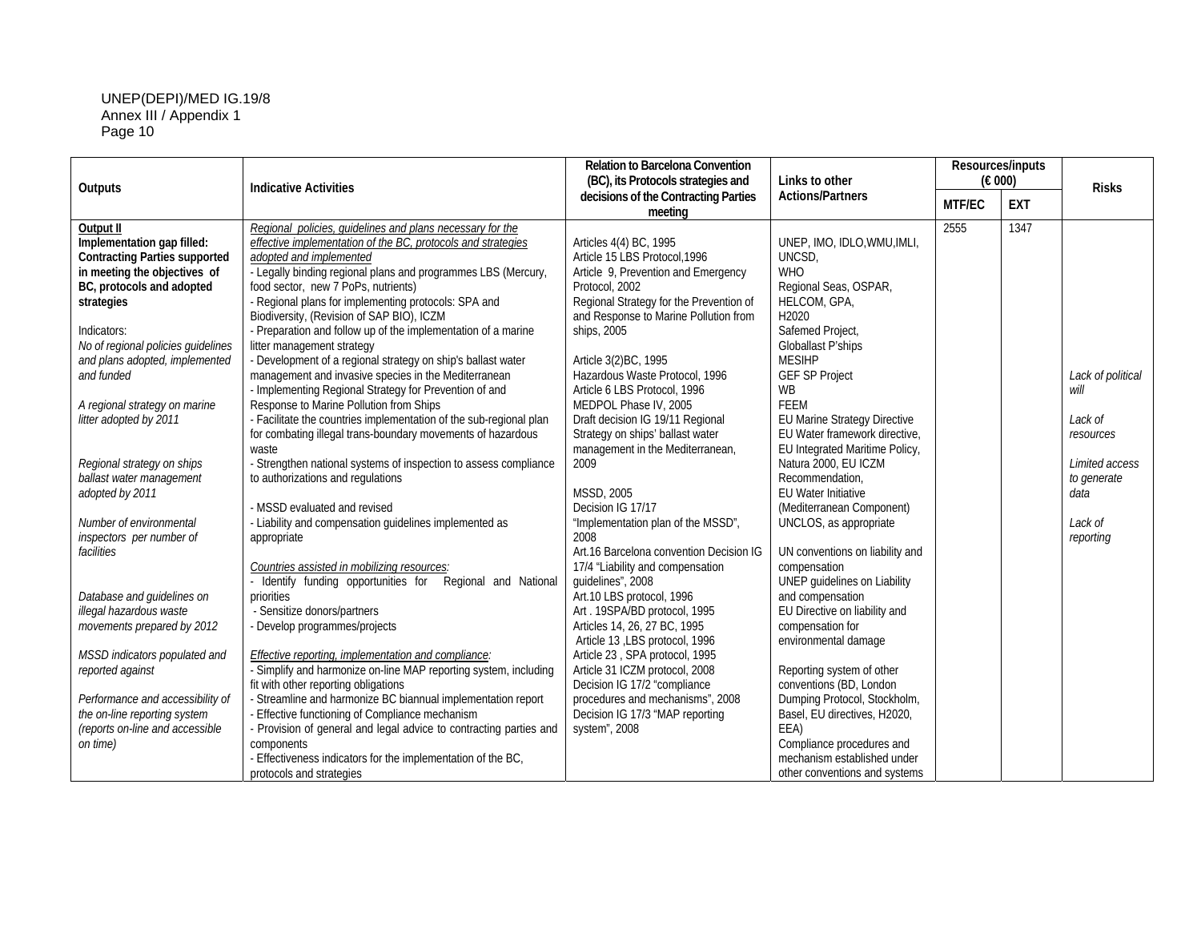| Outputs | Indicative Activities | Relation to Barcelona Convention (BC), its Protocols strategies and decisions of the Contracting Parties meeting | Links to other Actions/Partners | Resources/inputs (€ 000) | | Risks |
|---|---|---|---|---|---|---|
| | | | | MTF/EC | EXT | |
| **Output II**<br>**Implementation gap filled: Contracting Parties supported in meeting the objectives of BC, protocols and adopted strategies**<br><br>Indicators:<br>*No of regional policies guidelines and plans adopted, implemented and funded*<br><br>*A regional strategy on marine litter adopted by 2011*<br><br>*Regional strategy on ships ballast water management adopted by 2011*<br><br>*Number of environmental inspectors per number of facilities*<br><br>*Database and guidelines on illegal hazardous waste movements prepared by 2012*<br><br>*MSSD indicators populated and reported against*<br><br>*Performance and accessibility of the on-line reporting system (reports on-line and accessible on time)* | *Regional policies, guidelines and plans necessary for the effective implementation of the BC, protocols and strategies adopted and implemented*<br>- Legally binding regional plans and programmes LBS (Mercury, food sector, new 7 PoPs, nutrients)<br>- Regional plans for implementing protocols: SPA and Biodiversity, (Revision of SAP BIO), ICZM<br>- Preparation and follow up of the implementation of a marine litter management strategy<br>- Development of a regional strategy on ship's ballast water management and invasive species in the Mediterranean<br>- Implementing Regional Strategy for Prevention of and Response to Marine Pollution from Ships<br>- Facilitate the countries implementation of the sub-regional plan for combating illegal trans-boundary movements of hazardous waste<br>- Strengthen national systems of inspection to assess compliance to authorizations and regulations<br><br>- MSSD evaluated and revised<br>- Liability and compensation guidelines implemented as appropriate<br><br>*Countries assisted in mobilizing resources:*<br>- Identify funding opportunities for Regional and National priorities<br>- Sensitize donors/partners<br>- Develop programmes/projects<br><br>*Effective reporting, implementation and compliance:*<br>- Simplify and harmonize on-line MAP reporting system, including fit with other reporting obligations<br>- Streamline and harmonize BC biannual implementation report<br>- Effective functioning of Compliance mechanism<br>- Provision of general and legal advice to contracting parties and components<br>- Effectiveness indicators for the implementation of the BC, protocols and strategies | Articles 4(4) BC, 1995<br>Article 15 LBS Protocol,1996<br>Article 9, Prevention and Emergency Protocol, 2002<br>Regional Strategy for the Prevention of and Response to Marine Pollution from ships, 2005<br><br>Article 3(2)BC, 1995<br>Hazardous Waste Protocol, 1996<br>Article 6 LBS Protocol, 1996<br>MEDPOL Phase IV, 2005<br>Draft decision IG 19/11 Regional Strategy on ships' ballast water management in the Mediterranean, 2009<br><br>MSSD, 2005<br>Decision IG 17/17 "Implementation plan of the MSSD", 2008<br>Art.16 Barcelona convention Decision IG 17/4 "Liability and compensation guidelines", 2008<br>Art.10 LBS protocol, 1996<br>Art . 19SPA/BD protocol, 1995<br>Articles 14, 26, 27 BC, 1995<br>Article 13 ,LBS protocol, 1996<br>Article 23 , SPA protocol, 1995<br>Article 31 ICZM protocol, 2008<br>Decision IG 17/2 "compliance procedures and mechanisms", 2008<br>Decision IG 17/3 "MAP reporting system", 2008 | UNEP, IMO, IDLO,WMU,IMLI, UNCSD,<br>WHO<br>Regional Seas, OSPAR, HELCOM, GPA,<br>H2020<br>Safemed Project,<br>Globallast P'ships<br>MESIHP<br>GEF SP Project<br>WB<br>FEEM<br>EU Marine Strategy Directive<br>EU Water framework directive,<br>EU Integrated Maritime Policy, Natura 2000, EU ICZM Recommendation,<br>EU Water Initiative (Mediterranean Component)<br>UNCLOS, as appropriate<br><br>UN conventions on liability and compensation<br>UNEP guidelines on Liability and compensation<br>EU Directive on liability and compensation for environmental damage<br><br>Reporting system of other conventions (BD, London Dumping Protocol, Stockholm, Basel, EU directives, H2020, EEA)<br>Compliance procedures and mechanism established under other conventions and systems | 2555 | 1347 | *Lack of political will*<br><br>*Lack of resources*<br><br>*Limited access to generate data*<br><br>*Lack of reporting* |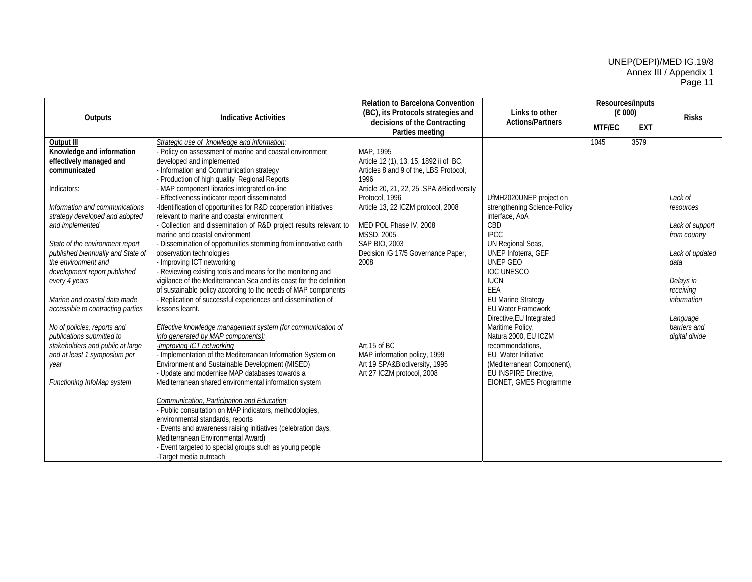| Outputs | Indicative Activities | Relation to Barcelona Convention (BC), its Protocols strategies and decisions of the Contracting Parties meeting | Links to other Actions/Partners | Resources/inputs (€ 000) | | Risks |
|---|---|---|---|---|---|---|
| | | | | MTF/EC | EXT | |
| **Output III**<br>**Knowledge and information effectively managed and communicated**<br><br>Indicators:<br><br>*Information and communications strategy developed and adopted and implemented*<br><br>*State of the environment report published biennually and State of the environment and development report published every 4 years*<br><br>*Marine and coastal data made accessible to contracting parties*<br><br>*No of policies, reports and publications submitted to stakeholders and public at large and at least 1 symposium per year*<br><br>*Functioning InfoMap system* | *Strategic use of knowledge and information:*<br>- Policy on assessment of marine and coastal environment developed and implemented<br>- Information and Communication strategy<br>- Production of high quality Regional Reports<br>- MAP component libraries integrated on-line<br>- Effectiveness indicator report disseminated<br>-Identification of opportunities for R&D cooperation initiatives relevant to marine and coastal environment<br>- Collection and dissemination of R&D project results relevant to marine and coastal environment<br>- Dissemination of opportunities stemming from innovative earth observation technologies<br>- Improving ICT networking<br>- Reviewing existing tools and means for the monitoring and vigilance of the Mediterranean Sea and its coast for the definition of sustainable policy according to the needs of MAP components<br>- Replication of successful experiences and dissemination of lessons learnt.<br><br>*Effective knowledge management system (for communication of info generated by MAP components):*<br>*-Improving ICT networking*<br>- Implementation of the Mediterranean Information System on Environment and Sustainable Development (MISED)<br>- Update and modernise MAP databases towards a Mediterranean shared environmental information system<br><br>*Communication, Participation and Education:*<br>- Public consultation on MAP indicators, methodologies, environmental standards, reports<br>- Events and awareness raising initiatives (celebration days, Mediterranean Environmental Award)<br>- Event targeted to special groups such as young people<br>-Target media outreach | MAP, 1995<br>Article 12 (1), 13, 15, 1892 ii of BC,<br>Articles 8 and 9 of the, LBS Protocol, 1996<br>Article 20, 21, 22, 25 ,SPA &Biodiversity Protocol, 1996<br>Article 13, 22 ICZM protocol, 2008<br><br>MED POL Phase IV, 2008<br>MSSD, 2005<br>SAP BIO, 2003<br>Decision IG 17/5 Governance Paper, 2008<br><br><br><br><br><br><br>Art.15 of BC<br>MAP information policy, 1999<br>Art 19 SPA&Biodiversity, 1995<br>Art 27 ICZM protocol, 2008 | UfMH2020UNEP project on strengthening Science-Policy interface, AoA<br>CBD<br>IPCC<br>UN Regional Seas,<br>UNEP Infoterra, GEF<br>UNEP GEO<br>IOC UNESCO<br>IUCN<br>EEA<br>EU Marine Strategy<br>EU Water Framework Directive,EU Integrated Maritime Policy,<br>Natura 2000, EU ICZM recommendations,<br>EU Water Initiative (Mediterranean Component),<br>EU INSPIRE Directive,<br>EIONET, GMES Programme | 1045 | 3579 | *Lack of resources*<br><br>*Lack of support from country*<br><br>*Lack of updated data*<br><br>*Delays in receiving information*<br><br>*Language barriers and digital divide* |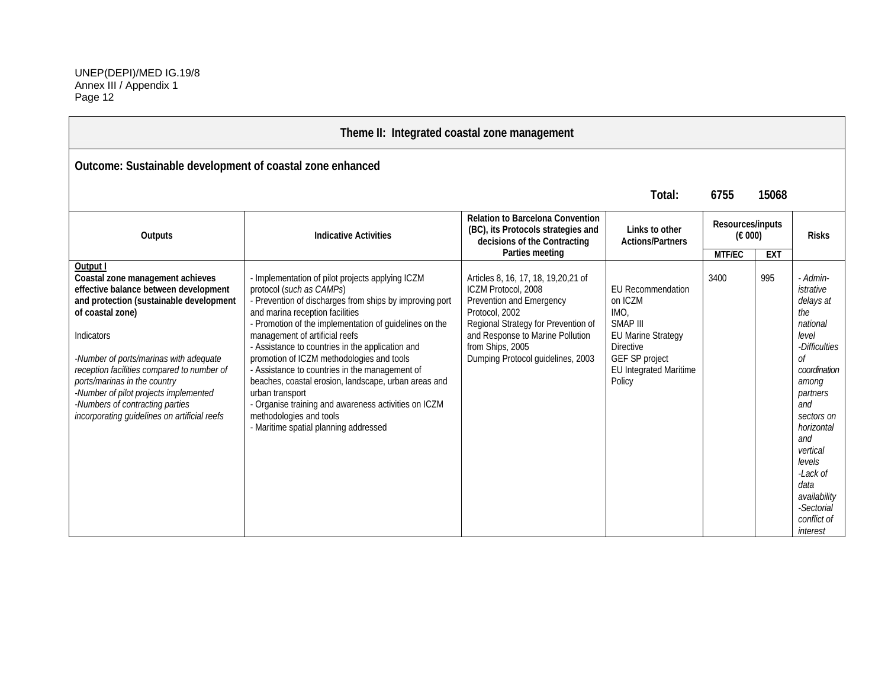| Theme II: Integrated coastal zone management | | | | | | |
|---|---|---|---|---|---|---|
| **Outcome: Sustainable development of coastal zone enhanced** | | | | | | |
| | | | **Total:** | **6755** | **15068** | |
| **Outputs** | **Indicative Activities** | **Relation to Barcelona Convention (BC), its Protocols strategies and decisions of the Contracting Parties meeting** | **Links to other Actions/Partners** | **Resources/inputs (€ 000)** | | **Risks** |
| | | | | **MTF/EC** | **EXT** | |
| **Output I**<br>**Coastal zone management achieves effective balance between development and protection (sustainable development of coastal zone)**<br><br>Indicators<br><br>*-Number of ports/marinas with adequate reception facilities compared to number of ports/marinas in the country*<br>*-Number of pilot projects implemented*<br>*-Numbers of contracting parties incorporating guidelines on artificial reefs* | - Implementation of pilot projects applying ICZM protocol (*such as CAMPs*)<br>- Prevention of discharges from ships by improving port and marina reception facilities<br>- Promotion of the implementation of guidelines on the management of artificial reefs<br>- Assistance to countries in the application and promotion of ICZM methodologies and tools<br>- Assistance to countries in the management of beaches, coastal erosion, landscape, urban areas and urban transport<br>- Organise training and awareness activities on ICZM methodologies and tools<br>- Maritime spatial planning addressed | Articles 8, 16, 17, 18, 19,20,21 of ICZM Protocol, 2008<br>Prevention and Emergency Protocol, 2002<br>Regional Strategy for Prevention of and Response to Marine Pollution from Ships, 2005<br>Dumping Protocol guidelines, 2003 | EU Recommendation on ICZM<br>IMO,<br>SMAP III<br>EU Marine Strategy Directive<br>GEF SP project<br>EU Integrated Maritime Policy | 3400 | 995 | *- Administrative delays at the national level*<br>*-Difficulties of coordination among partners and sectors on horizontal and vertical levels*<br>*-Lack of data availability*<br>*-Sectorial conflict of interest* |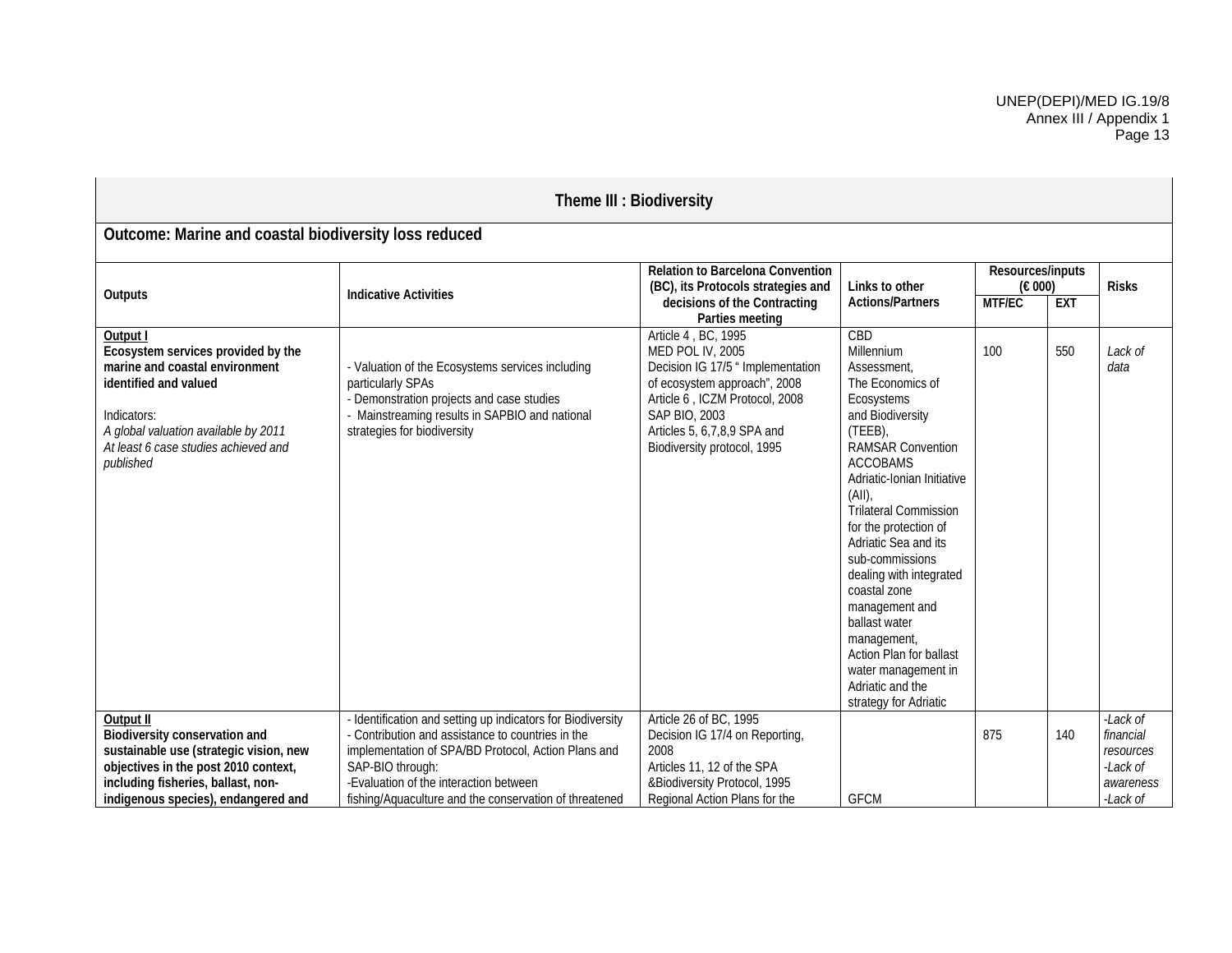| **Theme III : Biodiversity** | | | | | | |
|---|---|---|---|---|---|---|
| **Outcome: Marine and coastal biodiversity loss reduced** | | | | | | |
| **Outputs** | **Indicative Activities** | **Relation to Barcelona Convention (BC), its Protocols strategies and decisions of the Contracting Parties meeting** | **Links to other Actions/Partners** | **Resources/inputs (€ 000)** | | **Risks** |
| | | | | **MTF/EC** | **EXT** | |
| **Output I**<br>**Ecosystem services provided by the marine and coastal environment identified and valued**<br><br>Indicators:<br>*A global valuation available by 2011*<br>*At least 6 case studies achieved and published* | - Valuation of the Ecosystems services including particularly SPAs<br>- Demonstration projects and case studies<br>- Mainstreaming results in SAPBIO and national strategies for biodiversity | Article 4 , BC, 1995<br>MED POL IV, 2005<br>Decision IG 17/5 " Implementation of ecosystem approach", 2008<br>Article 6 , ICZM Protocol, 2008<br>SAP BIO, 2003<br>Articles 5, 6,7,8,9 SPA and Biodiversity protocol, 1995 | CBD<br>Millennium Assessment,<br>The Economics of Ecosystems and Biodiversity (TEEB),<br>RAMSAR Convention<br>ACCOBAMS<br>Adriatic-Ionian Initiative (AII),<br>Trilateral Commission for the protection of Adriatic Sea and its sub-commissions dealing with integrated coastal zone management and ballast water management,<br>Action Plan for ballast water management in Adriatic and the strategy for Adriatic | 100 | 550 | *Lack of data* |
| **Output II**<br>**Biodiversity conservation and sustainable use (strategic vision, new objectives in the post 2010 context, including fisheries, ballast, non-indigenous species), endangered and** | - Identification and setting up indicators for Biodiversity<br>- Contribution and assistance to countries in the implementation of SPA/BD Protocol, Action Plans and SAP-BIO through:<br>-Evaluation of the interaction between fishing/Aquaculture and the conservation of threatened | Article 26 of BC, 1995<br>Decision IG 17/4 on Reporting, 2008<br>Articles 11, 12 of the SPA &Biodiversity Protocol, 1995<br>Regional Action Plans for the | GFCM | 875 | 140 | *-Lack of financial resources*<br>*-Lack of awareness*<br>*-Lack of* |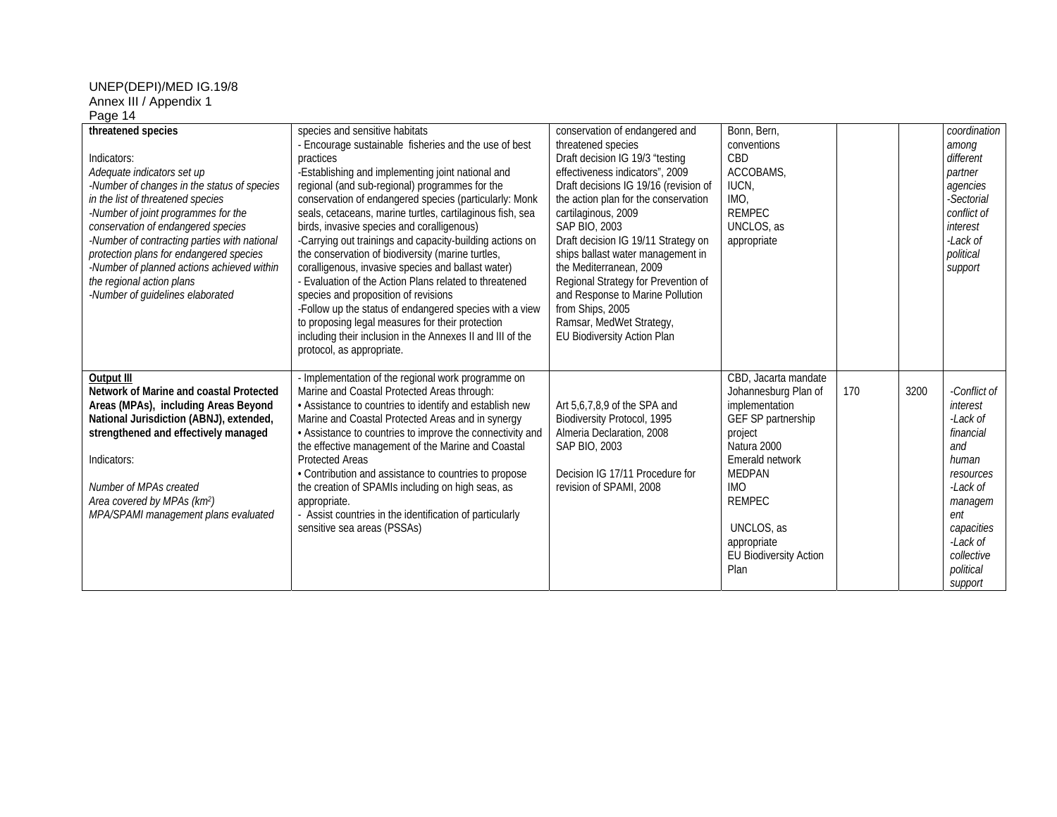| | | | | | | |
|---|---|---|---|---|---|---|
| **threatened species**<br><br>Indicators:<br>*Adequate indicators set up*<br>*-Number of changes in the status of species in the list of threatened species*<br>*-Number of joint programmes for the conservation of endangered species*<br>*-Number of contracting parties with national protection plans for endangered species*<br>*-Number of planned actions achieved within the regional action plans*<br>*-Number of guidelines elaborated* | species and sensitive habitats<br>- Encourage sustainable fisheries and the use of best practices<br>-Establishing and implementing joint national and regional (and sub-regional) programmes for the conservation of endangered species (particularly: Monk seals, cetaceans, marine turtles, cartilaginous fish, sea birds, invasive species and coralligenous)<br>-Carrying out trainings and capacity-building actions on the conservation of biodiversity (marine turtles, coralligenous, invasive species and ballast water)<br>- Evaluation of the Action Plans related to threatened species and proposition of revisions<br>-Follow up the status of endangered species with a view to proposing legal measures for their protection including their inclusion in the Annexes II and III of the protocol, as appropriate. | conservation of endangered and threatened species<br>Draft decision IG 19/3 "testing effectiveness indicators", 2009<br>Draft decisions IG 19/16 (revision of the action plan for the conservation cartilaginous, 2009<br>SAP BIO, 2003<br>Draft decision IG 19/11 Strategy on ships ballast water management in the Mediterranean, 2009<br>Regional Strategy for Prevention of and Response to Marine Pollution from Ships, 2005<br>Ramsar, MedWet Strategy,<br>EU Biodiversity Action Plan | Bonn, Bern, conventions<br>CBD<br>ACCOBAMS,<br>IUCN,<br>IMO,<br>REMPEC<br>UNCLOS, as appropriate | | | *coordination among different partner agencies*<br>*-Sectorial conflict of interest*<br>*-Lack of political support* |
| <u>**Output III**</u><br>**Network of Marine and coastal Protected Areas (MPAs), including Areas Beyond National Jurisdiction (ABNJ), extended, strengthened and effectively managed**<br><br>Indicators:<br><br>*Number of MPAs created*<br>*Area covered by MPAs (km²)*<br>*MPA/SPAMI management plans evaluated* | - Implementation of the regional work programme on Marine and Coastal Protected Areas through:<br>• Assistance to countries to identify and establish new Marine and Coastal Protected Areas and in synergy<br>• Assistance to countries to improve the connectivity and the effective management of the Marine and Coastal Protected Areas<br>• Contribution and assistance to countries to propose the creation of SPAMIs including on high seas, as appropriate.<br>- Assist countries in the identification of particularly sensitive sea areas (PSSAs) | Art 5,6,7,8,9 of the SPA and Biodiversity Protocol, 1995<br>Almeria Declaration, 2008<br>SAP BIO, 2003<br><br>Decision IG 17/11 Procedure for revision of SPAMI, 2008 | CBD, Jacarta mandate<br>Johannesburg Plan of implementation<br>GEF SP partnership project<br>Natura 2000<br>Emerald network<br>MEDPAN<br>IMO<br>REMPEC<br><br>UNCLOS, as appropriate<br>EU Biodiversity Action Plan | 170 | 3200 | *-Conflict of interest*<br>*-Lack of financial and human resources*<br>*-Lack of managem ent capacities*<br>*-Lack of collective political support* |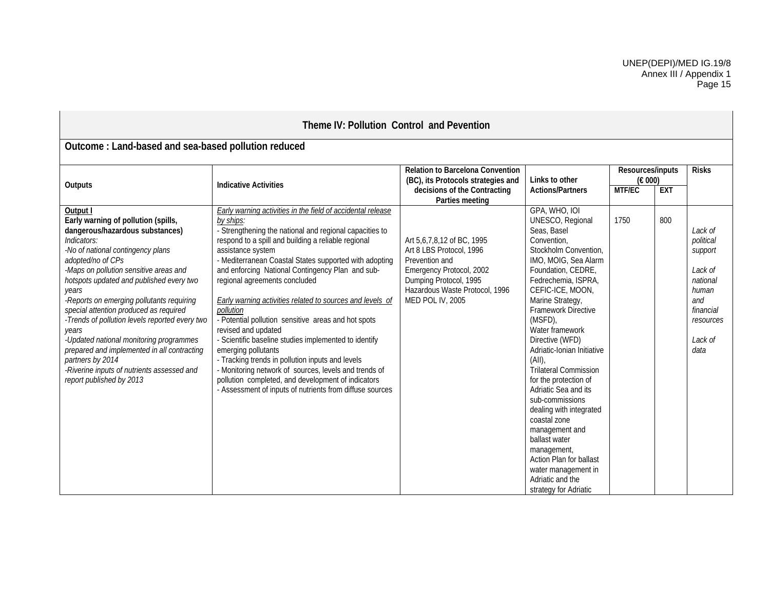| Theme IV: Pollution Control and Pevention | | | | | | |
|---|---|---|---|---|---|---|
| **Outcome : Land-based and sea-based pollution reduced** | | | | | | |
| **Outputs** | **Indicative Activities** | **Relation to Barcelona Convention (BC), its Protocols strategies and decisions of the Contracting Parties meeting** | **Links to other Actions/Partners** | **Resources/inputs (€ 000)** | | **Risks** |
| | | | | **MTF/EC** | **EXT** | |
| **Output I**<br>**Early warning of pollution (spills, dangerous/hazardous substances)**<br>*Indicators:*<br>*-No of national contingency plans adopted/no of CPs*<br>*-Maps on pollution sensitive areas and hotspots updated and published every two years*<br>*-Reports on emerging pollutants requiring special attention produced as required*<br>*-Trends of pollution levels reported every two years*<br>*-Updated national monitoring programmes prepared and implemented in all contracting partners by 2014*<br>*-Riverine inputs of nutrients assessed and report published by 2013* | *Early warning activities in the field of accidental release by ships:*<br>- Strengthening the national and regional capacities to respond to a spill and building a reliable regional assistance system<br>- Mediterranean Coastal States supported with adopting and enforcing National Contingency Plan and sub-regional agreements concluded<br><br>*Early warning activities related to sources and levels of pollution*<br>- Potential pollution sensitive areas and hot spots revised and updated<br>- Scientific baseline studies implemented to identify emerging pollutants<br>- Tracking trends in pollution inputs and levels<br>- Monitoring network of sources, levels and trends of pollution completed, and development of indicators<br>- Assessment of inputs of nutrients from diffuse sources | Art 5,6,7,8,12 of BC, 1995<br>Art 8 LBS Protocol, 1996<br>Prevention and Emergency Protocol, 2002<br>Dumping Protocol, 1995<br>Hazardous Waste Protocol, 1996<br>MED POL IV, 2005 | GPA, WHO, IOI UNESCO, Regional Seas, Basel Convention, Stockholm Convention, IMO, MOIG, Sea Alarm Foundation, CEDRE, Fedrechemia, ISPRA, CEFIC-ICE, MOON, Marine Strategy, Framework Directive (MSFD), Water framework Directive (WFD) Adriatic-Ionian Initiative (AII), Trilateral Commission for the protection of Adriatic Sea and its sub-commissions dealing with integrated coastal zone management and ballast water management, Action Plan for ballast water management in Adriatic and the strategy for Adriatic | 1750 | 800 | *Lack of political support*<br><br>*Lack of national human and financial resources*<br><br>*Lack of data* |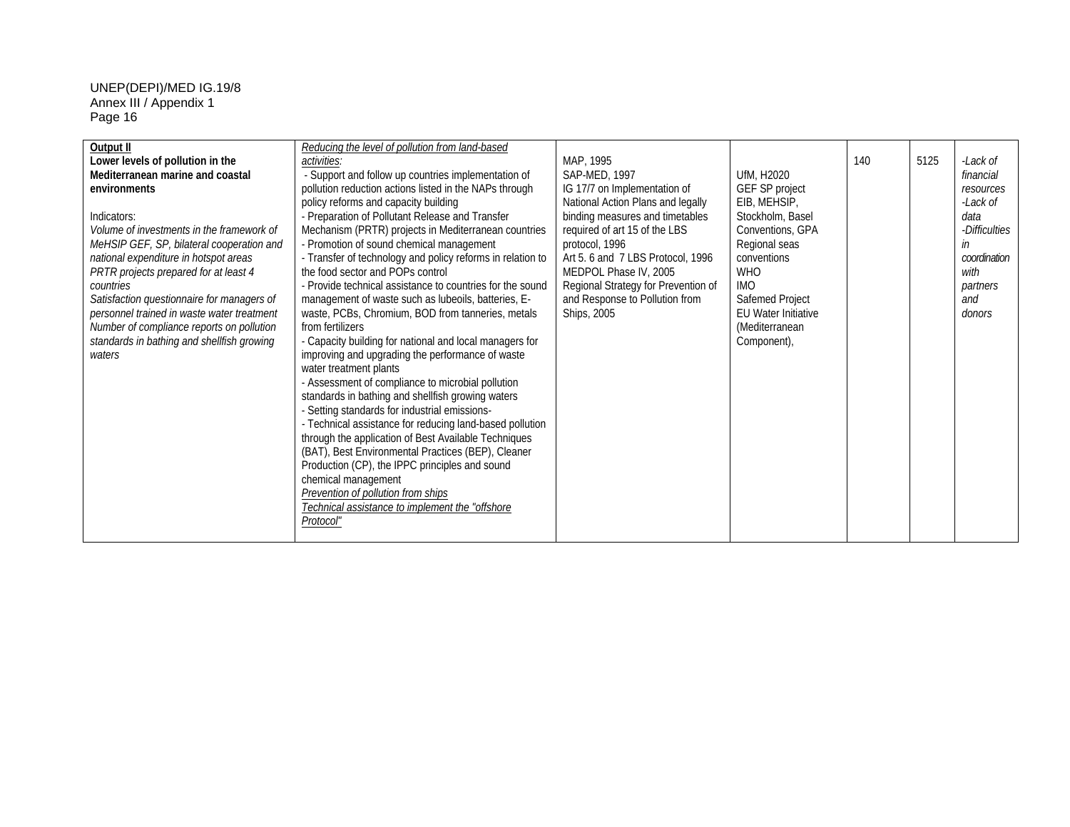| **Output II**<br>**Lower levels of pollution in the Mediterranean marine and coastal environments**<br><br>Indicators:<br>*Volume of investments in the framework of MeHSIP GEF, SP, bilateral cooperation and national expenditure in hotspot areas*<br>*PRTR projects prepared for at least 4 countries*<br>*Satisfaction questionnaire for managers of personnel trained in waste water treatment*<br>*Number of compliance reports on pollution standards in bathing and shellfish growing waters* | *Reducing the level of pollution from land-based activities:*<br>- Support and follow up countries implementation of pollution reduction actions listed in the NAPs through policy reforms and capacity building<br>- Preparation of Pollutant Release and Transfer Mechanism (PRTR) projects in Mediterranean countries<br>- Promotion of sound chemical management<br>- Transfer of technology and policy reforms in relation to the food sector and POPs control<br>- Provide technical assistance to countries for the sound management of waste such as lubeoils, batteries, E-waste, PCBs, Chromium, BOD from tanneries, metals from fertilizers<br>- Capacity building for national and local managers for improving and upgrading the performance of waste water treatment plants<br>- Assessment of compliance to microbial pollution standards in bathing and shellfish growing waters<br>- Setting standards for industrial emissions-<br>- Technical assistance for reducing land-based pollution through the application of Best Available Techniques (BAT), Best Environmental Practices (BEP), Cleaner Production (CP), the IPPC principles and sound chemical management<br>*Prevention of pollution from ships*<br>*Technical assistance to implement the "offshore Protocol"* | MAP, 1995<br>SAP-MED, 1997<br>IG 17/7 on Implementation of National Action Plans and legally binding measures and timetables required of art 15 of the LBS protocol, 1996<br>Art 5. 6 and 7 LBS Protocol, 1996<br>MEDPOL Phase IV, 2005<br>Regional Strategy for Prevention of and Response to Pollution from Ships, 2005 | UfM, H2020<br>GEF SP project<br>EIB, MEHSIP,<br>Stockholm, Basel Conventions, GPA<br>Regional seas conventions<br>WHO<br>IMO<br>Safemed Project<br>EU Water Initiative (Mediterranean Component), | 140 | 5125 | *-Lack of financial resources*<br>*-Lack of data*<br>*-Difficulties in coordination with partners and donors* |
|---|---|---|---|---|---|---|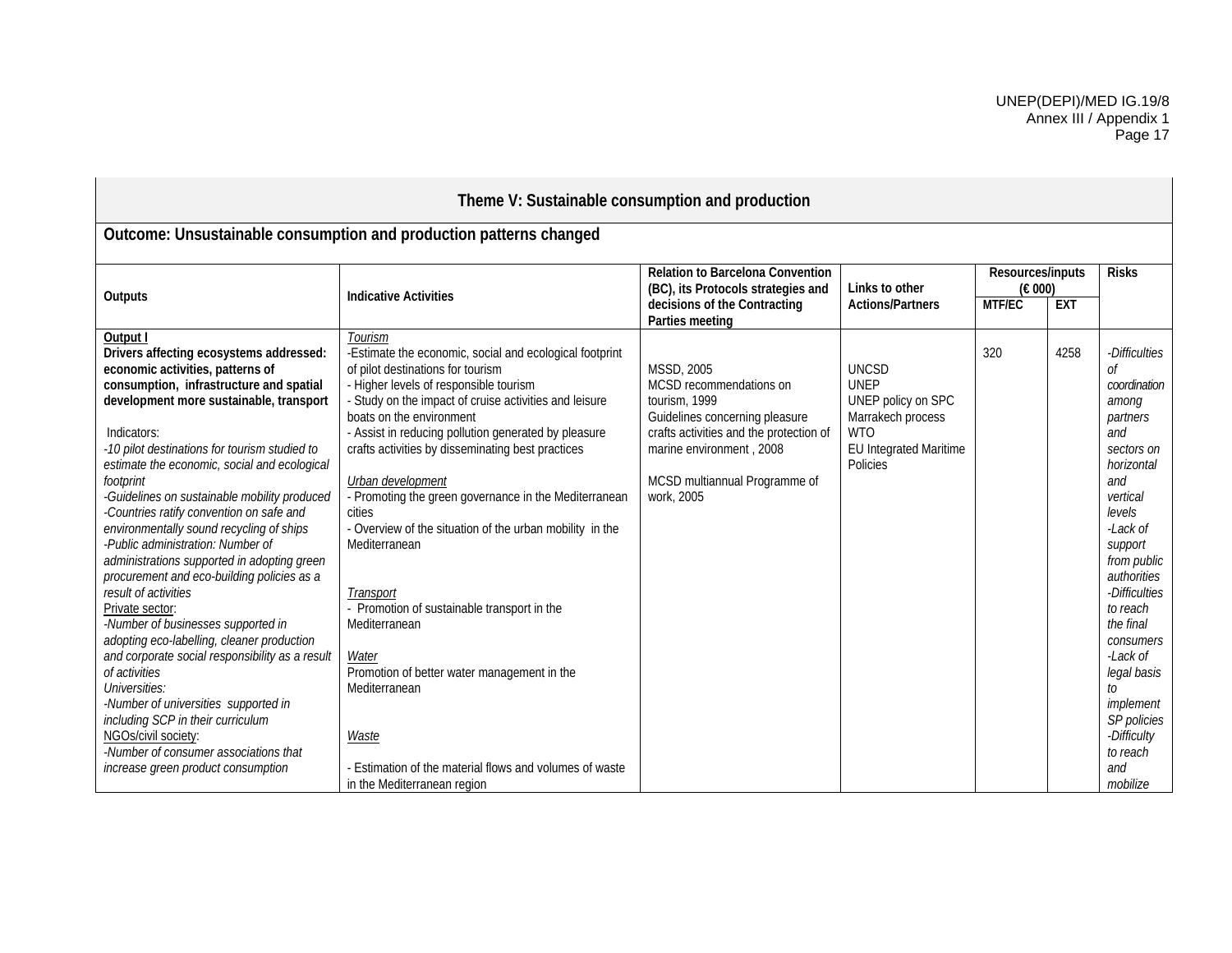| Theme V: Sustainable consumption and production | | | | | | |
|---|---|---|---|---|---|---|
| **Outcome: Unsustainable consumption and production patterns changed** | | | | | | |
| **Outputs** | **Indicative Activities** | **Relation to Barcelona Convention (BC), its Protocols strategies and decisions of the Contracting Parties meeting** | **Links to other Actions/Partners** | **Resources/inputs (€ 000)** | | **Risks** |
| | | | | **MTF/EC** | **EXT** | |
| <u>**Output I**</u><br>**Drivers affecting ecosystems addressed: economic activities, patterns of consumption, infrastructure and spatial development more sustainable, transport**<br><br>Indicators:<br>*-10 pilot destinations for tourism studied to estimate the economic, social and ecological footprint*<br>*-Guidelines on sustainable mobility produced*<br>*-Countries ratify convention on safe and environmentally sound recycling of ships*<br>*-Public administration: Number of administrations supported in adopting green procurement and eco-building policies as a result of activities*<br><u>Private sector</u>:<br>*-Number of businesses supported in adopting eco-labelling, cleaner production and corporate social responsibility as a result of activities*<br>*Universities:*<br>*-Number of universities supported in including SCP in their curriculum*<br><u>NGOs/civil society</u>:<br>*-Number of consumer associations that increase green product consumption* | <u>*Tourism*</u><br>-Estimate the economic, social and ecological footprint of pilot destinations for tourism<br>- Higher levels of responsible tourism<br>- Study on the impact of cruise activities and leisure boats on the environment<br>- Assist in reducing pollution generated by pleasure crafts activities by disseminating best practices<br><br><u>*Urban development*</u><br>- Promoting the green governance in the Mediterranean cities<br>- Overview of the situation of the urban mobility in the Mediterranean<br><br><u>*Transport*</u><br>- Promotion of sustainable transport in the Mediterranean<br><br><u>*Water*</u><br>Promotion of better water management in the Mediterranean<br><br><u>*Waste*</u><br><br>- Estimation of the material flows and volumes of waste in the Mediterranean region | MSSD, 2005<br>MCSD recommendations on tourism, 1999<br>Guidelines concerning pleasure crafts activities and the protection of marine environment , 2008<br><br>MCSD multiannual Programme of work, 2005 | UNCSD<br>UNEP<br>UNEP policy on SPC<br>Marrakech process<br>WTO<br>EU Integrated Maritime Policies | 320 | 4258 | *-Difficulties of coordination among partners and sectors on horizontal and vertical levels*<br>*-Lack of support from public authorities*<br>*-Difficulties to reach the final consumers*<br>*-Lack of legal basis to implement SP policies*<br>*-Difficulty to reach and mobilize* |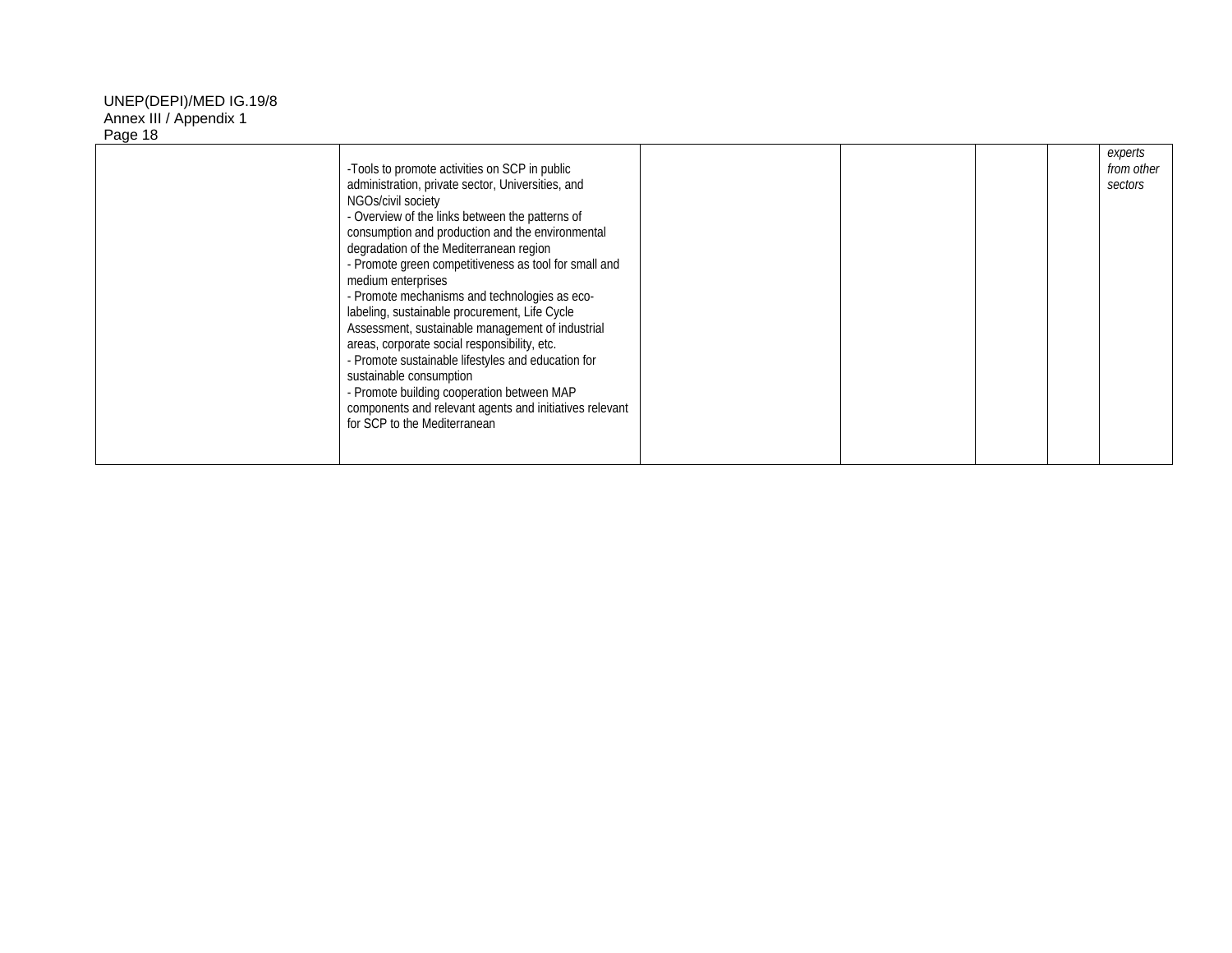| | | | | | | |
|---|---|---|---|---|---|---|
| | -Tools to promote activities on SCP in public administration, private sector, Universities, and NGOs/civil society<br>- Overview of the links between the patterns of consumption and production and the environmental degradation of the Mediterranean region<br>- Promote green competitiveness as tool for small and medium enterprises<br>- Promote mechanisms and technologies as eco-labeling, sustainable procurement, Life Cycle Assessment, sustainable management of industrial areas, corporate social responsibility, etc.<br>- Promote sustainable lifestyles and education for sustainable consumption<br>- Promote building cooperation between MAP components and relevant agents and initiatives relevant for SCP to the Mediterranean | | | | | *experts from other sectors* |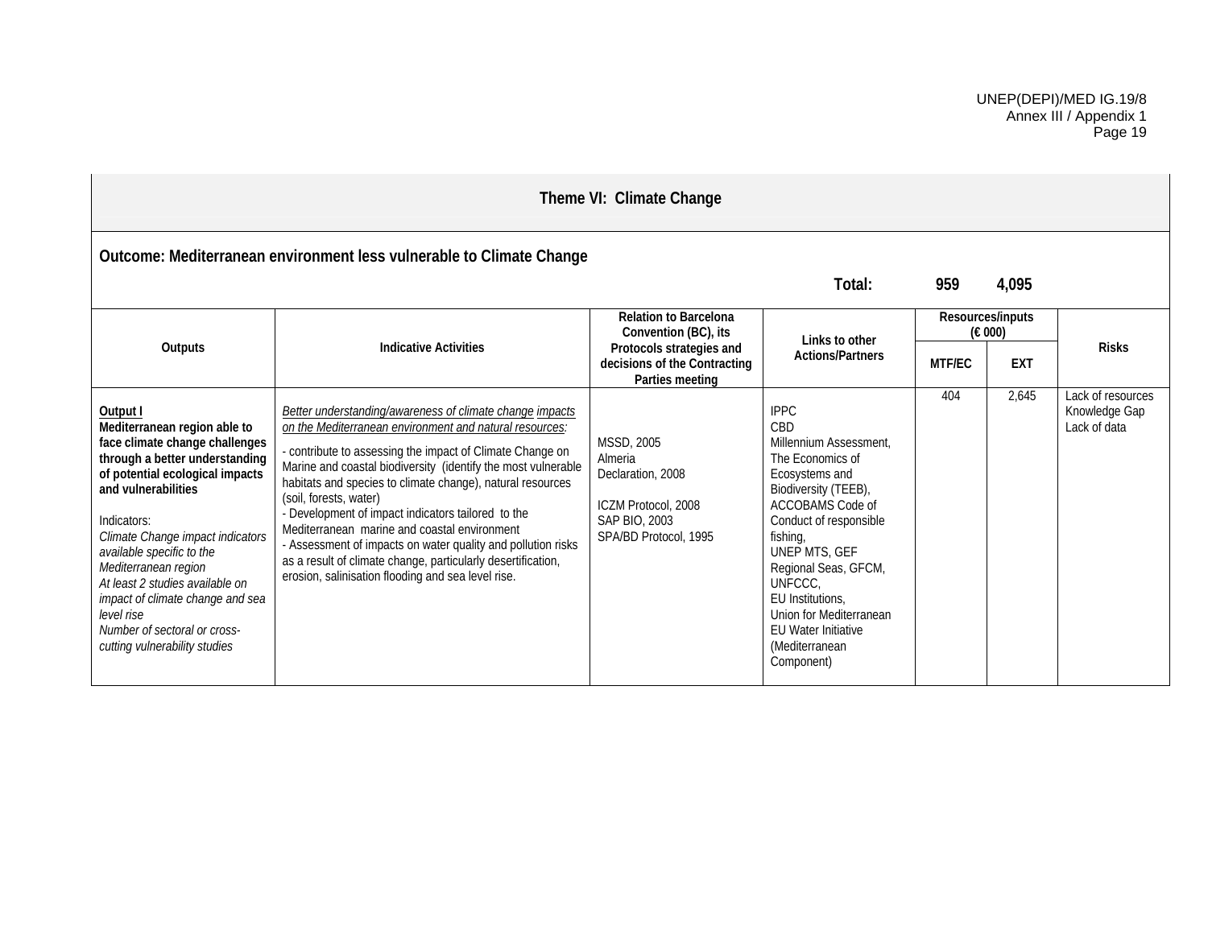| Theme VI: Climate Change | | | | | | |
|---|---|---|---|---|---|---|
| **Outcome: Mediterranean environment less vulnerable to Climate Change** | | | | | | |
| | | | **Total:** | **959** | **4,095** | |
| **Outputs** | **Indicative Activities** | **Relation to Barcelona Convention (BC), its Protocols strategies and decisions of the Contracting Parties meeting** | **Links to other Actions/Partners** | **Resources/inputs (€ 000)** | | **Risks** |
| | | | | **MTF/EC** | **EXT** | |
| **Output I** **Mediterranean region able to face climate change challenges through a better understanding of potential ecological impacts and vulnerabilities**<br><br>Indicators:<br>*Climate Change impact indicators available specific to the Mediterranean region*<br>*At least 2 studies available on impact of climate change and sea level rise*<br>*Number of sectoral or cross-cutting vulnerability studies* | *Better understanding/awareness of climate change impacts on the Mediterranean environment and natural resources:*<br><br>- contribute to assessing the impact of Climate Change on Marine and coastal biodiversity (identify the most vulnerable habitats and species to climate change), natural resources (soil, forests, water)<br>- Development of impact indicators tailored to the Mediterranean marine and coastal environment<br>- Assessment of impacts on water quality and pollution risks as a result of climate change, particularly desertification, erosion, salinisation flooding and sea level rise. | MSSD, 2005<br>Almeria Declaration, 2008<br><br>ICZM Protocol, 2008<br>SAP BIO, 2003<br>SPA/BD Protocol, 1995 | IPPC<br>CBD<br>Millennium Assessment, The Economics of Ecosystems and Biodiversity (TEEB),<br>ACCOBAMS Code of Conduct of responsible fishing,<br>UNEP MTS, GEF Regional Seas, GFCM, UNFCCC,<br>EU Institutions,<br>Union for Mediterranean<br>EU Water Initiative (Mediterranean Component) | 404 | 2,645 | Lack of resources<br>Knowledge Gap<br>Lack of data |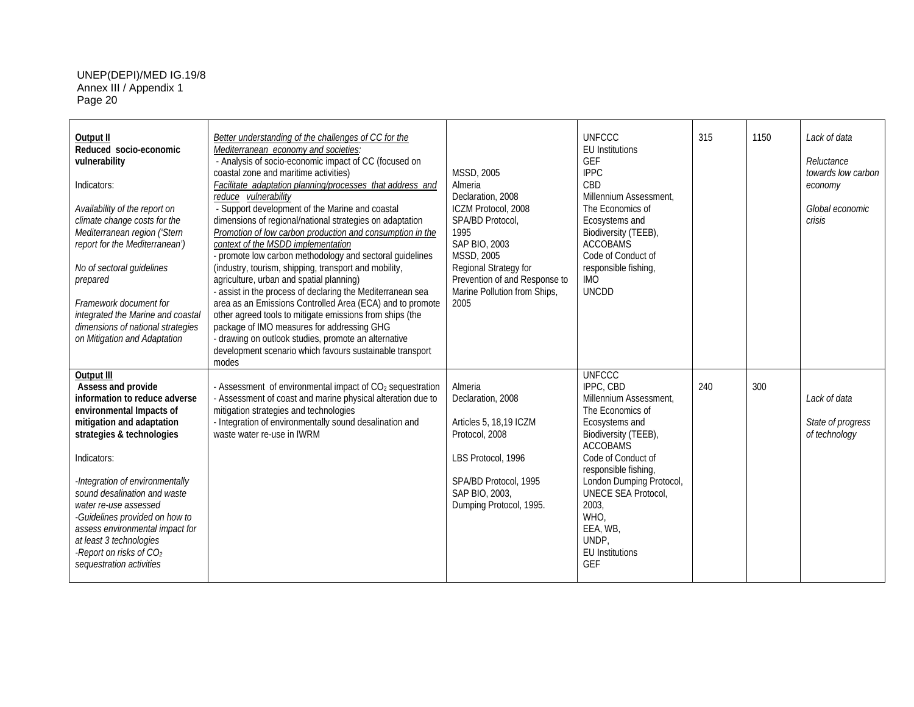| | | | | | | |
|---|---|---|---|---|---|---|
| **Output II**<br>**Reduced socio-economic vulnerability**<br><br>Indicators:<br><br>*Availability of the report on climate change costs for the Mediterranean region ('Stern report for the Mediterranean')*<br><br>*No of sectoral guidelines prepared*<br><br>*Framework document for integrated the Marine and coastal dimensions of national strategies on Mitigation and Adaptation* | *Better understanding of the challenges of CC for the Mediterranean economy and societies:*<br>- Analysis of socio-economic impact of CC (focused on coastal zone and maritime activities)<br>*Facilitate adaptation planning/processes that address and reduce vulnerability*<br>- Support development of the Marine and coastal dimensions of regional/national strategies on adaptation<br>*Promotion of low carbon production and consumption in the context of the MSDD implementation*<br>- promote low carbon methodology and sectoral guidelines (industry, tourism, shipping, transport and mobility, agriculture, urban and spatial planning)<br>- assist in the process of declaring the Mediterranean sea area as an Emissions Controlled Area (ECA) and to promote other agreed tools to mitigate emissions from ships (the package of IMO measures for addressing GHG<br>- drawing on outlook studies, promote an alternative development scenario which favours sustainable transport modes | MSSD, 2005<br>Almeria Declaration, 2008<br>ICZM Protocol, 2008<br>SPA/BD Protocol, 1995<br>SAP BIO, 2003<br>MSSD, 2005<br>Regional Strategy for Prevention of and Response to Marine Pollution from Ships, 2005 | UNFCCC<br>EU Institutions<br>GEF<br>IPPC<br>CBD<br>Millennium Assessment,<br>The Economics of Ecosystems and Biodiversity (TEEB),<br>ACCOBAMS<br>Code of Conduct of responsible fishing,<br>IMO<br>UNCDD | 315 | 1150 | *Lack of data*<br><br>*Reluctance towards low carbon economy*<br><br>*Global economic crisis* |
| **Output III**<br>**Assess and provide information to reduce adverse environmental Impacts of mitigation and adaptation strategies & technologies**<br><br>Indicators:<br><br>*-Integration of environmentally sound desalination and waste water re-use assessed*<br>*-Guidelines provided on how to assess environmental impact for at least 3 technologies*<br>*-Report on risks of $CO_2$ sequestration activities* | - Assessment of environmental impact of $CO_2$ sequestration<br>- Assessment of coast and marine physical alteration due to mitigation strategies and technologies<br>- Integration of environmentally sound desalination and waste water re-use in IWRM | Almeria Declaration, 2008<br><br>Articles 5, 18,19 ICZM Protocol, 2008<br><br>LBS Protocol, 1996<br><br>SPA/BD Protocol, 1995<br>SAP BIO, 2003,<br>Dumping Protocol, 1995. | UNFCCC<br>IPPC, CBD<br>Millennium Assessment,<br>The Economics of Ecosystems and Biodiversity (TEEB),<br>ACCOBAMS<br>Code of Conduct of responsible fishing,<br>London Dumping Protocol,<br>UNECE SEA Protocol, 2003,<br>WHO,<br>EEA, WB,<br>UNDP,<br>EU Institutions<br>GEF | 240 | 300 | *Lack of data*<br><br>*State of progress of technology* |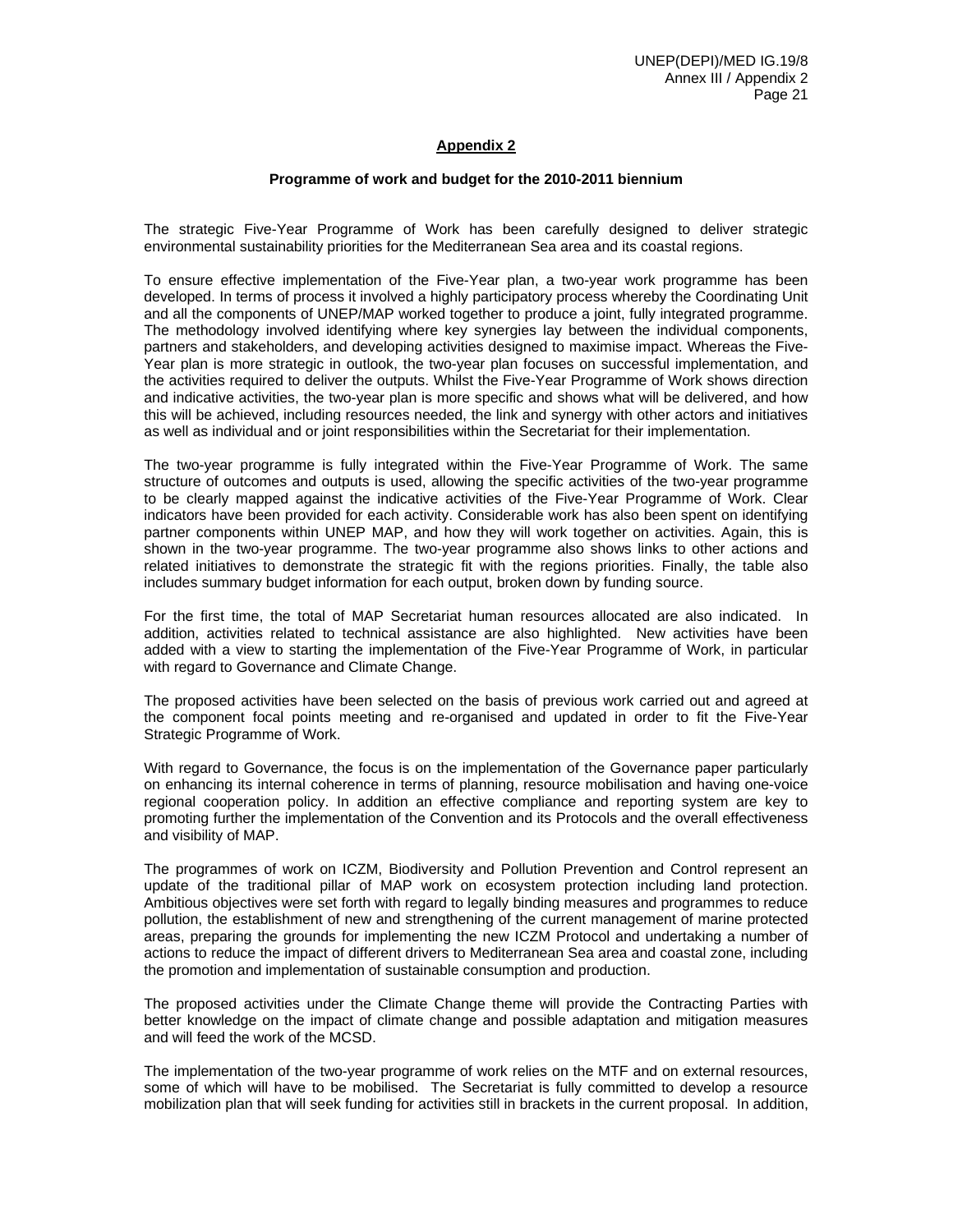## Appendix 2

### Programme of work and budget for the 2010-2011 biennium

The strategic Five-Year Programme of Work has been carefully designed to deliver strategic environmental sustainability priorities for the Mediterranean Sea area and its coastal regions.

To ensure effective implementation of the Five-Year plan, a two-year work programme has been developed. In terms of process it involved a highly participatory process whereby the Coordinating Unit and all the components of UNEP/MAP worked together to produce a joint, fully integrated programme. The methodology involved identifying where key synergies lay between the individual components, partners and stakeholders, and developing activities designed to maximise impact. Whereas the Five-Year plan is more strategic in outlook, the two-year plan focuses on successful implementation, and the activities required to deliver the outputs. Whilst the Five-Year Programme of Work shows direction and indicative activities, the two-year plan is more specific and shows what will be delivered, and how this will be achieved, including resources needed, the link and synergy with other actors and initiatives as well as individual and or joint responsibilities within the Secretariat for their implementation.

The two-year programme is fully integrated within the Five-Year Programme of Work. The same structure of outcomes and outputs is used, allowing the specific activities of the two-year programme to be clearly mapped against the indicative activities of the Five-Year Programme of Work. Clear indicators have been provided for each activity. Considerable work has also been spent on identifying partner components within UNEP MAP, and how they will work together on activities. Again, this is shown in the two-year programme. The two-year programme also shows links to other actions and related initiatives to demonstrate the strategic fit with the regions priorities. Finally, the table also includes summary budget information for each output, broken down by funding source.

For the first time, the total of MAP Secretariat human resources allocated are also indicated. In addition, activities related to technical assistance are also highlighted. New activities have been added with a view to starting the implementation of the Five-Year Programme of Work, in particular with regard to Governance and Climate Change.

The proposed activities have been selected on the basis of previous work carried out and agreed at the component focal points meeting and re-organised and updated in order to fit the Five-Year Strategic Programme of Work.

With regard to Governance, the focus is on the implementation of the Governance paper particularly on enhancing its internal coherence in terms of planning, resource mobilisation and having one-voice regional cooperation policy. In addition an effective compliance and reporting system are key to promoting further the implementation of the Convention and its Protocols and the overall effectiveness and visibility of MAP.

The programmes of work on ICZM, Biodiversity and Pollution Prevention and Control represent an update of the traditional pillar of MAP work on ecosystem protection including land protection. Ambitious objectives were set forth with regard to legally binding measures and programmes to reduce pollution, the establishment of new and strengthening of the current management of marine protected areas, preparing the grounds for implementing the new ICZM Protocol and undertaking a number of actions to reduce the impact of different drivers to Mediterranean Sea area and coastal zone, including the promotion and implementation of sustainable consumption and production.

The proposed activities under the Climate Change theme will provide the Contracting Parties with better knowledge on the impact of climate change and possible adaptation and mitigation measures and will feed the work of the MCSD.

The implementation of the two-year programme of work relies on the MTF and on external resources, some of which will have to be mobilised. The Secretariat is fully committed to develop a resource mobilization plan that will seek funding for activities still in brackets in the current proposal. In addition,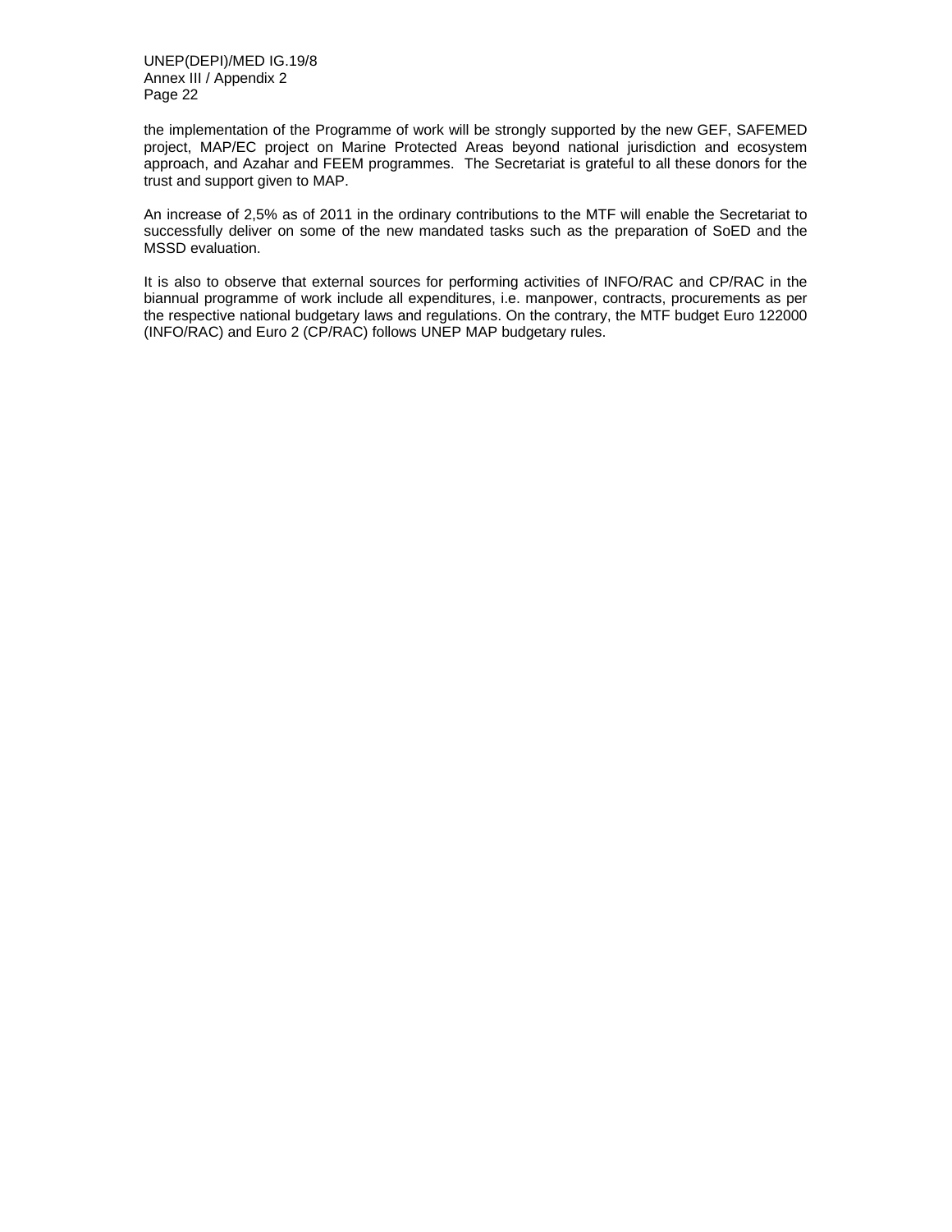the implementation of the Programme of work will be strongly supported by the new GEF, SAFEMED project, MAP/EC project on Marine Protected Areas beyond national jurisdiction and ecosystem approach, and Azahar and FEEM programmes. The Secretariat is grateful to all these donors for the trust and support given to MAP.

An increase of 2,5% as of 2011 in the ordinary contributions to the MTF will enable the Secretariat to successfully deliver on some of the new mandated tasks such as the preparation of SoED and the MSSD evaluation.

It is also to observe that external sources for performing activities of INFO/RAC and CP/RAC in the biannual programme of work include all expenditures, i.e. manpower, contracts, procurements as per the respective national budgetary laws and regulations. On the contrary, the MTF budget Euro 122000 (INFO/RAC) and Euro 2 (CP/RAC) follows UNEP MAP budgetary rules.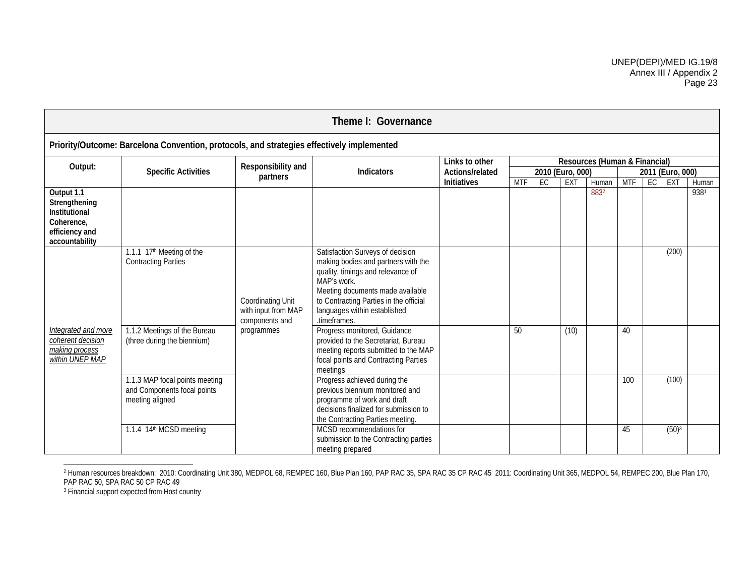| Theme I: Governance | | | | | | | | | | | | | |
|---|---|---|---|---|---|---|---|---|---|---|---|---|---|
| **Priority/Outcome: Barcelona Convention, protocols, and strategies effectively implemented** | | | | | | | | | | | | | |
| **Output:** | **Specific Activities** | **Responsibility and partners** | **Indicators** | **Links to other Actions/related Initiatives** | **Resources (Human & Financial)** | | | | | | | | |
| | | | | | **2010 (Euro, 000)** | | | | **2011 (Euro, 000)** | | | | |
| | | | | | MTF | EC | EXT | Human | MTF | EC | EXT | Human | |
| **<u>Output 1.1</u> Strengthening Institutional Coherence, efficiency and accountability** | | | | | | | | 883[2] | | | | 938[1] | |
| *<u>Integrated and more coherent decision making process within UNEP MAP</u>* | 1.1.1 17th Meeting of the Contracting Parties | Coordinating Unit with input from MAP components and programmes | Satisfaction Surveys of decision making bodies and partners with the quality, timings and relevance of MAP's work. Meeting documents made available to Contracting Parties in the official languages within established .timeframes. | | | | | | | | (200) | | |
| | 1.1.2 Meetings of the Bureau (three during the biennium) | | Progress monitored, Guidance provided to the Secretariat, Bureau meeting reports submitted to the MAP focal points and Contracting Parties meetings | | 50 | | (10) | | 40 | | | | |
| | 1.1.3 MAP focal points meeting and Components focal points meeting aligned | | Progress achieved during the previous biennium monitored and programme of work and draft decisions finalized for submission to the Contracting Parties meeting. | | | | | | 100 | | (100) | | |
| | 1.1.4 14th MCSD meeting | | MCSD recommendations for submission to the Contracting parties meeting prepared | | | | | | 45 | | (50)[3] | | |

[2] Human resources breakdown: 2010: Coordinating Unit 380, MEDPOL 68, REMPEC 160, Blue Plan 160, PAP RAC 35, SPA RAC 35 CP RAC 45 2011: Coordinating Unit 365, MEDPOL 54, REMPEC 200, Blue Plan 170, PAP RAC 50, SPA RAC 50 CP RAC 49

[3] Financial support expected from Host country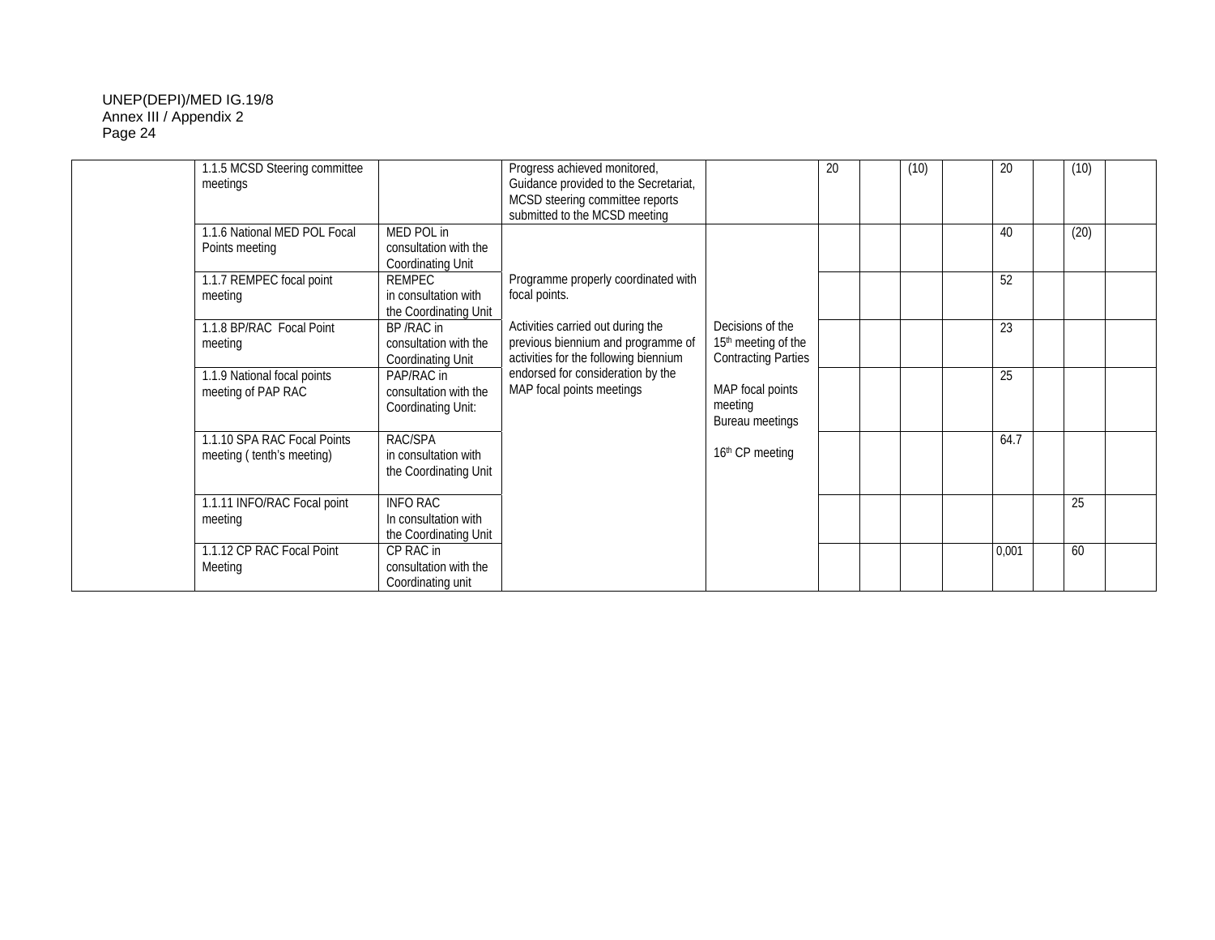| | | | | | | | | | | | | | |
|---|---|---|---|---|---|---|---|---|---|---|---|---|---|
| | 1.1.5 MCSD Steering committee meetings | | Progress achieved monitored, Guidance provided to the Secretariat, MCSD steering committee reports submitted to the MCSD meeting | | 20 | | (10) | | 20 | | (10) | |
| | 1.1.6 National MED POL Focal Points meeting | MED POL in consultation with the Coordinating Unit | Programme properly coordinated with focal points.<br><br>Activities carried out during the previous biennium and programme of activities for the following biennium endorsed for consideration by the MAP focal points meetings | Decisions of the 15th meeting of the Contracting Parties<br><br>MAP focal points meeting<br>Bureau meetings<br><br>16th CP meeting | | | | | 40 | | (20) | |
| | 1.1.7 REMPEC focal point meeting | REMPEC in consultation with the Coordinating Unit | | | | | | | 52 | | | |
| | 1.1.8 BP/RAC Focal Point meeting | BP /RAC in consultation with the Coordinating Unit | | | | | | | 23 | | | |
| | 1.1.9 National focal points meeting of PAP RAC | PAP/RAC in consultation with the Coordinating Unit: | | | | | | | 25 | | | |
| | 1.1.10 SPA RAC Focal Points meeting ( tenth's meeting) | RAC/SPA in consultation with the Coordinating Unit | | | | | | | 64.7 | | | |
| | 1.1.11 INFO/RAC Focal point meeting | INFO RAC In consultation with the Coordinating Unit | | | | | | | | | 25 | |
| | 1.1.12 CP RAC Focal Point Meeting | CP RAC in consultation with the Coordinating unit | | | | | | | 0,001 | | 60 | |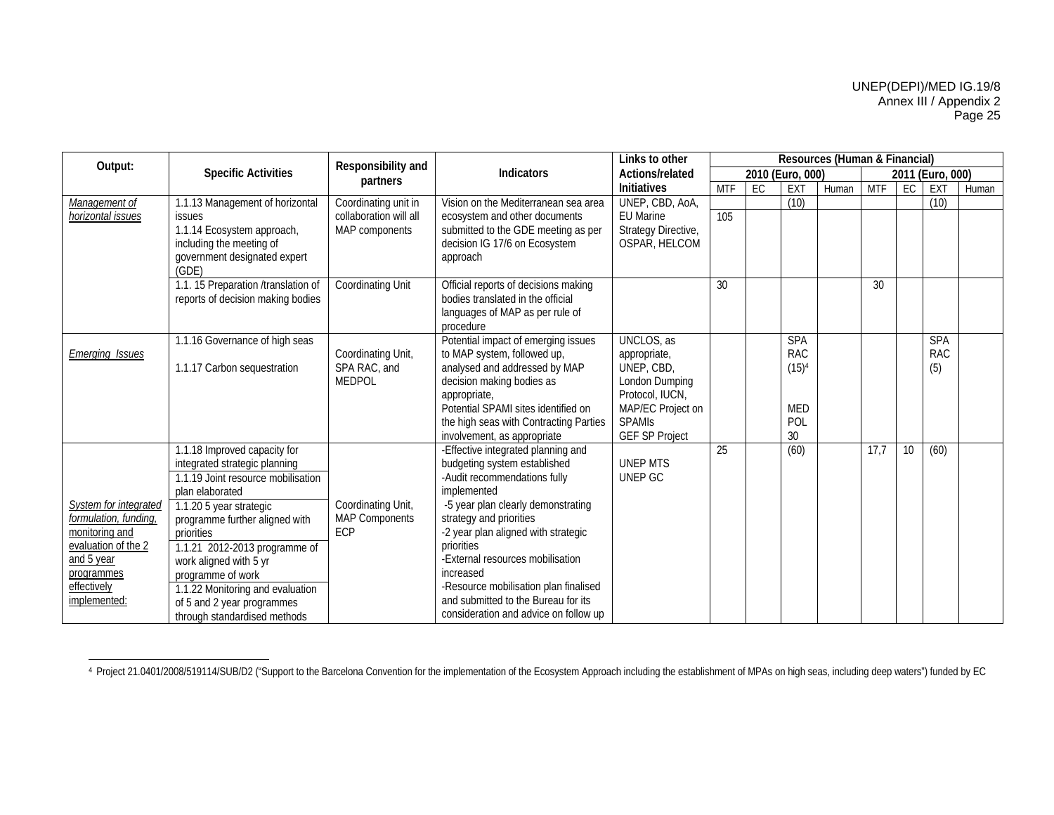| Output: | Specific Activities | Responsibility and partners | Indicators | Links to other Actions/related Initiatives | Resources (Human & Financial) | | | | | | | |
|---|---|---|---|---|---|---|---|---|---|---|---|---|
| | | | | | 2010 (Euro, 000) | | | | 2011 (Euro, 000) | | | |
| | | | | | MTF | EC | EXT | Human | MTF | EC | EXT | Human |
| _Management of horizontal issues_ | 1.1.13 Management of horizontal issues<br>1.1.14 Ecosystem approach, including the meeting of government designated expert (GDE) | Coordinating unit in collaboration will all MAP components | Vision on the Mediterranean sea area ecosystem and other documents submitted to the GDE meeting as per decision IG 17/6 on Ecosystem approach | UNEP, CBD, AoA, EU Marine Strategy Directive, OSPAR, HELCOM | 105 | | (10) | | | | (10) | |
| | 1.1. 15 Preparation /translation of reports of decision making bodies | Coordinating Unit | Official reports of decisions making bodies translated in the official languages of MAP as per rule of procedure | | 30 | | | | 30 | | | |
| _Emerging Issues_ | 1.1.16 Governance of high seas<br>1.1.17 Carbon sequestration | Coordinating Unit, SPA RAC, and MEDPOL | Potential impact of emerging issues to MAP system, followed up, analysed and addressed by MAP decision making bodies as appropriate,<br>Potential SPAMI sites identified on the high seas with Contracting Parties involvement, as appropriate | UNCLOS, as appropriate, UNEP, CBD, London Dumping Protocol, IUCN, MAP/EC Project on SPAMIs<br>GEF SP Project | | | SPA RAC (15)[4]<br>MED POL 30 | | | | SPA RAC (5) | |
| _System for integrated formulation, funding, monitoring and evaluation of the 2 and 5 year programmes effectively implemented:_ | 1.1.18 Improved capacity for integrated strategic planning<br>1.1.19 Joint resource mobilisation plan elaborated<br>1.1.20 5 year strategic programme further aligned with priorities<br>1.1.21 2012-2013 programme of work aligned with 5 yr programme of work<br>1.1.22 Monitoring and evaluation of 5 and 2 year programmes through standardised methods | Coordinating Unit, MAP Components ECP | -Effective integrated planning and budgeting system established<br>-Audit recommendations fully implemented<br>-5 year plan clearly demonstrating strategy and priorities<br>-2 year plan aligned with strategic priorities<br>-External resources mobilisation increased<br>-Resource mobilisation plan finalised and submitted to the Bureau for its consideration and advice on follow up | UNEP MTS<br>UNEP GC | 25 | | (60) | | 17,7 | 10 | (60) | |

[4] Project 21.0401/2008/519114/SUB/D2 ("Support to the Barcelona Convention for the implementation of the Ecosystem Approach including the establishment of MPAs on high seas, including deep waters") funded by EC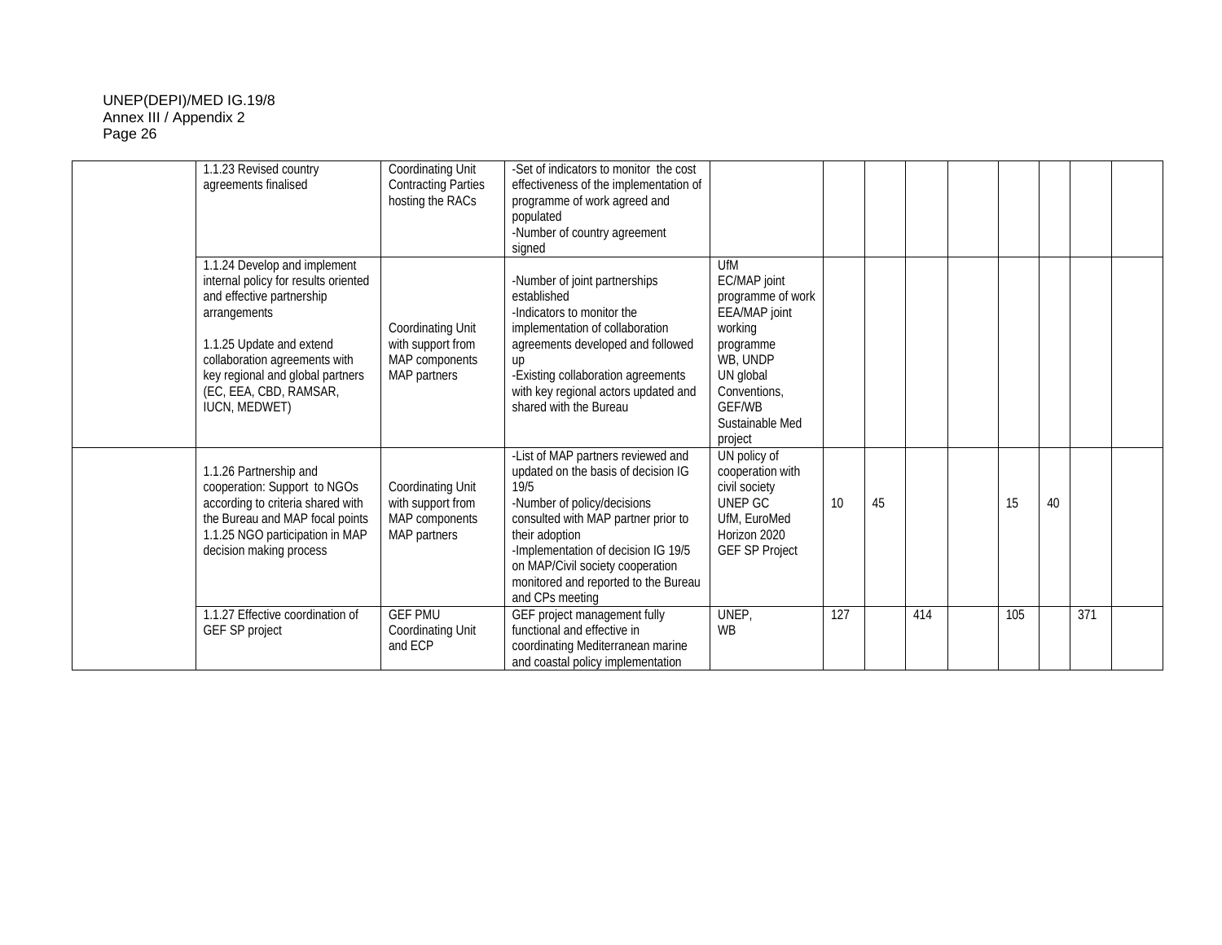| | | | | | | | | | | | | |
|---|---|---|---|---|---|---|---|---|---|---|---|---|
| | 1.1.23 Revised country agreements finalised | Coordinating Unit Contracting Parties hosting the RACs | -Set of indicators to monitor the cost effectiveness of the implementation of programme of work agreed and populated<br>-Number of country agreement signed | | | | | | | | | |
| | 1.1.24 Develop and implement internal policy for results oriented and effective partnership arrangements<br><br>1.1.25 Update and extend collaboration agreements with key regional and global partners (EC, EEA, CBD, RAMSAR, IUCN, MEDWET) | Coordinating Unit with support from MAP components MAP partners | -Number of joint partnerships established<br>-Indicators to monitor the implementation of collaboration agreements developed and followed up<br>-Existing collaboration agreements with key regional actors updated and shared with the Bureau | UfM<br>EC/MAP joint programme of work<br>EEA/MAP joint working programme<br>WB, UNDP<br>UN global Conventions,<br>GEF/WB Sustainable Med project | | | | | | | | |
| | 1.1.26 Partnership and cooperation: Support to NGOs according to criteria shared with the Bureau and MAP focal points<br>1.1.25 NGO participation in MAP decision making process | Coordinating Unit with support from MAP components MAP partners | -List of MAP partners reviewed and updated on the basis of decision IG 19/5<br>-Number of policy/decisions consulted with MAP partner prior to their adoption<br>-Implementation of decision IG 19/5 on MAP/Civil society cooperation monitored and reported to the Bureau and CPs meeting | UN policy of cooperation with civil society<br>UNEP GC<br>UfM, EuroMed Horizon 2020<br>GEF SP Project | 10 | 45 | | | 15 | 40 | | |
| | 1.1.27 Effective coordination of GEF SP project | GEF PMU Coordinating Unit and ECP | GEF project management fully functional and effective in coordinating Mediterranean marine and coastal policy implementation | UNEP,<br>WB | 127 | | 414 | | 105 | | 371 | |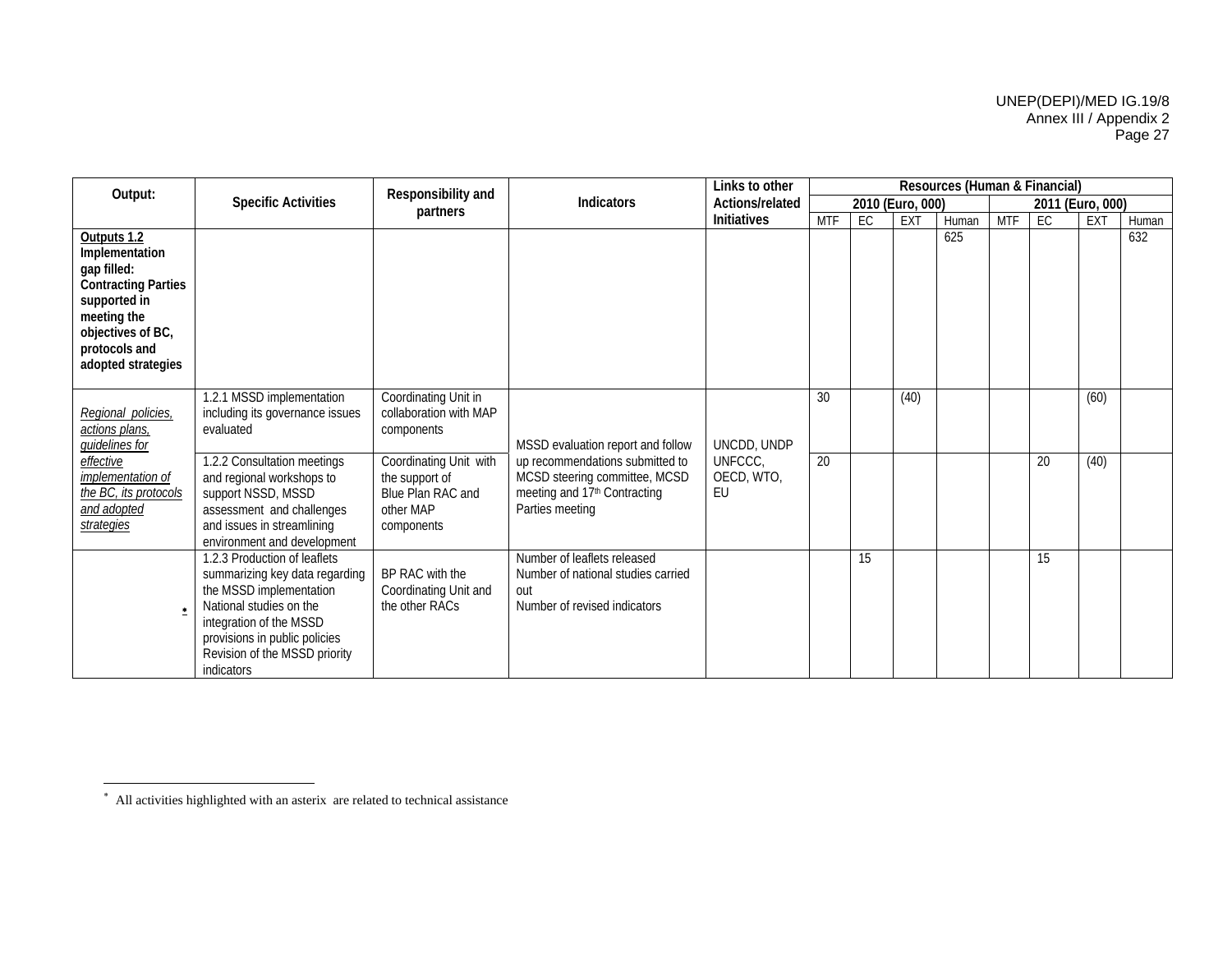| Output: | Specific Activities | Responsibility and partners | Indicators | Links to other Actions/related Initiatives | Resources (Human & Financial) | | | | | | | |
|---|---|---|---|---|---|---|---|---|---|---|---|---|
| | | | | | 2010 (Euro, 000) | | | | 2011 (Euro, 000) | | | |
| | | | | | MTF | EC | EXT | Human | MTF | EC | EXT | Human |
| **Outputs 1.2 Implementation gap filled: Contracting Parties supported in meeting the objectives of BC, protocols and adopted strategies** | | | | | | | | 625 | | | | 632 |
| *Regional policies, actions plans, guidelines for effective implementation of the BC, its protocols and adopted strategies* | 1.2.1 MSSD implementation including its governance issues evaluated | Coordinating Unit in collaboration with MAP components | MSSD evaluation report and follow up recommendations submitted to MCSD steering committee, MCSD meeting and 17th Contracting Parties meeting | UNCDD, UNDP UNFCCC, OECD, WTO, EU | 30 | | (40) | | | | (60) | |
| | 1.2.2 Consultation meetings and regional workshops to support NSSD, MSSD assessment and challenges and issues in streamlining environment and development | Coordinating Unit with the support of Blue Plan RAC and other MAP components | | | 20 | | | | | 20 | (40) | |
| * | 1.2.3 Production of leaflets summarizing key data regarding the MSSD implementation<br>National studies on the integration of the MSSD provisions in public policies<br>Revision of the MSSD priority indicators | BP RAC with the Coordinating Unit and the other RACs | Number of leaflets released<br>Number of national studies carried out<br>Number of revised indicators | | | 15 | | | | 15 | | |

* All activities highlighted with an asterix are related to technical assistance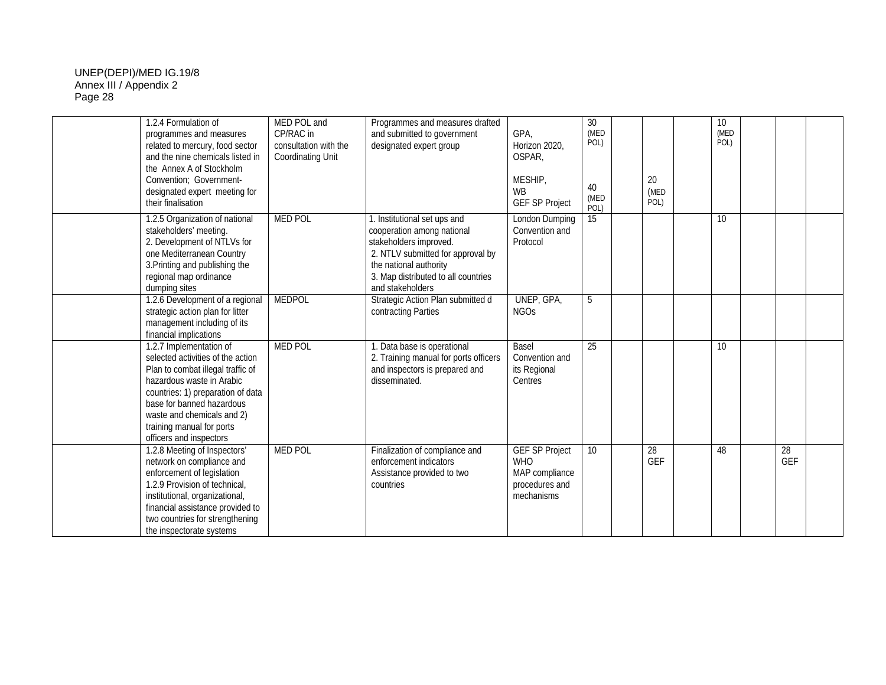| | | | | | | | | | | | | |
|---|---|---|---|---|---|---|---|---|---|---|---|---|
| | 1.2.4 Formulation of programmes and measures related to mercury, food sector and the nine chemicals listed in the Annex A of Stockholm Convention; Government-designated expert meeting for their finalisation | MED POL and CP/RAC in consultation with the Coordinating Unit | Programmes and measures drafted and submitted to government designated expert group | GPA, Horizon 2020, OSPAR, MESHIP, WB GEF SP Project | 30 (MED POL) 40 (MED POL) | | 20 (MED POL) | | 10 (MED POL) | | | |
| | 1.2.5 Organization of national stakeholders' meeting. 2. Development of NTLVs for one Mediterranean Country 3.Printing and publishing the regional map ordinance dumping sites | MED POL | 1. Institutional set ups and cooperation among national stakeholders improved. 2. NTLV submitted for approval by the national authority 3. Map distributed to all countries and stakeholders | London Dumping Convention and Protocol | 15 | | | | 10 | | | |
| | 1.2.6 Development of a regional strategic action plan for litter management including of its financial implications | MEDPOL | Strategic Action Plan submitted d contracting Parties | UNEP, GPA, NGOs | 5 | | | | | | | |
| | 1.2.7 Implementation of selected activities of the action Plan to combat illegal traffic of hazardous waste in Arabic countries: 1) preparation of data base for banned hazardous waste and chemicals and 2) training manual for ports officers and inspectors | MED POL | 1. Data base is operational 2. Training manual for ports officers and inspectors is prepared and disseminated. | Basel Convention and its Regional Centres | 25 | | | | 10 | | | |
| | 1.2.8 Meeting of Inspectors' network on compliance and enforcement of legislation 1.2.9 Provision of technical, institutional, organizational, financial assistance provided to two countries for strengthening the inspectorate systems | MED POL | Finalization of compliance and enforcement indicators Assistance provided to two countries | GEF SP Project WHO MAP compliance procedures and mechanisms | 10 | | 28 GEF | | 48 | | 28 GEF | |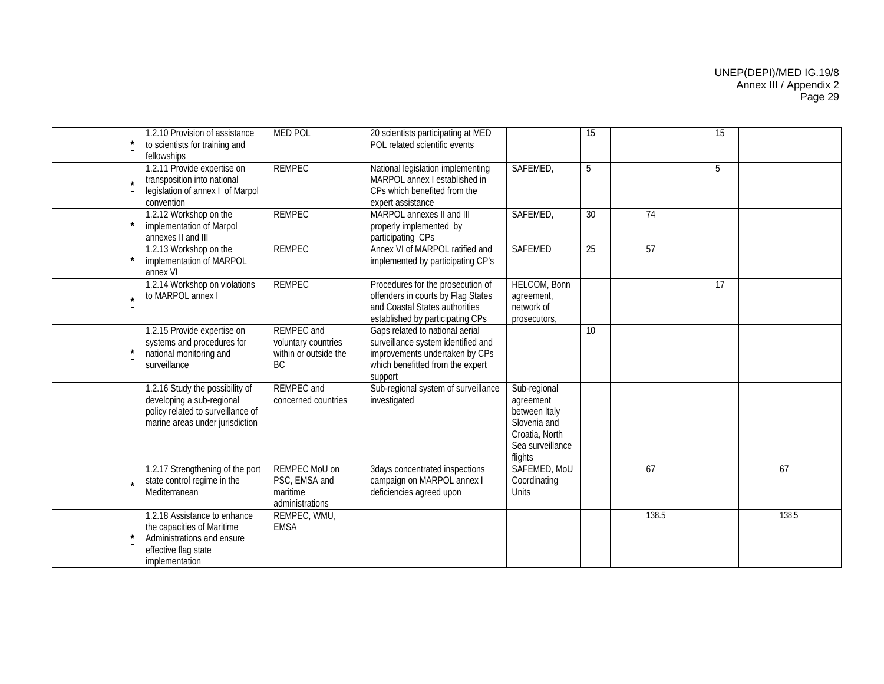| | | | | | | | | | | | | |
|---|---|---|---|---|---|---|---|---|---|---|---|---|
| * | 1.2.10 Provision of assistance to scientists for training and fellowships | MED POL | 20 scientists participating at MED POL related scientific events | | 15 | | | | 15 | | | |
| * | 1.2.11 Provide expertise on transposition into national legislation of annex I of Marpol convention | REMPEC | National legislation implementing MARPOL annex I established in CPs which benefited from the expert assistance | SAFEMED, | 5 | | | | 5 | | | |
| * | 1.2.12 Workshop on the implementation of Marpol annexes II and III | REMPEC | MARPOL annexes II and III properly implemented by participating CPs | SAFEMED, | 30 | | 74 | | | | | |
| * | 1.2.13 Workshop on the implementation of MARPOL annex VI | REMPEC | Annex VI of MARPOL ratified and implemented by participating CP's | SAFEMED | 25 | | 57 | | | | | |
| * | 1.2.14 Workshop on violations to MARPOL annex I | REMPEC | Procedures for the prosecution of offenders in courts by Flag States and Coastal States authorities established by participating CPs | HELCOM, Bonn agreement, network of prosecutors, | | | | | 17 | | | |
| * | 1.2.15 Provide expertise on systems and procedures for national monitoring and surveillance | REMPEC and voluntary countries within or outside the BC | Gaps related to national aerial surveillance system identified and improvements undertaken by CPs which benefitted from the expert support | | 10 | | | | | | | |
| | 1.2.16 Study the possibility of developing a sub-regional policy related to surveillance of marine areas under jurisdiction | REMPEC and concerned countries | Sub-regional system of surveillance investigated | Sub-regional agreement between Italy Slovenia and Croatia, North Sea surveillance flights | | | | | | | | |
| * | 1.2.17 Strengthening of the port state control regime in the Mediterranean | REMPEC MoU on PSC, EMSA and maritime administrations | 3days concentrated inspections campaign on MARPOL annex I deficiencies agreed upon | SAFEMED, MoU Coordinating Units | | | 67 | | | | 67 | |
| * | 1.2.18 Assistance to enhance the capacities of Maritime Administrations and ensure effective flag state implementation | REMPEC, WMU, EMSA | | | | | 138.5 | | | | 138.5 | |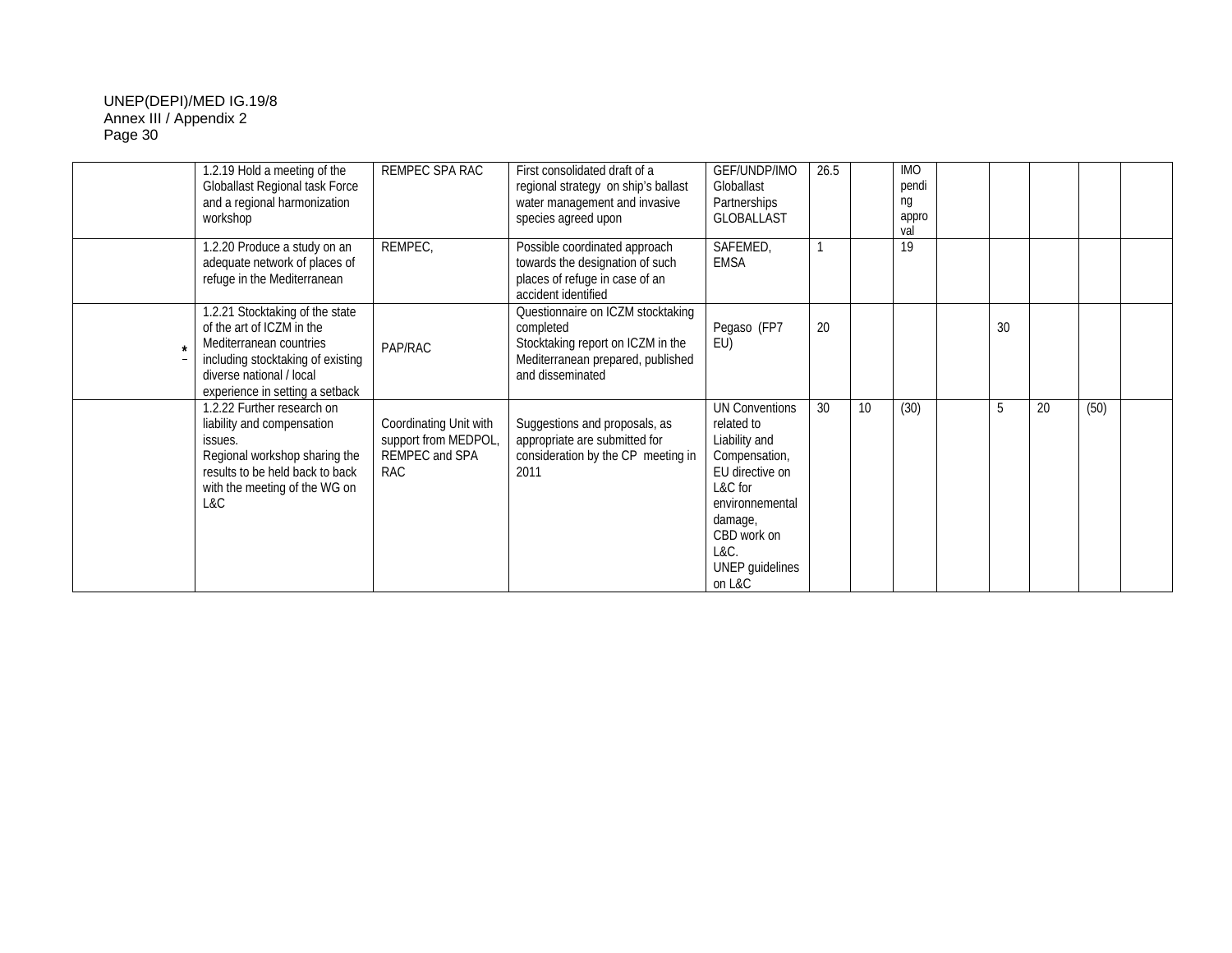| | | | | | | | | | | | | |
|---|---|---|---|---|---|---|---|---|---|---|---|---|
| | 1.2.19 Hold a meeting of the Globallast Regional task Force and a regional harmonization workshop | REMPEC SPA RAC | First consolidated draft of a regional strategy on ship's ballast water management and invasive species agreed upon | GEF/UNDP/IMO Globallast Partnerships GLOBALLAST | 26.5 | | IMO pending approval | | | | | |
| | 1.2.20 Produce a study on an adequate network of places of refuge in the Mediterranean | REMPEC, | Possible coordinated approach towards the designation of such places of refuge in case of an accident identified | SAFEMED, EMSA | 1 | | 19 | | | | | |
| * | 1.2.21 Stocktaking of the state of the art of ICZM in the Mediterranean countries including stocktaking of existing diverse national / local experience in setting a setback | PAP/RAC | Questionnaire on ICZM stocktaking completed<br>Stocktaking report on ICZM in the Mediterranean prepared, published and disseminated | Pegaso (FP7 EU) | 20 | | | | 30 | | | |
| | 1.2.22 Further research on liability and compensation issues.<br>Regional workshop sharing the results to be held back to back with the meeting of the WG on L&C | Coordinating Unit with support from MEDPOL, REMPEC and SPA RAC | Suggestions and proposals, as appropriate are submitted for consideration by the CP meeting in 2011 | UN Conventions related to Liability and Compensation, EU directive on L&C for environnemental damage, CBD work on L&C.<br>UNEP guidelines on L&C | 30 | 10 | (30) | | 5 | 20 | (50) | |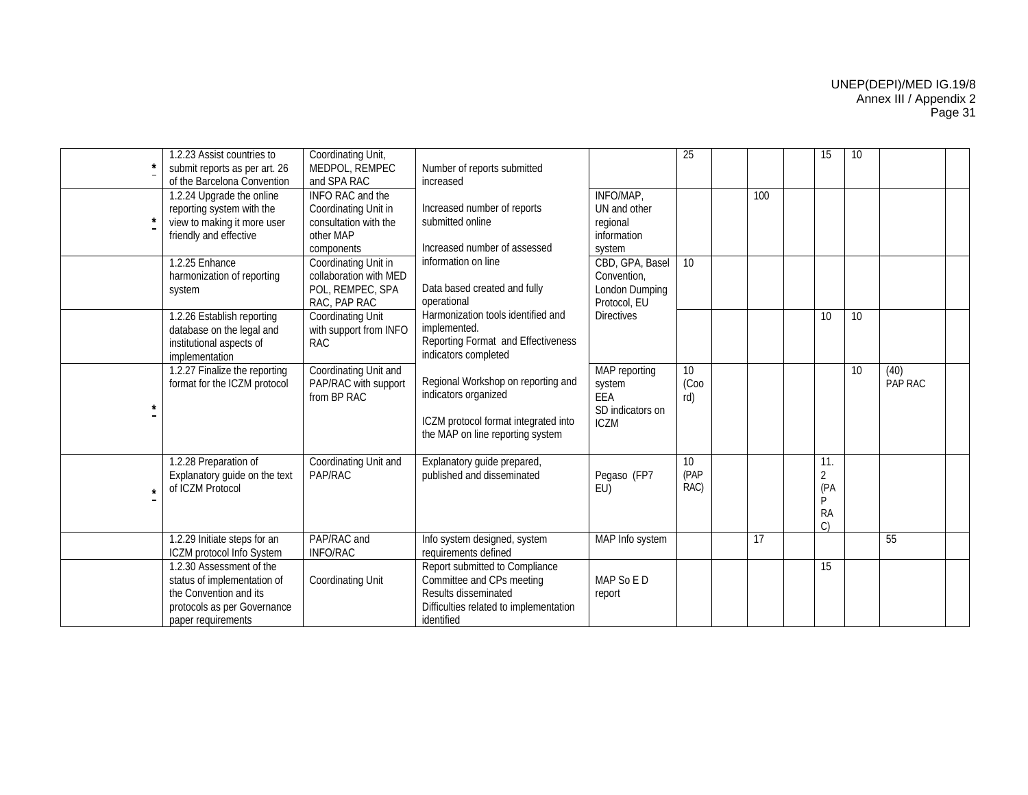| | | | | | | | | | | | | | |
|---|---|---|---|---|---|---|---|---|---|---|---|---|---|
| * | 1.2.23 Assist countries to submit reports as per art. 26 of the Barcelona Convention | Coordinating Unit, MEDPOL, REMPEC and SPA RAC | Number of reports submitted increased | | 25 | | | | 15 | 10 | | |
| * | 1.2.24 Upgrade the online reporting system with the view to making it more user friendly and effective | INFO RAC and the Coordinating Unit in consultation with the other MAP components | Increased number of reports submitted online<br><br>Increased number of assessed information on line | INFO/MAP, UN and other regional information system | | | 100 | | | | | |
| | 1.2.25 Enhance harmonization of reporting system | Coordinating Unit in collaboration with MED POL, REMPEC, SPA RAC, PAP RAC | Data based created and fully operational | CBD, GPA, Basel Convention, London Dumping Protocol, EU Directives | 10 | | | | | | | |
| | 1.2.26 Establish reporting database on the legal and institutional aspects of implementation | Coordinating Unit with support from INFO RAC | Harmonization tools identified and implemented.<br>Reporting Format and Effectiveness indicators completed | | | | | | 10 | 10 | | |
| * | 1.2.27 Finalize the reporting format for the ICZM protocol | Coordinating Unit and PAP/RAC with support from BP RAC | Regional Workshop on reporting and indicators organized<br><br>ICZM protocol format integrated into the MAP on line reporting system | MAP reporting system<br>EEA<br>SD indicators on ICZM | 10 (Coord) | | | | | 10 | (40) PAP RAC | |
| * | 1.2.28 Preparation of Explanatory guide on the text of ICZM Protocol | Coordinating Unit and PAP/RAC | Explanatory guide prepared, published and disseminated | Pegaso (FP7 EU) | 10 (PAP RAC) | | | | 11.2 (PAP RAC) | | | |
| | 1.2.29 Initiate steps for an ICZM protocol Info System | PAP/RAC and INFO/RAC | Info system designed, system requirements defined | MAP Info system | | | 17 | | | | 55 | |
| | 1.2.30 Assessment of the status of implementation of the Convention and its protocols as per Governance paper requirements | Coordinating Unit | Report submitted to Compliance Committee and CPs meeting<br>Results disseminated<br>Difficulties related to implementation identified | MAP So E D report | | | | | 15 | | | |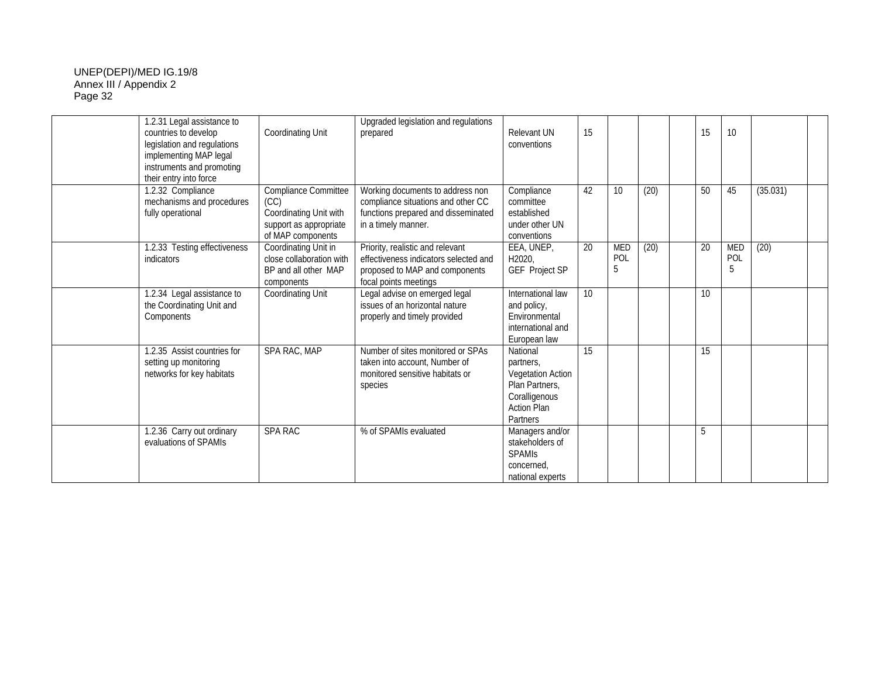| | | | | | | | | | | | | |
|---|---|---|---|---|---|---|---|---|---|---|---|---|
| | 1.2.31 Legal assistance to countries to develop legislation and regulations implementing MAP legal instruments and promoting their entry into force | Coordinating Unit | Upgraded legislation and regulations prepared | Relevant UN conventions | 15 | | | | 15 | 10 | | |
| | 1.2.32 Compliance mechanisms and procedures fully operational | Compliance Committee (CC) Coordinating Unit with support as appropriate of MAP components | Working documents to address non compliance situations and other CC functions prepared and disseminated in a timely manner. | Compliance committee established under other UN conventions | 42 | 10 | (20) | | 50 | 45 | (35.031) | |
| | 1.2.33 Testing effectiveness indicators | Coordinating Unit in close collaboration with BP and all other MAP components | Priority, realistic and relevant effectiveness indicators selected and proposed to MAP and components focal points meetings | EEA, UNEP, H2020, GEF Project SP | 20 | MED POL 5 | (20) | | 20 | MED POL 5 | (20) | |
| | 1.2.34 Legal assistance to the Coordinating Unit and Components | Coordinating Unit | Legal advise on emerged legal issues of an horizontal nature properly and timely provided | International law and policy, Environmental international and European law | 10 | | | | 10 | | | |
| | 1.2.35 Assist countries for setting up monitoring networks for key habitats | SPA RAC, MAP | Number of sites monitored or SPAs taken into account, Number of monitored sensitive habitats or species | National partners, Vegetation Action Plan Partners, Coralligenous Action Plan Partners | 15 | | | | 15 | | | |
| | 1.2.36 Carry out ordinary evaluations of SPAMIs | SPA RAC | % of SPAMIs evaluated | Managers and/or stakeholders of SPAMIs concerned, national experts | | | | | 5 | | | |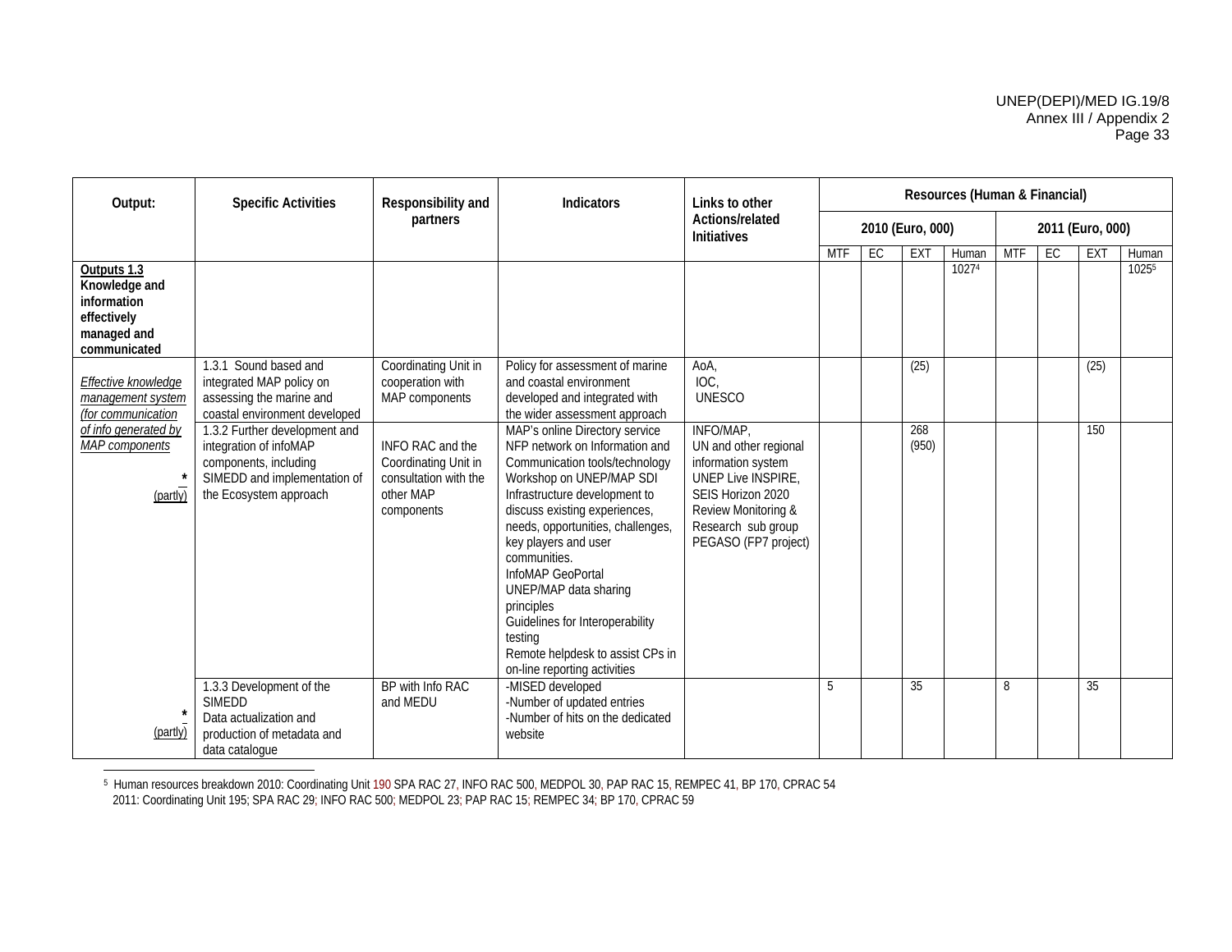| Output: | Specific Activities | Responsibility and partners | Indicators | Links to other Actions/related Initiatives | Resources (Human & Financial) | | | | | | | |
|---|---|---|---|---|---|---|---|---|---|---|---|---|
| | | | | | 2010 (Euro, 000) | | | | 2011 (Euro, 000) | | | |
| | | | | | MTF | EC | EXT | Human | MTF | EC | EXT | Human |
| **Outputs 1.3 Knowledge and information effectively managed and communicated** | | | | | | | | 1027[4] | | | | 1025[5] |
| *Effective knowledge management system (for communication of info generated by MAP components* | 1.3.1 Sound based and integrated MAP policy on assessing the marine and coastal environment developed | Coordinating Unit in cooperation with MAP components | Policy for assessment of marine and coastal environment developed and integrated with the wider assessment approach | AoA, IOC, UNESCO | | | (25) | | | | (25) | |
| * (partly) | 1.3.2 Further development and integration of infoMAP components, including SIMEDD and implementation of the Ecosystem approach | INFO RAC and the Coordinating Unit in consultation with the other MAP components | MAP's online Directory service NFP network on Information and Communication tools/technology Workshop on UNEP/MAP SDI Infrastructure development to discuss existing experiences, needs, opportunities, challenges, key players and user communities. InfoMAP GeoPortal UNEP/MAP data sharing principles Guidelines for Interoperability testing Remote helpdesk to assist CPs in on-line reporting activities | INFO/MAP, UN and other regional information system UNEP Live INSPIRE, SEIS Horizon 2020 Review Monitoring & Research sub group PEGASO (FP7 project) | | | 268 (950) | | | | 150 | |
| * (partly) | 1.3.3 Development of the SIMEDD Data actualization and production of metadata and data catalogue | BP with Info RAC and MEDU | -MISED developed -Number of updated entries -Number of hits on the dedicated website | | 5 | | 35 | | 8 | | 35 | |

[5] Human resources breakdown 2010: Coordinating Unit 190 SPA RAC 27, INFO RAC 500, MEDPOL 30, PAP RAC 15, REMPEC 41, BP 170, CPRAC 54
2011: Coordinating Unit 195; SPA RAC 29; INFO RAC 500; MEDPOL 23; PAP RAC 15; REMPEC 34; BP 170, CPRAC 59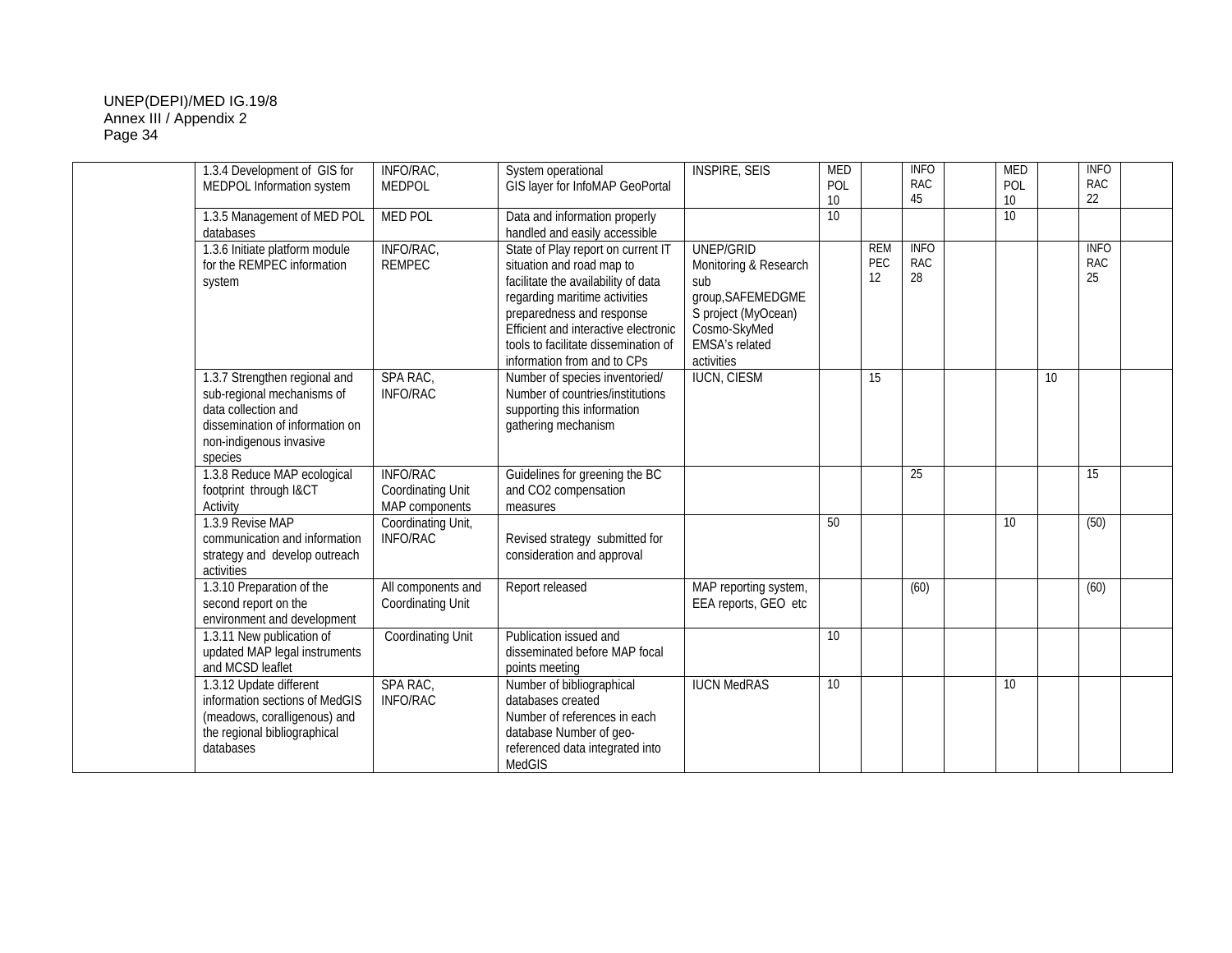| | | | | | | | | | | | | |
|---|---|---|---|---|---|---|---|---|---|---|---|---|
| | 1.3.4 Development of GIS for MEDPOL Information system | INFO/RAC, MEDPOL | System operational<br>GIS layer for InfoMAP GeoPortal | INSPIRE, SEIS | MED POL 10 | | INFO RAC 45 | | MED POL 10 | | INFO RAC 22 | |
| | 1.3.5 Management of MED POL databases | MED POL | Data and information properly handled and easily accessible | | 10 | | | | 10 | | | |
| | 1.3.6 Initiate platform module for the REMPEC information system | INFO/RAC, REMPEC | State of Play report on current IT situation and road map to facilitate the availability of data regarding maritime activities preparedness and response<br>Efficient and interactive electronic tools to facilitate dissemination of information from and to CPs | UNEP/GRID Monitoring & Research sub group,SAFEMEDGMES project (MyOcean) Cosmo-SkyMed EMSA's related activities | | REMPEC 12 | INFO RAC 28 | | | | INFO RAC 25 | |
| | 1.3.7 Strengthen regional and sub-regional mechanisms of data collection and dissemination of information on non-indigenous invasive species | SPA RAC, INFO/RAC | Number of species inventoried/ Number of countries/institutions supporting this information gathering mechanism | IUCN, CIESM | | 15 | | | | 10 | | |
| | 1.3.8 Reduce MAP ecological footprint through I&CT Activity | INFO/RAC Coordinating Unit MAP components | Guidelines for greening the BC and CO2 compensation measures | | | | 25 | | | | 15 | |
| | 1.3.9 Revise MAP communication and information strategy and develop outreach activities | Coordinating Unit, INFO/RAC | Revised strategy submitted for consideration and approval | | 50 | | | | 10 | | (50) | |
| | 1.3.10 Preparation of the second report on the environment and development | All components and Coordinating Unit | Report released | MAP reporting system, EEA reports, GEO etc | | | (60) | | | | (60) | |
| | 1.3.11 New publication of updated MAP legal instruments and MCSD leaflet | Coordinating Unit | Publication issued and disseminated before MAP focal points meeting | | 10 | | | | | | | |
| | 1.3.12 Update different information sections of MedGIS (meadows, coralligenous) and the regional bibliographical databases | SPA RAC, INFO/RAC | Number of bibliographical databases created<br>Number of references in each database Number of geo-referenced data integrated into MedGIS | IUCN MedRAS | 10 | | | | 10 | | | |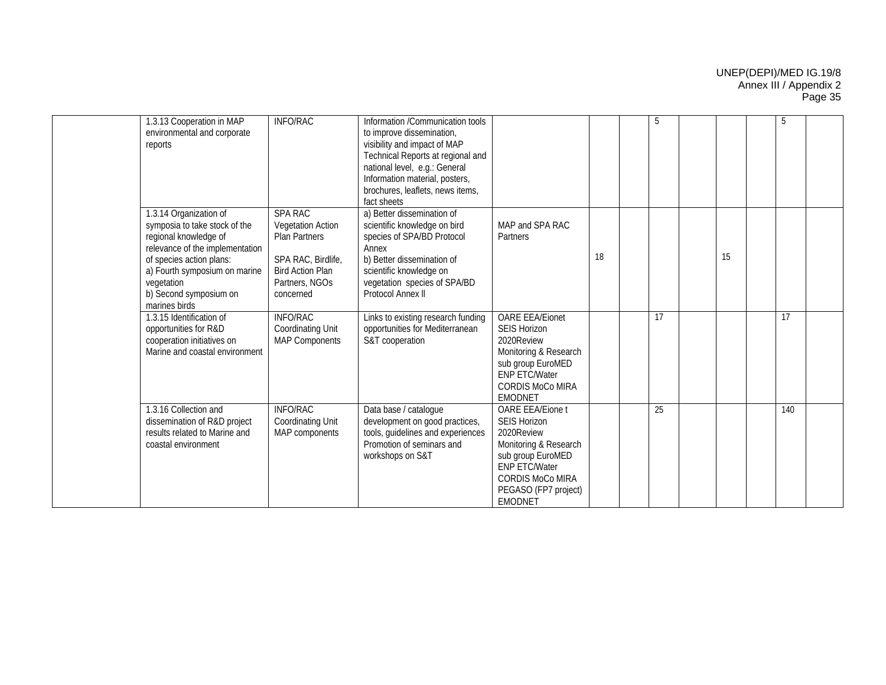| | | | | | | | | | | | | |
|---|---|---|---|---|---|---|---|---|---|---|---|---|
| | 1.3.13 Cooperation in MAP environmental and corporate reports | INFO/RAC | Information /Communication tools to improve dissemination, visibility and impact of MAP Technical Reports at regional and national level, e.g.: General Information material, posters, brochures, leaflets, news items, fact sheets | | | | 5 | | | | 5 | |
| | 1.3.14 Organization of symposia to take stock of the regional knowledge of relevance of the implementation of species action plans:<br>a) Fourth symposium on marine vegetation<br>b) Second symposium on marines birds | SPA RAC Vegetation Action Plan Partners<br><br>SPA RAC, Birdlife, Bird Action Plan Partners, NGOs concerned | a) Better dissemination of scientific knowledge on bird species of SPA/BD Protocol Annex<br>b) Better dissemination of scientific knowledge on vegetation species of SPA/BD Protocol Annex ll | MAP and SPA RAC Partners | 18 | | | | 15 | | | |
| | 1.3.15 Identification of opportunities for R&D cooperation initiatives on Marine and coastal environment | INFO/RAC Coordinating Unit MAP Components | Links to existing research funding opportunities for Mediterranean S&T cooperation | OARE EEA/Eionet SEIS Horizon 2020Review Monitoring & Research sub group EuroMED ENP ETC/Water CORDIS MoCo MIRA EMODNET | | | 17 | | | | 17 | |
| | 1.3.16 Collection and dissemination of R&D project results related to Marine and coastal environment | INFO/RAC Coordinating Unit MAP components | Data base / catalogue development on good practices, tools, guidelines and experiences Promotion of seminars and workshops on S&T | OARE EEA/Eione t SEIS Horizon 2020Review Monitoring & Research sub group EuroMED ENP ETC/Water CORDIS MoCo MIRA PEGASO (FP7 project) EMODNET | | | 25 | | | | 140 | |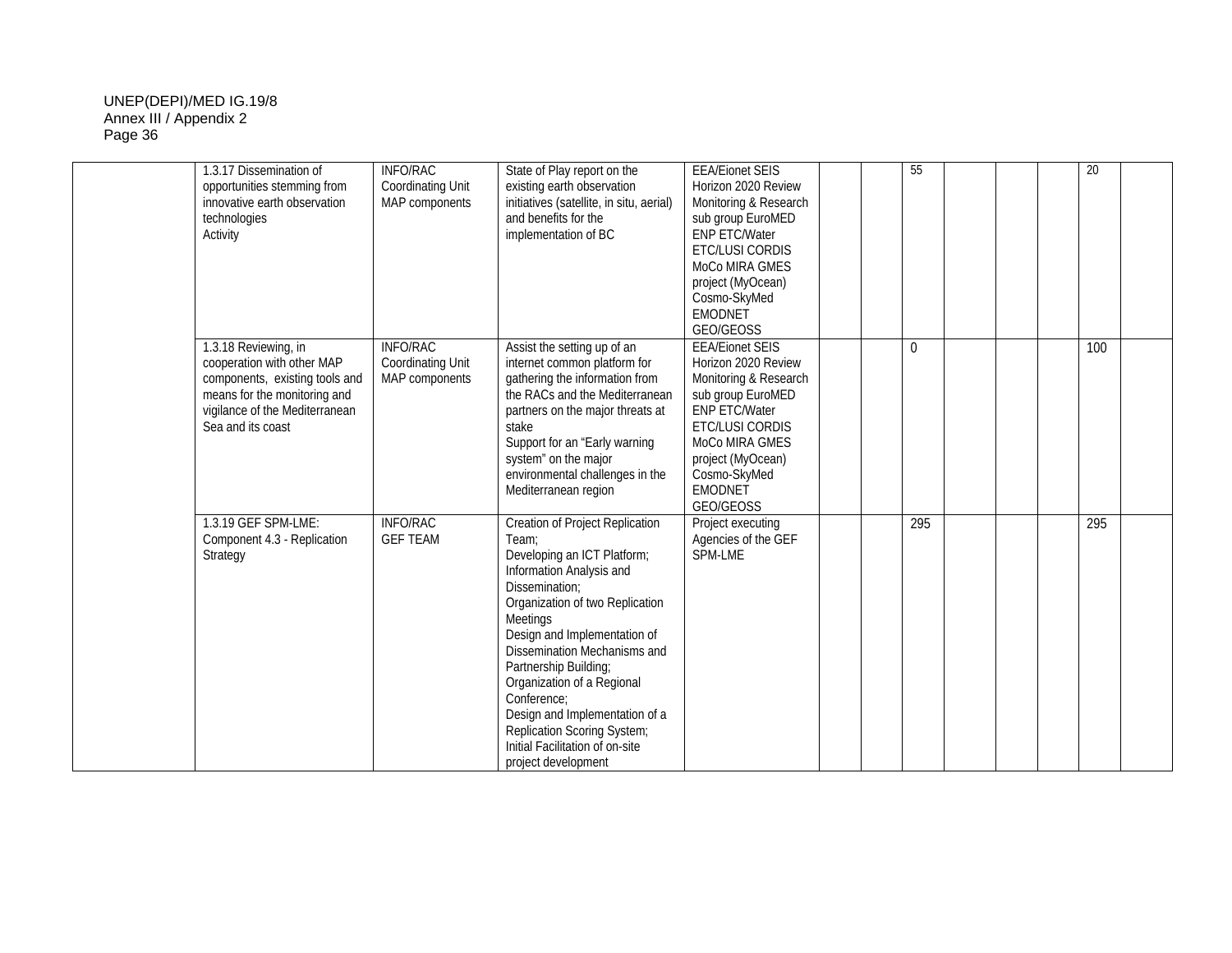| | | | | | | | | | | | | |
|---|---|---|---|---|---|---|---|---|---|---|---|---|
| | 1.3.17 Dissemination of opportunities stemming from innovative earth observation technologies<br>Activity | INFO/RAC<br>Coordinating Unit<br>MAP components | State of Play report on the existing earth observation initiatives (satellite, in situ, aerial) and benefits for the implementation of BC | EEA/Eionet SEIS<br>Horizon 2020 Review<br>Monitoring & Research sub group EuroMED<br>ENP ETC/Water<br>ETC/LUSI CORDIS<br>MoCo MIRA GMES project (MyOcean)<br>Cosmo-SkyMed<br>EMODNET<br>GEO/GEOSS | | | 55 | | | | 20 | |
| | 1.3.18 Reviewing, in cooperation with other MAP components, existing tools and means for the monitoring and vigilance of the Mediterranean Sea and its coast | INFO/RAC<br>Coordinating Unit<br>MAP components | Assist the setting up of an internet common platform for gathering the information from the RACs and the Mediterranean partners on the major threats at stake<br>Support for an "Early warning system" on the major environmental challenges in the Mediterranean region | EEA/Eionet SEIS<br>Horizon 2020 Review<br>Monitoring & Research sub group EuroMED<br>ENP ETC/Water<br>ETC/LUSI CORDIS<br>MoCo MIRA GMES project (MyOcean)<br>Cosmo-SkyMed<br>EMODNET<br>GEO/GEOSS | | | 0 | | | | 100 | |
| | 1.3.19 GEF SPM-LME: Component 4.3 - Replication Strategy | INFO/RAC<br>GEF TEAM | Creation of Project Replication Team;<br>Developing an ICT Platform;<br>Information Analysis and Dissemination;<br>Organization of two Replication Meetings<br>Design and Implementation of Dissemination Mechanisms and Partnership Building;<br>Organization of a Regional Conference;<br>Design and Implementation of a Replication Scoring System;<br>Initial Facilitation of on-site project development | Project executing Agencies of the GEF SPM-LME | | | 295 | | | | 295 | |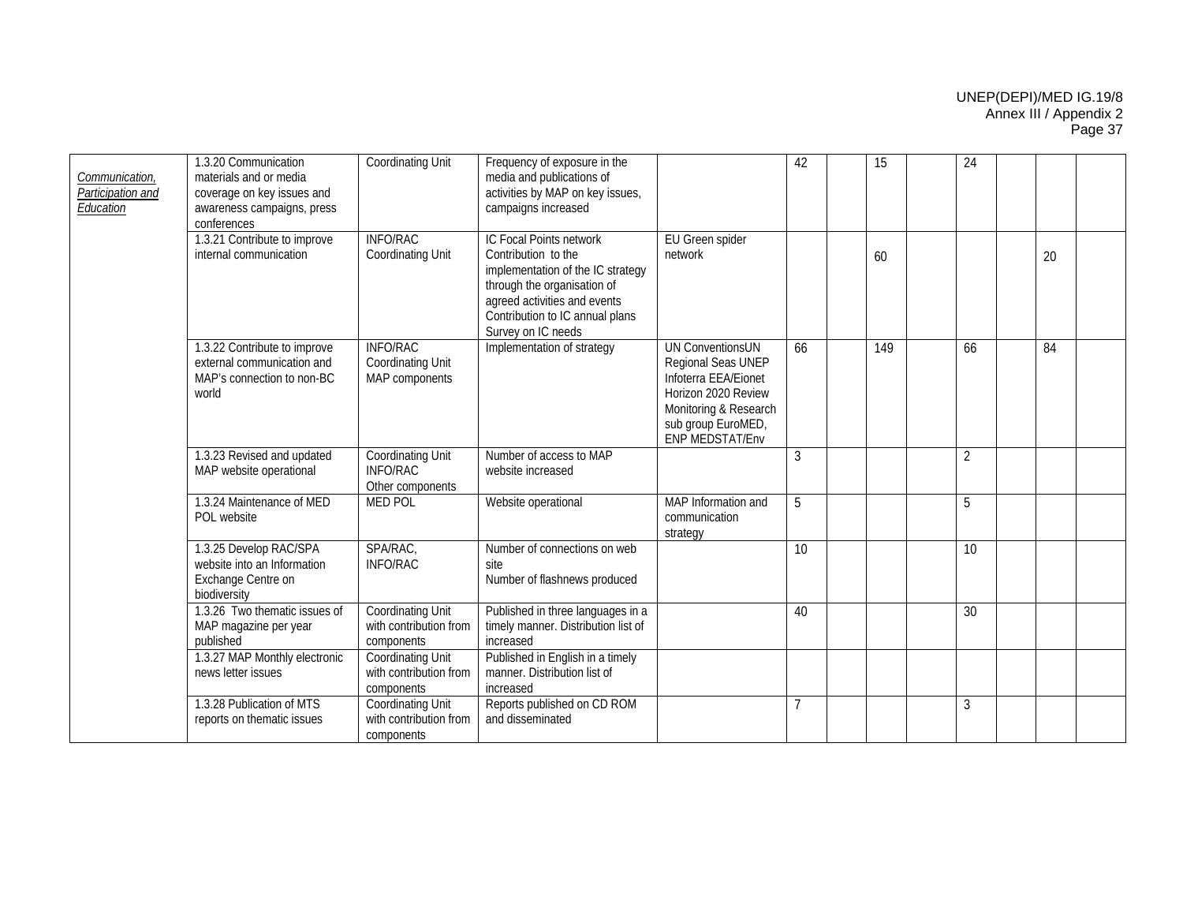| | | | | | | | | | | | | |
|---|---|---|---|---|---|---|---|---|---|---|---|---|
| *Communication, Participation and Education* | 1.3.20 Communication materials and or media coverage on key issues and awareness campaigns, press conferences | Coordinating Unit | Frequency of exposure in the media and publications of activities by MAP on key issues, campaigns increased | | 42 | | 15 | | 24 | | | |
| | 1.3.21 Contribute to improve internal communication | INFO/RAC Coordinating Unit | IC Focal Points network Contribution to the implementation of the IC strategy through the organisation of agreed activities and events Contribution to IC annual plans Survey on IC needs | EU Green spider network | | | 60 | | | | 20 | |
| | 1.3.22 Contribute to improve external communication and MAP's connection to non-BC world | INFO/RAC Coordinating Unit MAP components | Implementation of strategy | UN ConventionsUN Regional Seas UNEP Infoterra EEA/Eionet Horizon 2020 Review Monitoring & Research sub group EuroMED, ENP MEDSTAT/Env | 66 | | 149 | | 66 | | 84 | |
| | 1.3.23 Revised and updated MAP website operational | Coordinating Unit INFO/RAC Other components | Number of access to MAP website increased | | 3 | | | | 2 | | | |
| | 1.3.24 Maintenance of MED POL website | MED POL | Website operational | MAP Information and communication strategy | 5 | | | | 5 | | | |
| | 1.3.25 Develop RAC/SPA website into an Information Exchange Centre on biodiversity | SPA/RAC, INFO/RAC | Number of connections on web site Number of flashnews produced | | 10 | | | | 10 | | | |
| | 1.3.26 Two thematic issues of MAP magazine per year published | Coordinating Unit with contribution from components | Published in three languages in a timely manner. Distribution list of increased | | 40 | | | | 30 | | | |
| | 1.3.27 MAP Monthly electronic news letter issues | Coordinating Unit with contribution from components | Published in English in a timely manner. Distribution list of increased | | | | | | | | | |
| | 1.3.28 Publication of MTS reports on thematic issues | Coordinating Unit with contribution from components | Reports published on CD ROM and disseminated | | 7 | | | | 3 | | | |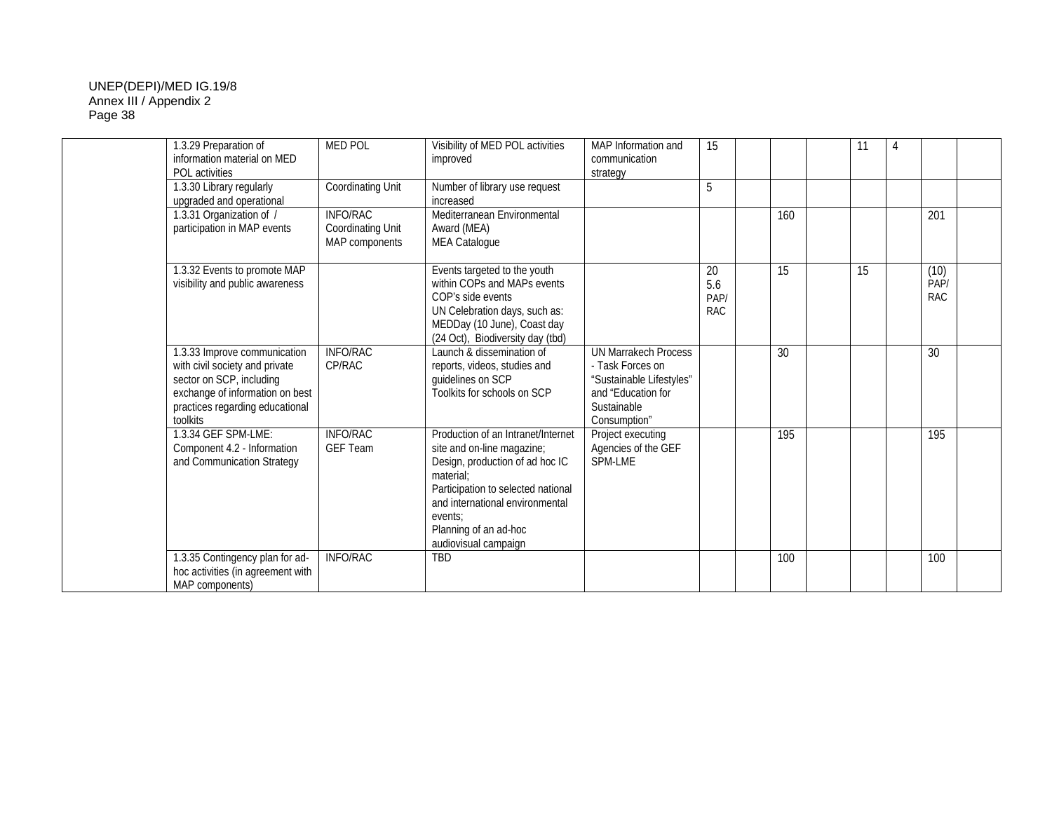| | | | | | | | | | | | | |
|---|---|---|---|---|---|---|---|---|---|---|---|---|
| | 1.3.29 Preparation of information material on MED POL activities | MED POL | Visibility of MED POL activities improved | MAP Information and communication strategy | 15 | | | | 11 | 4 | | |
| | 1.3.30 Library regularly upgraded and operational | Coordinating Unit | Number of library use request increased | | 5 | | | | | | | |
| | 1.3.31 Organization of / participation in MAP events | INFO/RAC<br>Coordinating Unit<br>MAP components | Mediterranean Environmental Award (MEA)<br>MEA Catalogue | | | | 160 | | | | 201 | |
| | 1.3.32 Events to promote MAP visibility and public awareness | | Events targeted to the youth within COPs and MAPs events<br>COP's side events<br>UN Celebration days, such as: MEDDay (10 June), Coast day (24 Oct), Biodiversity day (tbd) | | 20<br>5.6<br>PAP/<br>RAC | | 15 | | 15 | | (10)<br>PAP/<br>RAC | |
| | 1.3.33 Improve communication with civil society and private sector on SCP, including exchange of information on best practices regarding educational toolkits | INFO/RAC<br>CP/RAC | Launch & dissemination of reports, videos, studies and guidelines on SCP<br>Toolkits for schools on SCP | UN Marrakech Process - Task Forces on "Sustainable Lifestyles" and "Education for Sustainable Consumption" | | | 30 | | | | 30 | |
| | 1.3.34 GEF SPM-LME: Component 4.2 - Information and Communication Strategy | INFO/RAC<br>GEF Team | Production of an Intranet/Internet site and on-line magazine;<br>Design, production of ad hoc IC material;<br>Participation to selected national and international environmental events;<br>Planning of an ad-hoc audiovisual campaign | Project executing Agencies of the GEF SPM-LME | | | 195 | | | | 195 | |
| | 1.3.35 Contingency plan for ad-hoc activities (in agreement with MAP components) | INFO/RAC | TBD | | | | 100 | | | | 100 | |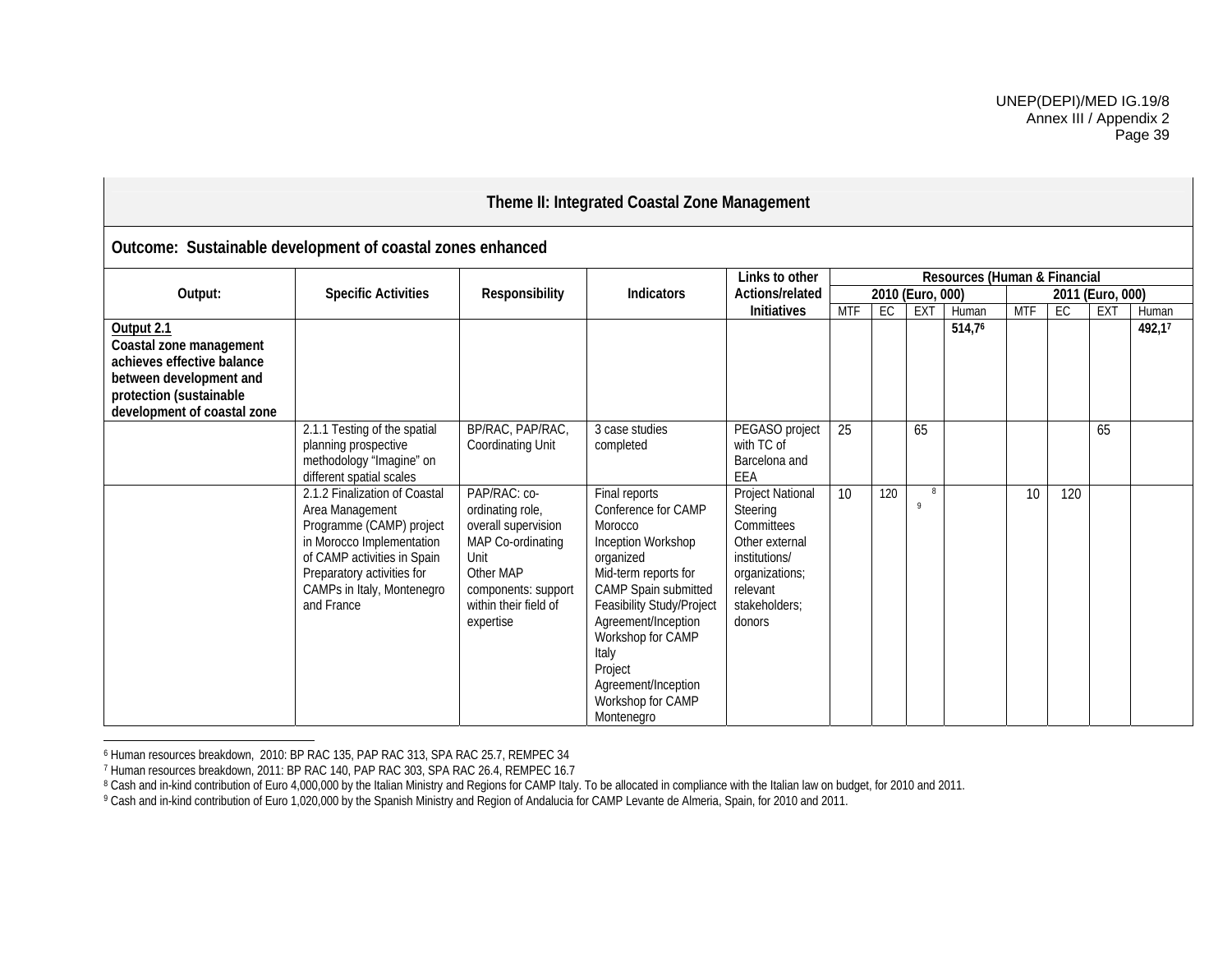| Theme II: Integrated Coastal Zone Management | | | | | | | | | | | | | |
|---|---|---|---|---|---|---|---|---|---|---|---|---|---|
| **Outcome: Sustainable development of coastal zones enhanced** | | | | | | | | | | | | | |
| **Output:** | **Specific Activities** | **Responsibility** | **Indicators** | **Links to other Actions/related Initiatives** | **Resources (Human & Financial** | | | | | | | | |
| | | | | | **2010 (Euro, 000)** | | | | **2011 (Euro, 000)** | | | | |
| | | | | | MTF | EC | EXT | Human | MTF | EC | EXT | Human | |
| **Output 2.1** **Coastal zone management achieves effective balance between development and protection (sustainable development of coastal zone** | | | | | | | | **514,7**[6] | | | | **492,1**[7] | |
| | 2.1.1 Testing of the spatial planning prospective methodology "Imagine" on different spatial scales | BP/RAC, PAP/RAC, Coordinating Unit | 3 case studies completed | PEGASO project with TC of Barcelona and EEA | 25 | | 65 | | | | 65 | | |
| | 2.1.2 Finalization of Coastal Area Management Programme (CAMP) project in Morocco Implementation of CAMP activities in Spain Preparatory activities for CAMPs in Italy, Montenegro and France | PAP/RAC: co-ordinating role, overall supervision MAP Co-ordinating Unit Other MAP components: support within their field of expertise | Final reports Conference for CAMP Morocco Inception Workshop organized Mid-term reports for CAMP Spain submitted Feasibility Study/Project Agreement/Inception Workshop for CAMP Italy Project Agreement/Inception Workshop for CAMP Montenegro | Project National Steering Committees Other external institutions/ organizations; relevant stakeholders; donors | 10 | 120 | [8] [9] | | 10 | 120 | | | |

[6] Human resources breakdown, 2010: BP RAC 135, PAP RAC 313, SPA RAC 25.7, REMPEC 34

[7] Human resources breakdown, 2011: BP RAC 140, PAP RAC 303, SPA RAC 26.4, REMPEC 16.7

[8] Cash and in-kind contribution of Euro 4,000,000 by the Italian Ministry and Regions for CAMP Italy. To be allocated in compliance with the Italian law on budget, for 2010 and 2011.

[9] Cash and in-kind contribution of Euro 1,020,000 by the Spanish Ministry and Region of Andalucia for CAMP Levante de Almeria, Spain, for 2010 and 2011.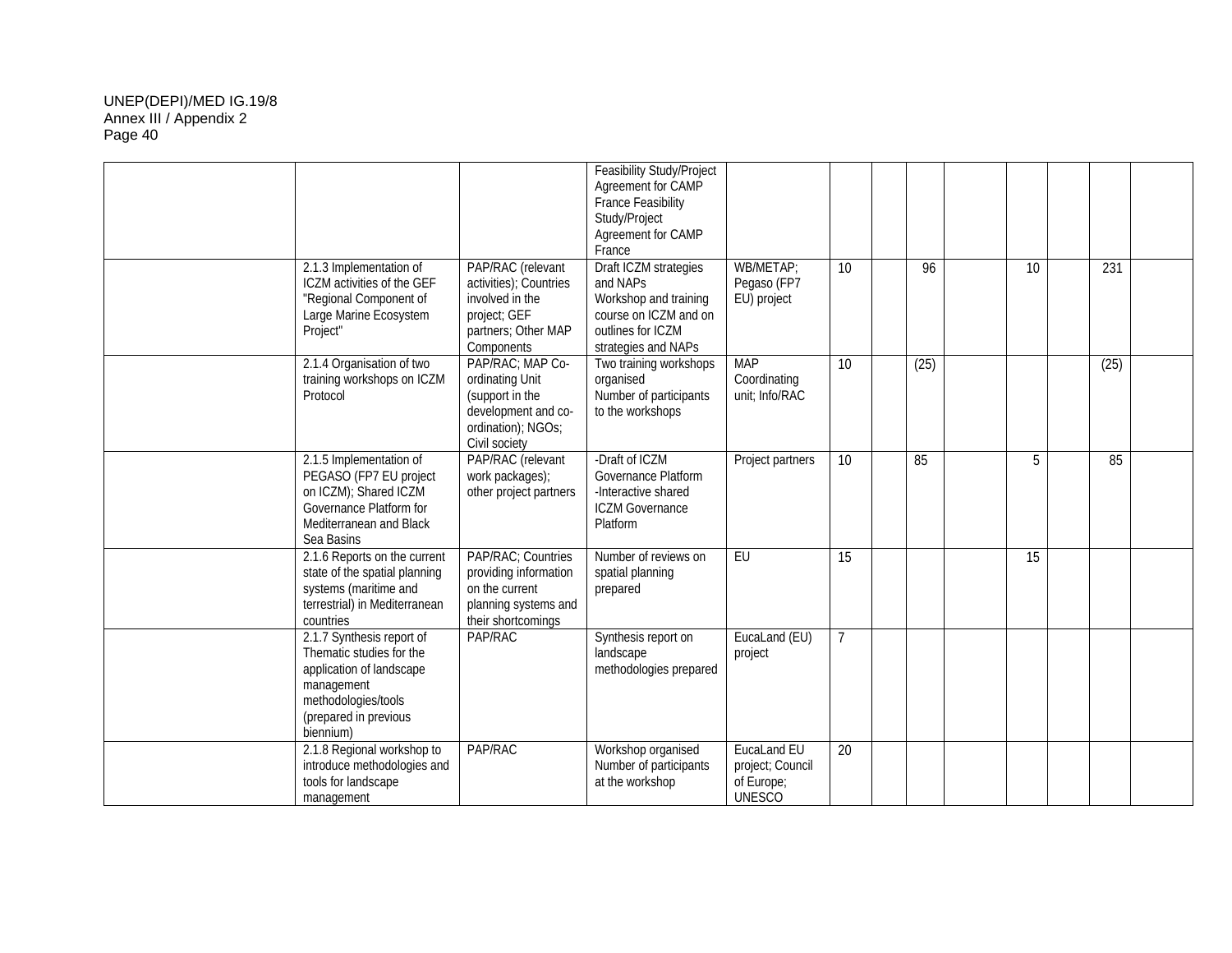| | | | | | | | | | | | | |
|---|---|---|---|---|---|---|---|---|---|---|---|---|
| | | | Feasibility Study/Project Agreement for CAMP France Feasibility Study/Project Agreement for CAMP France | | | | | | | | | |
| | 2.1.3 Implementation of ICZM activities of the GEF "Regional Component of Large Marine Ecosystem Project" | PAP/RAC (relevant activities); Countries involved in the project; GEF partners; Other MAP Components | Draft ICZM strategies and NAPs<br>Workshop and training course on ICZM and on outlines for ICZM strategies and NAPs | WB/METAP; Pegaso (FP7 EU) project | 10 | | 96 | | 10 | | 231 | |
| | 2.1.4 Organisation of two training workshops on ICZM Protocol | PAP/RAC; MAP Co-ordinating Unit (support in the development and co-ordination); NGOs; Civil society | Two training workshops organised<br>Number of participants to the workshops | MAP Coordinating unit; Info/RAC | 10 | | (25) | | | | (25) | |
| | 2.1.5 Implementation of PEGASO (FP7 EU project on ICZM); Shared ICZM Governance Platform for Mediterranean and Black Sea Basins | PAP/RAC (relevant work packages); other project partners | -Draft of ICZM Governance Platform<br>-Interactive shared ICZM Governance Platform | Project partners | 10 | | 85 | | 5 | | 85 | |
| | 2.1.6 Reports on the current state of the spatial planning systems (maritime and terrestrial) in Mediterranean countries | PAP/RAC; Countries providing information on the current planning systems and their shortcomings | Number of reviews on spatial planning prepared | EU | 15 | | | | 15 | | | |
| | 2.1.7 Synthesis report of Thematic studies for the application of landscape management methodologies/tools (prepared in previous biennium) | PAP/RAC | Synthesis report on landscape methodologies prepared | EucaLand (EU) project | 7 | | | | | | | |
| | 2.1.8 Regional workshop to introduce methodologies and tools for landscape management | PAP/RAC | Workshop organised<br>Number of participants at the workshop | EucaLand EU project; Council of Europe; UNESCO | 20 | | | | | | | |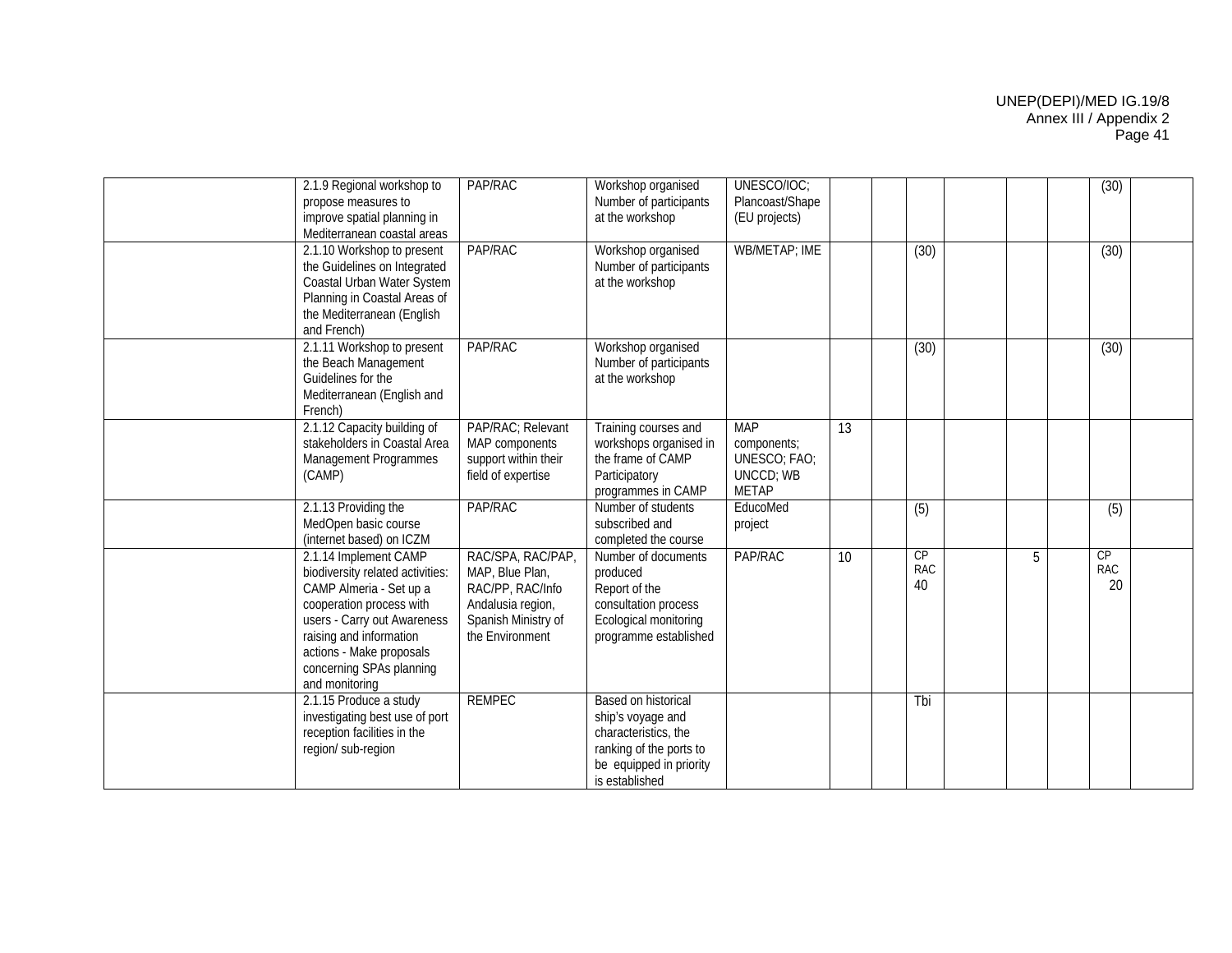| | | | | | | | | | | | | |
|---|---|---|---|---|---|---|---|---|---|---|---|---|
| | 2.1.9 Regional workshop to propose measures to improve spatial planning in Mediterranean coastal areas | PAP/RAC | Workshop organised Number of participants at the workshop | UNESCO/IOC; Plancoast/Shape (EU projects) | | | | | | | (30) | |
| | 2.1.10 Workshop to present the Guidelines on Integrated Coastal Urban Water System Planning in Coastal Areas of the Mediterranean (English and French) | PAP/RAC | Workshop organised Number of participants at the workshop | WB/METAP; IME | | | (30) | | | | (30) | |
| | 2.1.11 Workshop to present the Beach Management Guidelines for the Mediterranean (English and French) | PAP/RAC | Workshop organised Number of participants at the workshop | | | | (30) | | | | (30) | |
| | 2.1.12 Capacity building of stakeholders in Coastal Area Management Programmes (CAMP) | PAP/RAC; Relevant MAP components support within their field of expertise | Training courses and workshops organised in the frame of CAMP Participatory programmes in CAMP | MAP components; UNESCO; FAO; UNCCD; WB METAP | 13 | | | | | | | |
| | 2.1.13 Providing the MedOpen basic course (internet based) on ICZM | PAP/RAC | Number of students subscribed and completed the course | EducoMed project | | | (5) | | | | (5) | |
| | 2.1.14 Implement CAMP biodiversity related activities: CAMP Almeria - Set up a cooperation process with users - Carry out Awareness raising and information actions - Make proposals concerning SPAs planning and monitoring | RAC/SPA, RAC/PAP, MAP, Blue Plan, RAC/PP, RAC/Info Andalusia region, Spanish Ministry of the Environment | Number of documents produced Report of the consultation process Ecological monitoring programme established | PAP/RAC | 10 | | CP RAC 40 | | 5 | | CP RAC 20 | |
| | 2.1.15 Produce a study investigating best use of port reception facilities in the region/ sub-region | REMPEC | Based on historical ship's voyage and characteristics, the ranking of the ports to be equipped in priority is established | | | | Tbi | | | | | |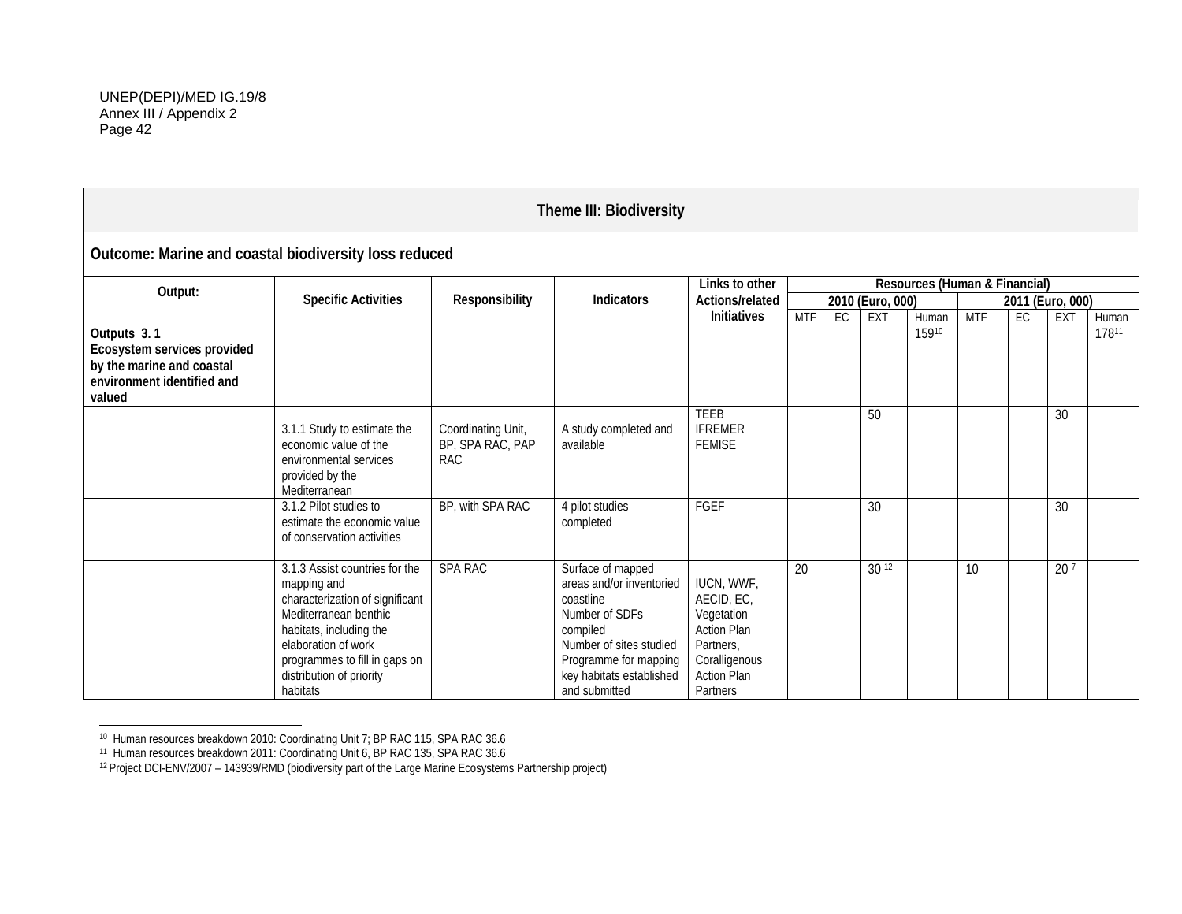| Theme III: Biodiversity | | | | | | | | | | | | |
|---|---|---|---|---|---|---|---|---|---|---|---|---|
| **Outcome: Marine and coastal biodiversity loss reduced** | | | | | | | | | | | | |
| **Output:** | **Specific Activities** | **Responsibility** | **Indicators** | **Links to other Actions/related Initiatives** | **Resources (Human & Financial)** | | | | | | | |
| | | | | | **2010 (Euro, 000)** | | | | **2011 (Euro, 000)** | | | |
| | | | | | MTF | EC | EXT | Human | MTF | EC | EXT | Human |
| **Outputs 3. 1** **Ecosystem services provided by the marine and coastal environment identified and valued** | | | | | | | | 159[10] | | | | 178[11] |
| | 3.1.1 Study to estimate the economic value of the environmental services provided by the Mediterranean | Coordinating Unit, BP, SPA RAC, PAP RAC | A study completed and available | TEEB IFREMER FEMISE | | | 50 | | | | 30 | |
| | 3.1.2 Pilot studies to estimate the economic value of conservation activities | BP, with SPA RAC | 4 pilot studies completed | FGEF | | | 30 | | | | 30 | |
| | 3.1.3 Assist countries for the mapping and characterization of significant Mediterranean benthic habitats, including the elaboration of work programmes to fill in gaps on distribution of priority habitats | SPA RAC | Surface of mapped areas and/or inventoried coastline Number of SDFs compiled Number of sites studied Programme for mapping key habitats established and submitted | IUCN, WWF, AECID, EC, Vegetation Action Plan Partners, Coralligenous Action Plan Partners | 20 | | 30 [12] | | 10 | | 20 [7] | |

[10] Human resources breakdown 2010: Coordinating Unit 7; BP RAC 115, SPA RAC 36.6

[11] Human resources breakdown 2011: Coordinating Unit 6, BP RAC 135, SPA RAC 36.6

[12] Project DCI-ENV/2007 – 143939/RMD (biodiversity part of the Large Marine Ecosystems Partnership project)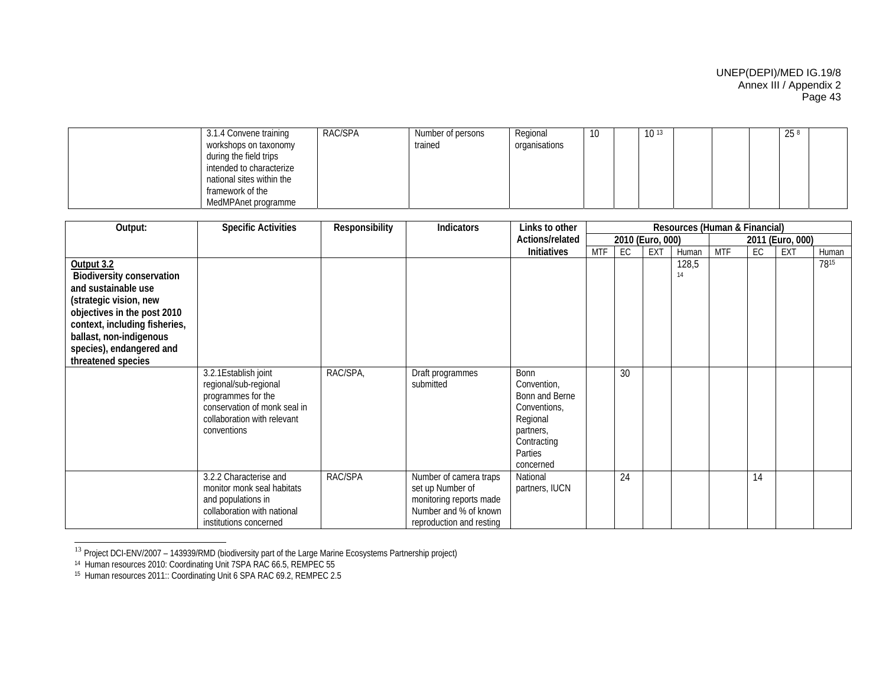| Output: | Specific Activities | Responsibility | Indicators | Links to other Actions/related Initiatives | Resources (Human & Financial) | | | | | | | |
|---|---|---|---|---|---|---|---|---|---|---|---|---|
| | | | | | 2010 (Euro, 000) | | | | 2011 (Euro, 000) | | | |
| | | | | | MTF | EC | EXT | Human | MTF | EC | EXT | Human |
| | 3.1.4 Convene training workshops on taxonomy during the field trips intended to characterize national sites within the framework of the MedMPAnet programme | RAC/SPA | Number of persons trained | Regional organisations | 10 | | 10 [13] | | | | 25 [8] | |
| **Output 3.2** **Biodiversity conservation and sustainable use (strategic vision, new objectives in the post 2010 context, including fisheries, ballast, non-indigenous species), endangered and threatened species** | | | | | | | | 128,5 [14] | | | | 78[15] |
| | 3.2.1Establish joint regional/sub-regional programmes for the conservation of monk seal in collaboration with relevant conventions | RAC/SPA, | Draft programmes submitted | Bonn Convention, Bonn and Berne Conventions, Regional partners, Contracting Parties concerned | | 30 | | | | | | |
| | 3.2.2 Characterise and monitor monk seal habitats and populations in collaboration with national institutions concerned | RAC/SPA | Number of camera traps set up Number of monitoring reports made Number and % of known reproduction and resting | National partners, IUCN | | 24 | | | | 14 | | |

[13] Project DCI-ENV/2007 – 143939/RMD (biodiversity part of the Large Marine Ecosystems Partnership project)

[14] Human resources 2010: Coordinating Unit 7SPA RAC 66.5, REMPEC 55

[15] Human resources 2011:: Coordinating Unit 6 SPA RAC 69.2, REMPEC 2.5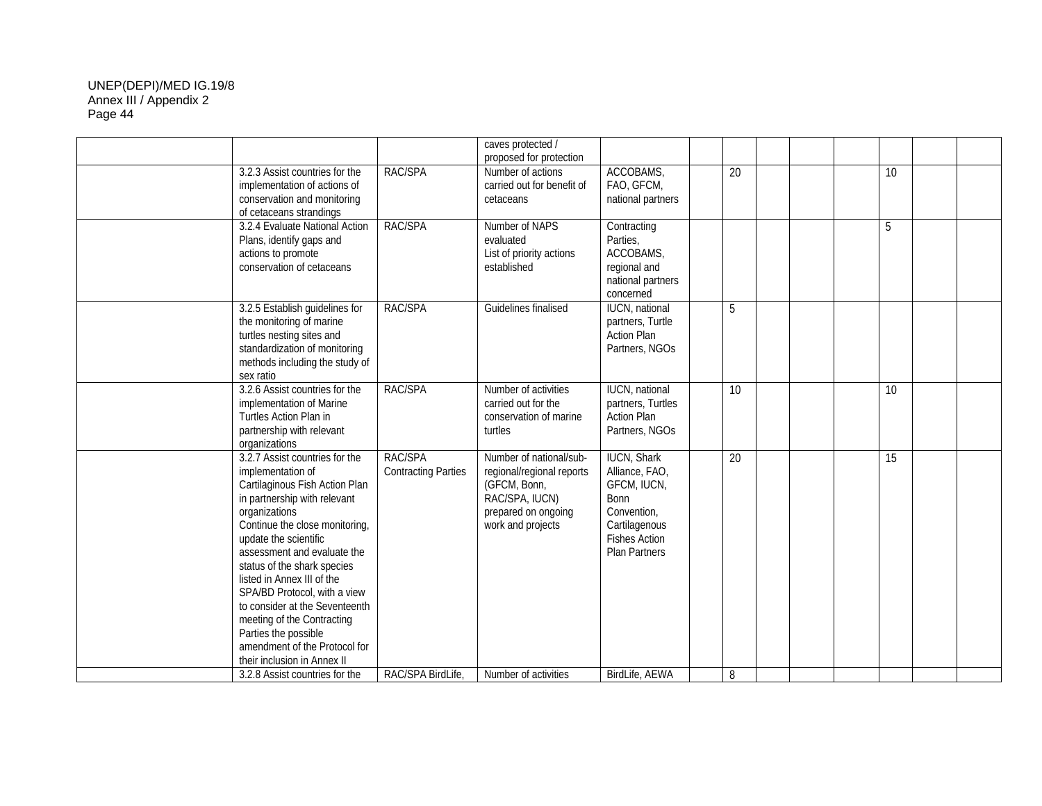| | | | | | | | | | | | | |
|---|---|---|---|---|---|---|---|---|---|---|---|---|
| | | | caves protected / proposed for protection | | | | | | | | | |
| | 3.2.3 Assist countries for the implementation of actions of conservation and monitoring of cetaceans strandings | RAC/SPA | Number of actions carried out for benefit of cetaceans | ACCOBAMS, FAO, GFCM, national partners | | 20 | | | | 10 | | |
| | 3.2.4 Evaluate National Action Plans, identify gaps and actions to promote conservation of cetaceans | RAC/SPA | Number of NAPS evaluated<br>List of priority actions established | Contracting Parties, ACCOBAMS, regional and national partners concerned | | | | | | 5 | | |
| | 3.2.5 Establish guidelines for the monitoring of marine turtles nesting sites and standardization of monitoring methods including the study of sex ratio | RAC/SPA | Guidelines finalised | IUCN, national partners, Turtle Action Plan Partners, NGOs | | 5 | | | | | | |
| | 3.2.6 Assist countries for the implementation of Marine Turtles Action Plan in partnership with relevant organizations | RAC/SPA | Number of activities carried out for the conservation of marine turtles | IUCN, national partners, Turtles Action Plan Partners, NGOs | | 10 | | | | 10 | | |
| | 3.2.7 Assist countries for the implementation of Cartilaginous Fish Action Plan in partnership with relevant organizations<br>Continue the close monitoring, update the scientific assessment and evaluate the status of the shark species listed in Annex III of the SPA/BD Protocol, with a view to consider at the Seventeenth meeting of the Contracting Parties the possible amendment of the Protocol for their inclusion in Annex II | RAC/SPA<br>Contracting Parties | Number of national/sub-regional/regional reports (GFCM, Bonn, RAC/SPA, IUCN) prepared on ongoing work and projects | IUCN, Shark Alliance, FAO, GFCM, IUCN, Bonn Convention, Cartilagenous Fishes Action Plan Partners | | 20 | | | | 15 | | |
| | 3.2.8 Assist countries for the | RAC/SPA BirdLife, | Number of activities | BirdLife, AEWA | | 8 | | | | | | |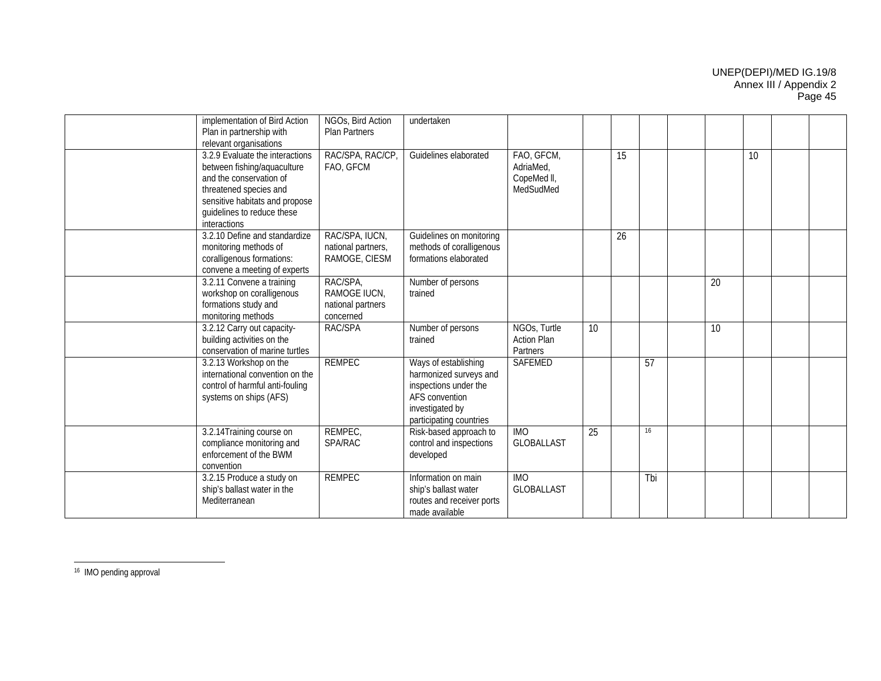| | | | | | | | | | | | | |
|---|---|---|---|---|---|---|---|---|---|---|---|---|
| | implementation of Bird Action Plan in partnership with relevant organisations | NGOs, Bird Action Plan Partners | undertaken | | | | | | | | | |
| | 3.2.9 Evaluate the interactions between fishing/aquaculture and the conservation of threatened species and sensitive habitats and propose guidelines to reduce these interactions | RAC/SPA, RAC/CP, FAO, GFCM | Guidelines elaborated | FAO, GFCM, AdriaMed, CopeMed ll, MedSudMed | | 15 | | | | 10 | | |
| | 3.2.10 Define and standardize monitoring methods of coralligenous formations: convene a meeting of experts | RAC/SPA, IUCN, national partners, RAMOGE, CIESM | Guidelines on monitoring methods of coralligenous formations elaborated | | | 26 | | | | | | |
| | 3.2.11 Convene a training workshop on coralligenous formations study and monitoring methods | RAC/SPA, RAMOGE IUCN, national partners concerned | Number of persons trained | | | | | | 20 | | | |
| | 3.2.12 Carry out capacity-building activities on the conservation of marine turtles | RAC/SPA | Number of persons trained | NGOs, Turtle Action Plan Partners | 10 | | | | 10 | | | |
| | 3.2.13 Workshop on the international convention on the control of harmful anti-fouling systems on ships (AFS) | REMPEC | Ways of establishing harmonized surveys and inspections under the AFS convention investigated by participating countries | SAFEMED | | | 57 | | | | | |
| | 3.2.14Training course on compliance monitoring and enforcement of the BWM convention | REMPEC, SPA/RAC | Risk-based approach to control and inspections developed | IMO GLOBALLAST | 25 | | [16] | | | | | |
| | 3.2.15 Produce a study on ship's ballast water in the Mediterranean | REMPEC | Information on main ship's ballast water routes and receiver ports made available | IMO GLOBALLAST | | | Tbi | | | | | |

[16] IMO pending approval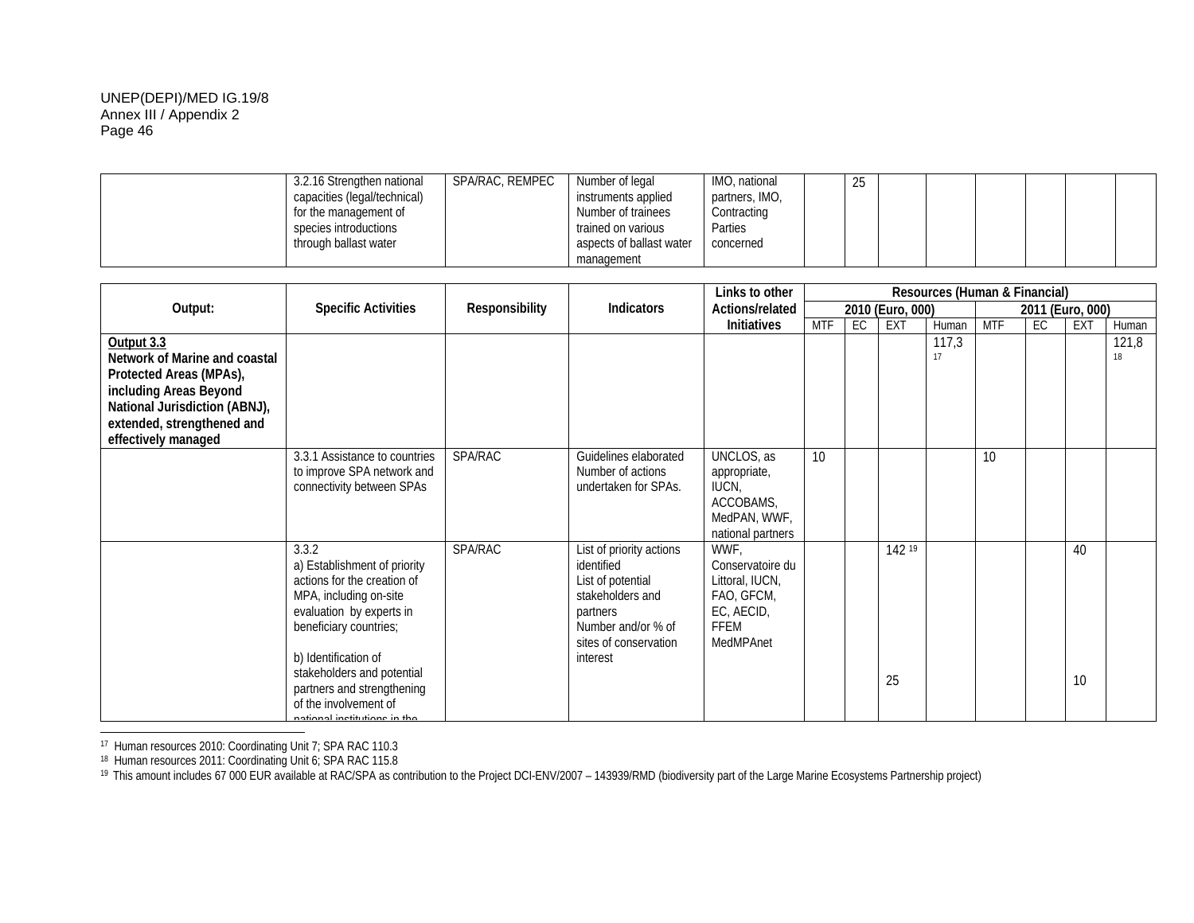| Output: | Specific Activities | Responsibility | Indicators | Links to other Actions/related Initiatives | Resources (Human & Financial) | | | | | | | |
|---|---|---|---|---|---|---|---|---|---|---|---|---|
| | | | | | 2010 (Euro, 000) | | | | 2011 (Euro, 000) | | | |
| | | | | | MTF | EC | EXT | Human | MTF | EC | EXT | Human |
| | 3.2.16 Strengthen national capacities (legal/technical) for the management of species introductions through ballast water | SPA/RAC, REMPEC | Number of legal instruments applied<br>Number of trainees trained on various aspects of ballast water management | IMO, national partners, IMO, Contracting Parties concerned | | 25 | | | | | | |
| **Output 3.3**<br>**Network of Marine and coastal Protected Areas (MPAs), including Areas Beyond National Jurisdiction (ABNJ), extended, strengthened and effectively managed** | | | | | | | | 117,3 [17] | | | | 121,8 [18] |
| | 3.3.1 Assistance to countries to improve SPA network and connectivity between SPAs | SPA/RAC | Guidelines elaborated<br>Number of actions undertaken for SPAs. | UNCLOS, as appropriate, IUCN, ACCOBAMS, MedPAN, WWF, national partners | 10 | | | | 10 | | | |
| | 3.3.2<br>a) Establishment of priority actions for the creation of MPA, including on-site evaluation by experts in beneficiary countries;<br><br>b) Identification of stakeholders and potential partners and strengthening of the involvement of national institutions in the | SPA/RAC | List of priority actions identified<br>List of potential stakeholders and partners<br>Number and/or % of sites of conservation interest | WWF, Conservatoire du Littoral, IUCN, FAO, GFCM, EC, AECID, FFEM MedMPAnet | | | 142 [19]<br><br>25 | | | | 40<br><br>10 | |

---

[17] Human resources 2010: Coordinating Unit 7; SPA RAC 110.3

[18] Human resources 2011: Coordinating Unit 6; SPA RAC 115.8

[19] This amount includes 67 000 EUR available at RAC/SPA as contribution to the Project DCI-ENV/2007 – 143939/RMD (biodiversity part of the Large Marine Ecosystems Partnership project)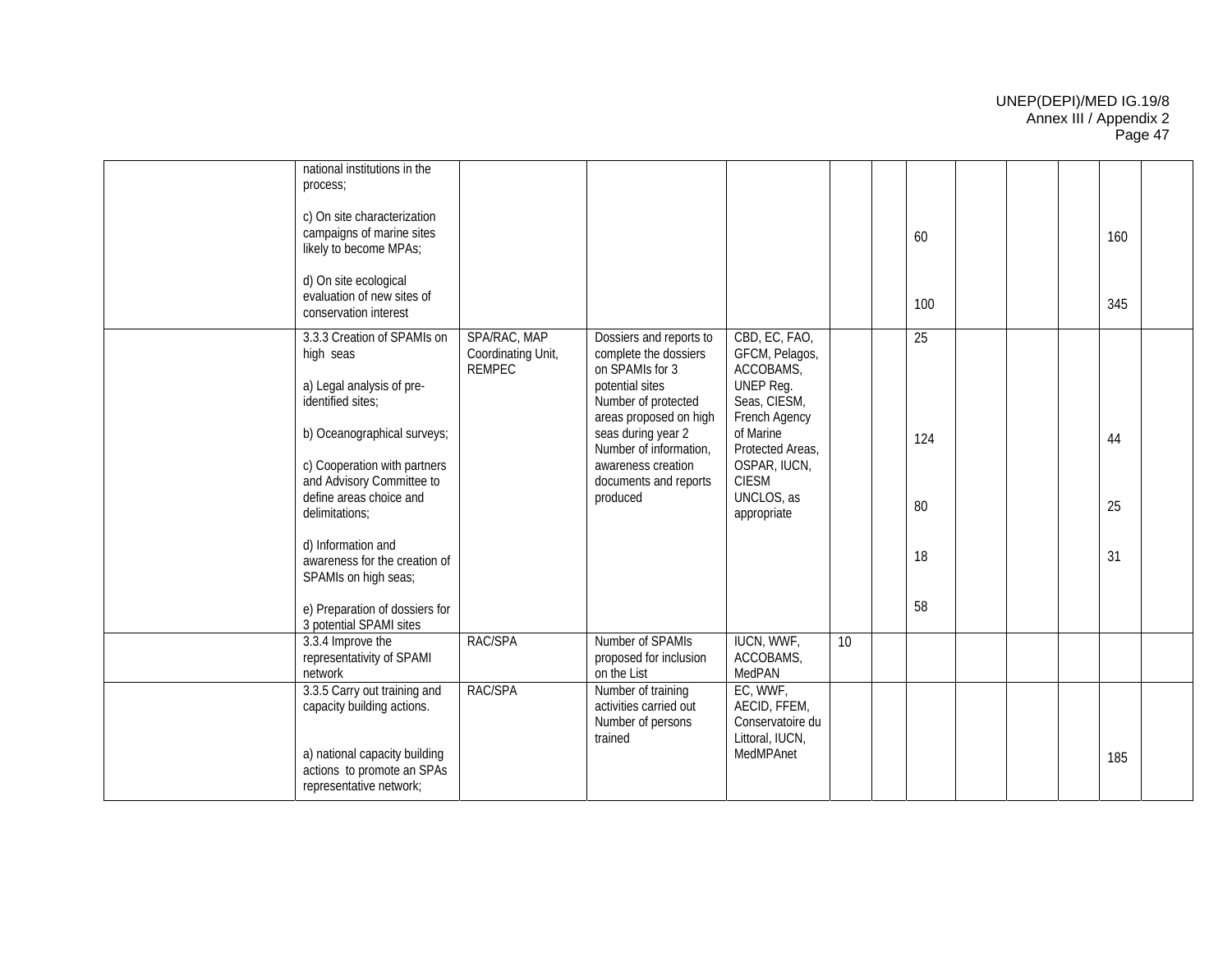| | | | | | | | | | | | | |
|---|---|---|---|---|---|---|---|---|---|---|---|---|
| | national institutions in the process; | | | | | | | | | | | |
| | c) On site characterization campaigns of marine sites likely to become MPAs; | | | | | | 60 | | | | 160 | |
| | d) On site ecological evaluation of new sites of conservation interest | | | | | | 100 | | | | 345 | |
| | 3.3.3 Creation of SPAMIs on high seas | SPA/RAC, MAP Coordinating Unit, REMPEC | Dossiers and reports to complete the dossiers on SPAMIs for 3 potential sites<br>Number of protected areas proposed on high seas during year 2<br>Number of information, awareness creation documents and reports produced | CBD, EC, FAO, GFCM, Pelagos, ACCOBAMS, UNEP Reg. Seas, CIESM, French Agency of Marine Protected Areas, OSPAR, IUCN, CIESM UNCLOS, as appropriate | | | 25 | | | | | |
| | a) Legal analysis of pre-identified sites; | | | | | | | | | | | |
| | b) Oceanographical surveys; | | | | | | 124 | | | | 44 | |
| | c) Cooperation with partners and Advisory Committee to define areas choice and delimitations; | | | | | | 80 | | | | 25 | |
| | d) Information and awareness for the creation of SPAMIs on high seas; | | | | | | 18 | | | | 31 | |
| | e) Preparation of dossiers for 3 potential SPAMI sites | | | | | | 58 | | | | | |
| | 3.3.4 Improve the representativity of SPAMI network | RAC/SPA | Number of SPAMIs proposed for inclusion on the List | IUCN, WWF, ACCOBAMS, MedPAN | 10 | | | | | | | |
| | 3.3.5 Carry out training and capacity building actions. | RAC/SPA | Number of training activities carried out<br>Number of persons trained | EC, WWF, AECID, FFEM, Conservatoire du Littoral, IUCN, MedMPAnet | | | | | | | | |
| | a) national capacity building actions to promote an SPAs representative network; | | | | | | | | | | 185 | |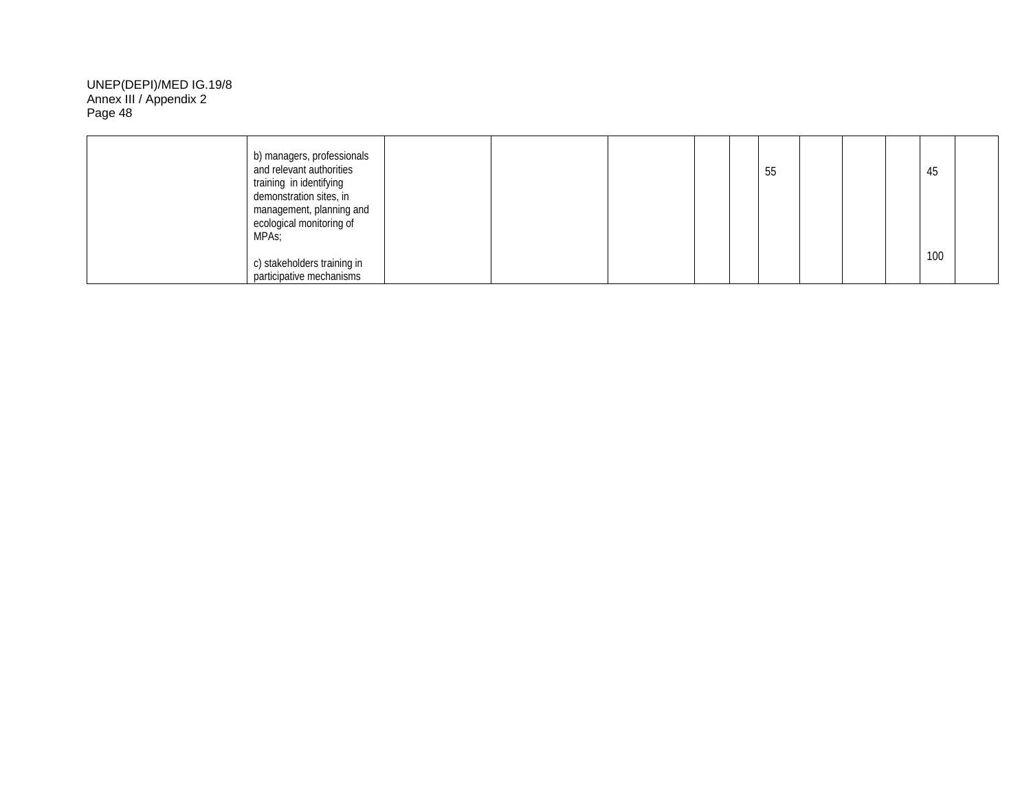| | | | | | | | | | | | | |
|---|---|---|---|---|---|---|---|---|---|---|---|---|
| | b) managers, professionals and relevant authorities training in identifying demonstration sites, in management, planning and ecological monitoring of MPAs; | | | | | | 55 | | | | 45 | |
| | c) stakeholders training in participative mechanisms | | | | | | | | | | 100 | |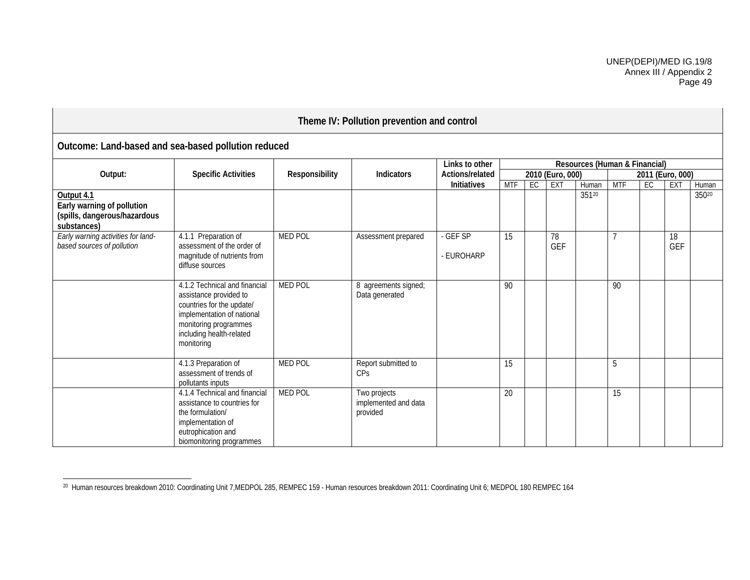| Theme IV: Pollution prevention and control | | | | | | | | | | | | |
|---|---|---|---|---|---|---|---|---|---|---|---|---|
| **Outcome: Land-based and sea-based pollution reduced** | | | | | | | | | | | | |
| **Output:** | **Specific Activities** | **Responsibility** | **Indicators** | **Links to other Actions/related Initiatives** | **Resources (Human & Financial)** | | | | | | | |
| | | | | | **2010 (Euro, 000)** | | | | **2011 (Euro, 000)** | | | |
| | | | | | MTF | EC | EXT | Human | MTF | EC | EXT | Human |
| **Output 4.1** **Early warning of pollution (spills, dangerous/hazardous substances)** | | | | | | | | 351[20] | | | | 350[20] |
| *Early warning activities for land-based sources of pollution* | 4.1.1 Preparation of assessment of the order of magnitude of nutrients from diffuse sources | MED POL | Assessment prepared | - GEF SP<br>- EUROHARP | 15 | | 78 GEF | | 7 | | 18 GEF | |
| | 4.1.2 Technical and financial assistance provided to countries for the update/ implementation of national monitoring programmes including health-related monitoring | MED POL | 8 agreements signed; Data generated | | 90 | | | | 90 | | | |
| | 4.1.3 Preparation of assessment of trends of pollutants inputs | MED POL | Report submitted to CPs | | 15 | | | | 5 | | | |
| | 4.1.4 Technical and financial assistance to countries for the formulation/ implementation of eutrophication and biomonitoring programmes | MED POL | Two projects implemented and data provided | | 20 | | | | 15 | | | |

[20] Human resources breakdown 2010: Coordinating Unit 7,MEDPOL 285, REMPEC 159 - Human resources breakdown 2011: Coordinating Unit 6; MEDPOL 180 REMPEC 164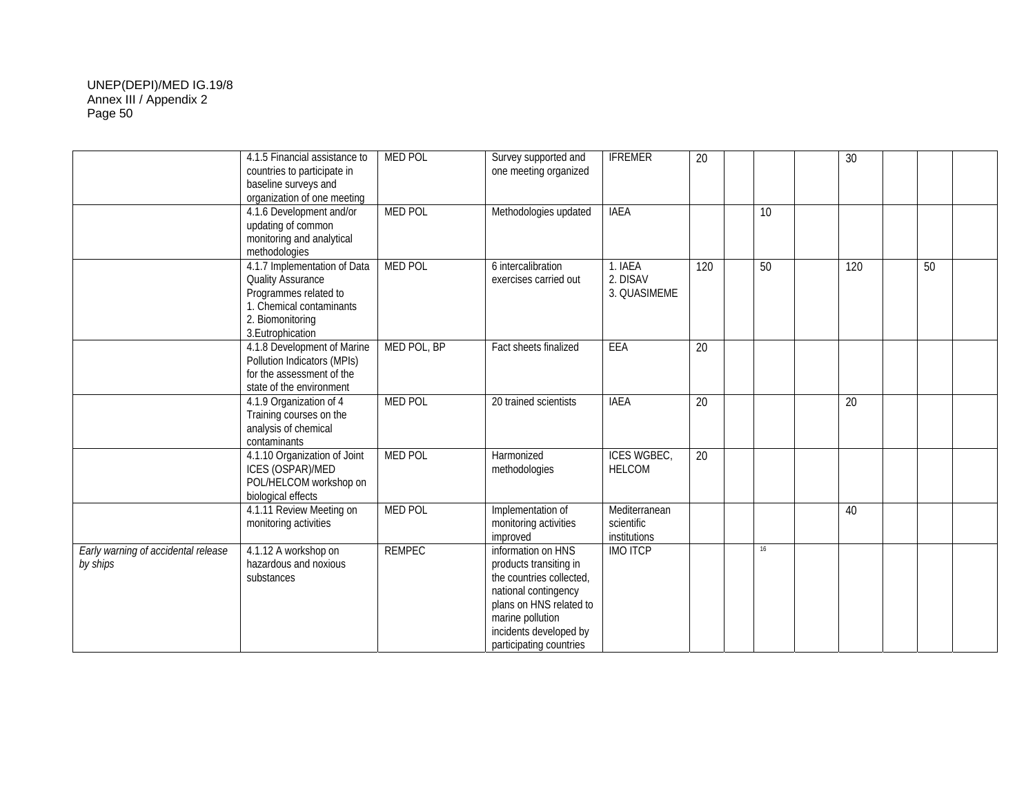| | | | | | | | | | | | | |
|---|---|---|---|---|---|---|---|---|---|---|---|---|
| | 4.1.5 Financial assistance to countries to participate in baseline surveys and organization of one meeting | MED POL | Survey supported and one meeting organized | IFREMER | 20 | | | | 30 | | | |
| | 4.1.6 Development and/or updating of common monitoring and analytical methodologies | MED POL | Methodologies updated | IAEA | | | 10 | | | | | |
| | 4.1.7 Implementation of Data Quality Assurance Programmes related to<br>1. Chemical contaminants<br>2. Biomonitoring<br>3.Eutrophication | MED POL | 6 intercalibration exercises carried out | 1. IAEA<br>2. DISAV<br>3. QUASIMEME | 120 | | 50 | | 120 | | 50 | |
| | 4.1.8 Development of Marine Pollution Indicators (MPIs) for the assessment of the state of the environment | MED POL, BP | Fact sheets finalized | EEA | 20 | | | | | | | |
| | 4.1.9 Organization of 4 Training courses on the analysis of chemical contaminants | MED POL | 20 trained scientists | IAEA | 20 | | | | 20 | | | |
| | 4.1.10 Organization of Joint ICES (OSPAR)/MED POL/HELCOM workshop on biological effects | MED POL | Harmonized methodologies | ICES WGBEC, HELCOM | 20 | | | | | | | |
| | 4.1.11 Review Meeting on monitoring activities | MED POL | Implementation of monitoring activities improved | Mediterranean scientific institutions | | | | | 40 | | | |
| *Early warning of accidental release by ships* | 4.1.12 A workshop on hazardous and noxious substances | REMPEC | information on HNS products transiting in the countries collected, national contingency plans on HNS related to marine pollution incidents developed by participating countries | IMO ITCP | | | [16] | | | | | |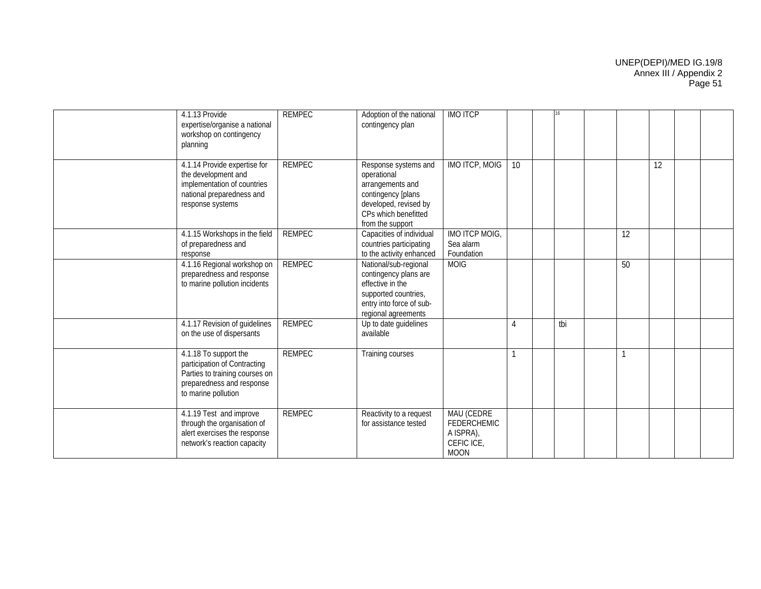| | | | | | | | | | | | | |
|---|---|---|---|---|---|---|---|---|---|---|---|---|
| | 4.1.13 Provide expertise/organise a national workshop on contingency planning | REMPEC | Adoption of the national contingency plan | IMO ITCP | | | [16] | | | | | |
| | 4.1.14 Provide expertise for the development and implementation of countries national preparedness and response systems | REMPEC | Response systems and operational arrangements and contingency [plans developed, revised by CPs which benefitted from the support | IMO ITCP, MOIG | 10 | | | | | 12 | | |
| | 4.1.15 Workshops in the field of preparedness and response | REMPEC | Capacities of individual countries participating to the activity enhanced | IMO ITCP MOIG, Sea alarm Foundation | | | | | 12 | | | |
| | 4.1.16 Regional workshop on preparedness and response to marine pollution incidents | REMPEC | National/sub-regional contingency plans are effective in the supported countries, entry into force of sub-regional agreements | MOIG | | | | | 50 | | | |
| | 4.1.17 Revision of guidelines on the use of dispersants | REMPEC | Up to date guidelines available | | 4 | | tbi | | | | | |
| | 4.1.18 To support the participation of Contracting Parties to training courses on preparedness and response to marine pollution | REMPEC | Training courses | | 1 | | | | 1 | | | |
| | 4.1.19 Test and improve through the organisation of alert exercises the response network's reaction capacity | REMPEC | Reactivity to a request for assistance tested | MAU (CEDRE FEDERCHEMICA ISPRA), CEFIC ICE, MOON | | | | | | | | |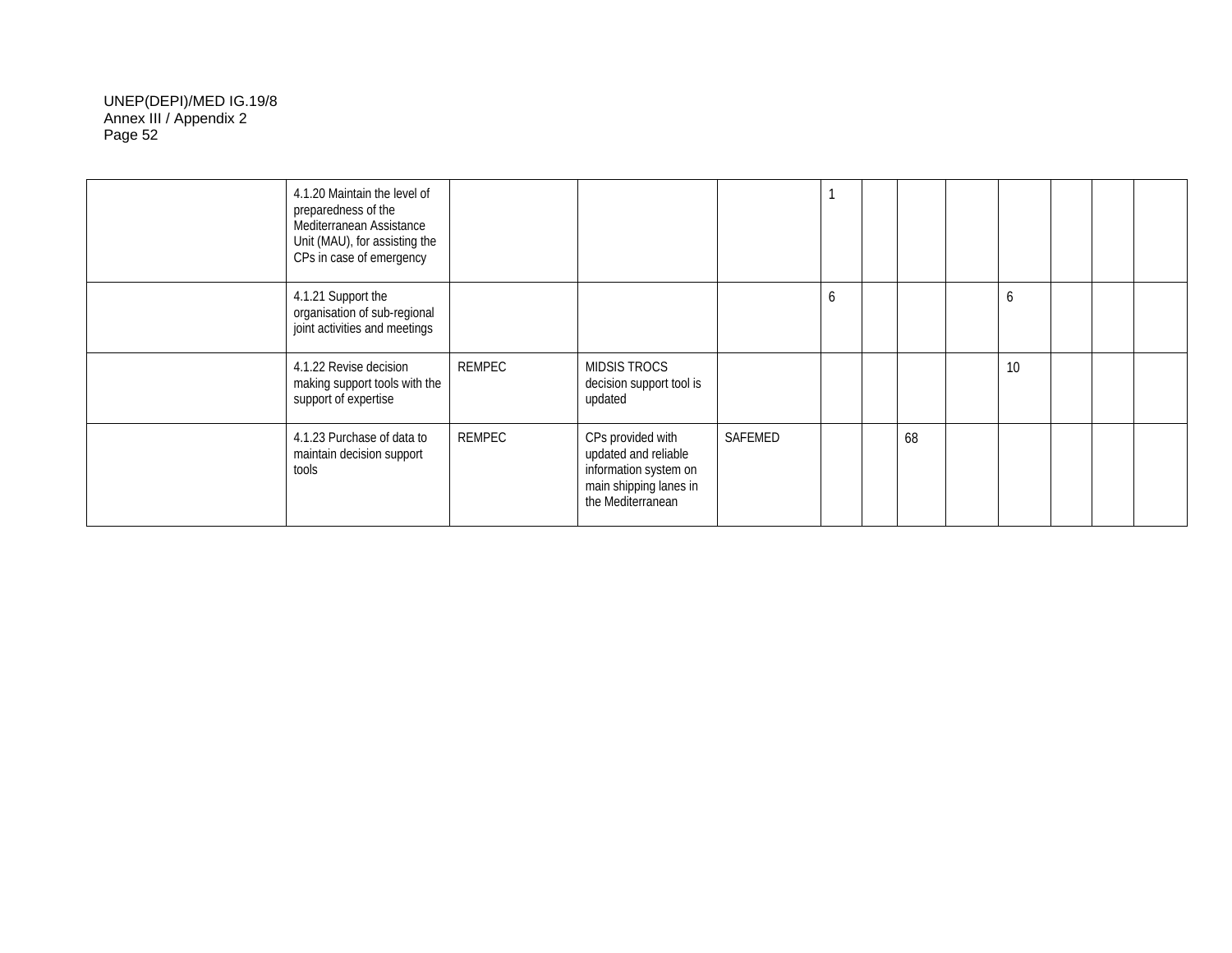| | | | | | | | | | | | | |
|---|---|---|---|---|---|---|---|---|---|---|---|---|
| | 4.1.20 Maintain the level of preparedness of the Mediterranean Assistance Unit (MAU), for assisting the CPs in case of emergency | | | | 1 | | | | | | | |
| | 4.1.21 Support the organisation of sub-regional joint activities and meetings | | | | 6 | | | | 6 | | | |
| | 4.1.22 Revise decision making support tools with the support of expertise | REMPEC | MIDSIS TROCS decision support tool is updated | | | | | | 10 | | | |
| | 4.1.23 Purchase of data to maintain decision support tools | REMPEC | CPs provided with updated and reliable information system on main shipping lanes in the Mediterranean | SAFEMED | | | 68 | | | | | |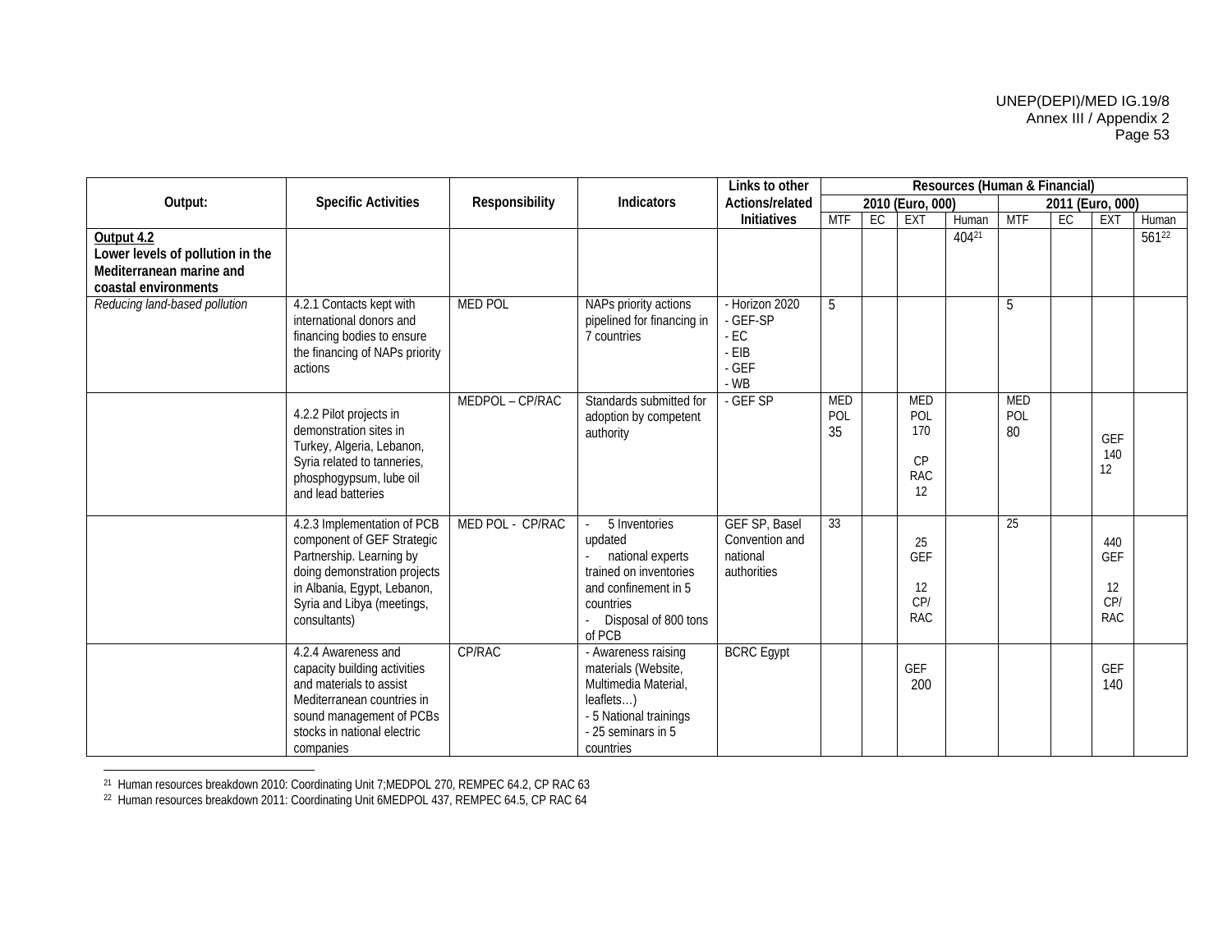| Output: | Specific Activities | Responsibility | Indicators | Links to other Actions/related Initiatives | Resources (Human & Financial) | | | | | | | |
|---|---|---|---|---|---|---|---|---|---|---|---|---|
| | | | | | 2010 (Euro, 000) | | | | 2011 (Euro, 000) | | | |
| | | | | | MTF | EC | EXT | Human | MTF | EC | EXT | Human |
| **Output 4.2** **Lower levels of pollution in the Mediterranean marine and coastal environments** | | | | | | | | 404[21] | | | | 561[22] |
| *Reducing land-based pollution* | 4.2.1 Contacts kept with international donors and financing bodies to ensure the financing of NAPs priority actions | MED POL | NAPs priority actions pipelined for financing in 7 countries | - Horizon 2020<br>- GEF-SP<br>- EC<br>- EIB<br>- GEF<br>- WB | 5 | | | | 5 | | | |
| | 4.2.2 Pilot projects in demonstration sites in Turkey, Algeria, Lebanon, Syria related to tanneries, phosphogypsum, lube oil and lead batteries | MEDPOL – CP/RAC | Standards submitted for adoption by competent authority | - GEF SP | MED POL 35 | | MED POL 170<br><br>CP RAC 12 | | MED POL 80 | | GEF 140<br>12 | |
| | 4.2.3 Implementation of PCB component of GEF Strategic Partnership. Learning by doing demonstration projects in Albania, Egypt, Lebanon, Syria and Libya (meetings, consultants) | MED POL - CP/RAC | - 5 Inventories updated<br>- national experts trained on inventories and confinement in 5 countries<br>- Disposal of 800 tons of PCB | GEF SP, Basel Convention and national authorities | 33 | | 25 GEF<br><br>12 CP/ RAC | | 25 | | 440 GEF<br><br>12 CP/ RAC | |
| | 4.2.4 Awareness and capacity building activities and materials to assist Mediterranean countries in sound management of PCBs stocks in national electric companies | CP/RAC | - Awareness raising materials (Website, Multimedia Material, leaflets…)<br>- 5 National trainings<br>- 25 seminars in 5 countries | BCRC Egypt | | | GEF 200 | | | | GEF 140 | |

[21] Human resources breakdown 2010: Coordinating Unit 7;MEDPOL 270, REMPEC 64.2, CP RAC 63

[22] Human resources breakdown 2011: Coordinating Unit 6MEDPOL 437, REMPEC 64.5, CP RAC 64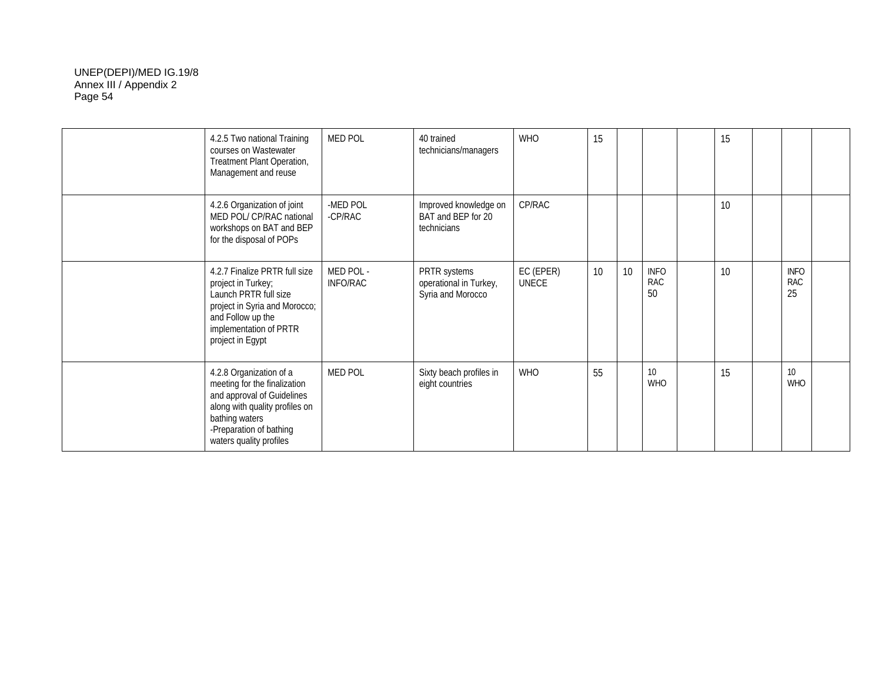| | | | | | | | | | | | | |
|---|---|---|---|---|---|---|---|---|---|---|---|---|
| | 4.2.5 Two national Training courses on Wastewater Treatment Plant Operation, Management and reuse | MED POL | 40 trained technicians/managers | WHO | 15 | | | | 15 | | | |
| | 4.2.6 Organization of joint MED POL/ CP/RAC national workshops on BAT and BEP for the disposal of POPs | -MED POL<br>-CP/RAC | Improved knowledge on BAT and BEP for 20 technicians | CP/RAC | | | | | 10 | | | |
| | 4.2.7 Finalize PRTR full size project in Turkey;<br>Launch PRTR full size project in Syria and Morocco; and Follow up the implementation of PRTR project in Egypt | MED POL - INFO/RAC | PRTR systems operational in Turkey, Syria and Morocco | EC (EPER)<br>UNECE | 10 | 10 | INFO RAC 50 | | 10 | | INFO RAC 25 | |
| | 4.2.8 Organization of a meeting for the finalization and approval of Guidelines along with quality profiles on bathing waters<br>-Preparation of bathing waters quality profiles | MED POL | Sixty beach profiles in eight countries | WHO | 55 | | 10 WHO | | 15 | | 10 WHO | |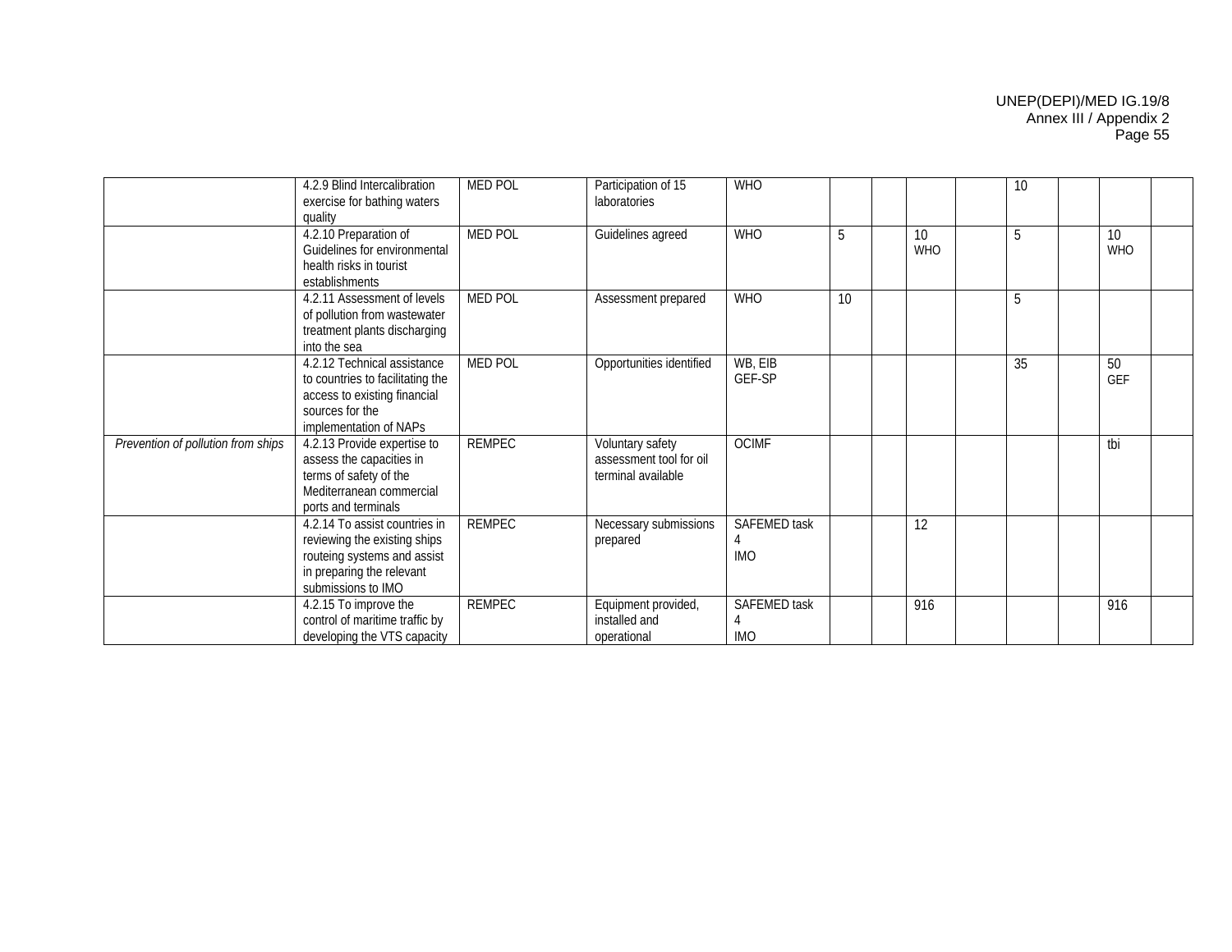| | | | | | | | | | | | | |
|---|---|---|---|---|---|---|---|---|---|---|---|---|
| | 4.2.9 Blind Intercalibration exercise for bathing waters quality | MED POL | Participation of 15 laboratories | WHO | | | | | 10 | | | |
| | 4.2.10 Preparation of Guidelines for environmental health risks in tourist establishments | MED POL | Guidelines agreed | WHO | 5 | | 10 WHO | | 5 | | 10 WHO | |
| | 4.2.11 Assessment of levels of pollution from wastewater treatment plants discharging into the sea | MED POL | Assessment prepared | WHO | 10 | | | | 5 | | | |
| | 4.2.12 Technical assistance to countries to facilitating the access to existing financial sources for the implementation of NAPs | MED POL | Opportunities identified | WB, EIB GEF-SP | | | | | 35 | | 50 GEF | |
| *Prevention of pollution from ships* | 4.2.13 Provide expertise to assess the capacities in terms of safety of the Mediterranean commercial ports and terminals | REMPEC | Voluntary safety assessment tool for oil terminal available | OCIMF | | | | | | | tbi | |
| | 4.2.14 To assist countries in reviewing the existing ships routeing systems and assist in preparing the relevant submissions to IMO | REMPEC | Necessary submissions prepared | SAFEMED task 4 IMO | | | 12 | | | | | |
| | 4.2.15 To improve the control of maritime traffic by developing the VTS capacity | REMPEC | Equipment provided, installed and operational | SAFEMED task 4 IMO | | | 916 | | | | 916 | |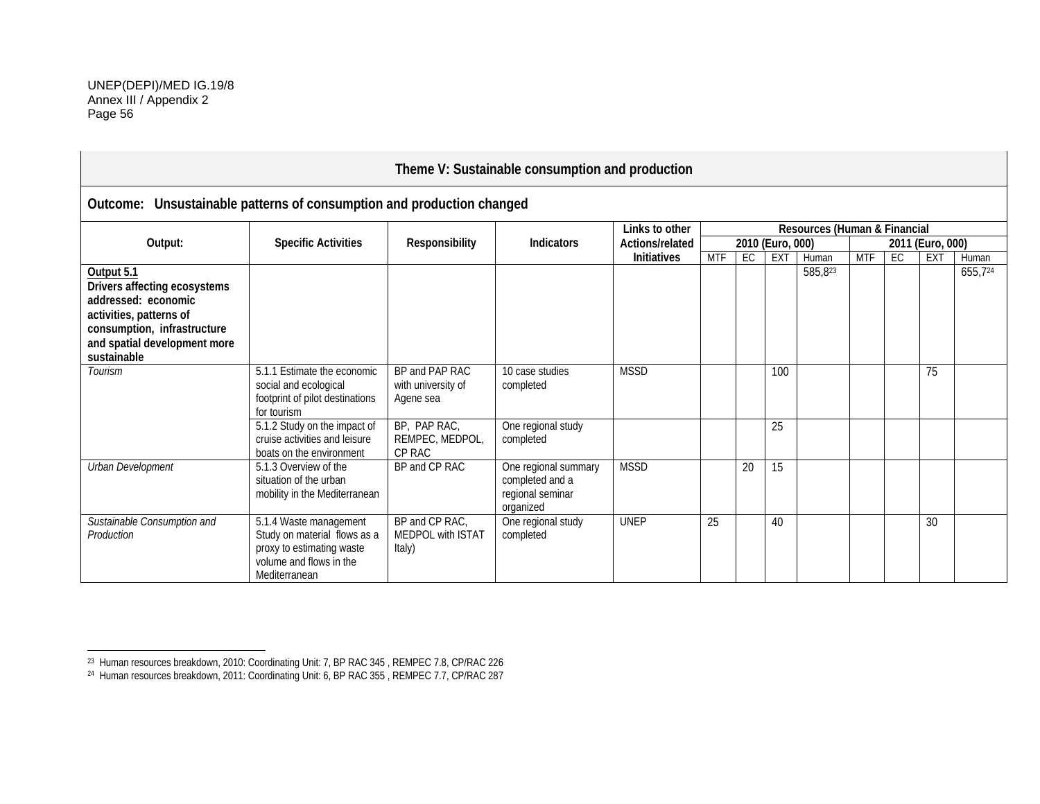| Theme V: Sustainable consumption and production | | | | | | | | | | | | |
|---|---|---|---|---|---|---|---|---|---|---|---|---|
| **Outcome: Unsustainable patterns of consumption and production changed** | | | | | | | | | | | | |
| **Output:** | **Specific Activities** | **Responsibility** | **Indicators** | **Links to other Actions/related Initiatives** | **Resources (Human & Financial** | | | | | | | |
| | | | | | **2010 (Euro, 000)** | | | | **2011 (Euro, 000)** | | | |
| | | | | | MTF | EC | EXT | Human | MTF | EC | EXT | Human |
| **Output 5.1 Drivers affecting ecosystems addressed: economic activities, patterns of consumption, infrastructure and spatial development more sustainable** | | | | | | | | 585,8[23] | | | | 655,7[24] |
| *Tourism* | 5.1.1 Estimate the economic social and ecological footprint of pilot destinations for tourism | BP and PAP RAC with university of Agene sea | 10 case studies completed | MSSD | | | 100 | | | | 75 | |
| | 5.1.2 Study on the impact of cruise activities and leisure boats on the environment | BP, PAP RAC, REMPEC, MEDPOL, CP RAC | One regional study completed | | | | 25 | | | | | |
| *Urban Development* | 5.1.3 Overview of the situation of the urban mobility in the Mediterranean | BP and CP RAC | One regional summary completed and a regional seminar organized | MSSD | | 20 | 15 | | | | | |
| *Sustainable Consumption and Production* | 5.1.4 Waste management Study on material flows as a proxy to estimating waste volume and flows in the Mediterranean | BP and CP RAC, MEDPOL with ISTAT Italy) | One regional study completed | UNEP | 25 | | 40 | | | | 30 | |

[23] Human resources breakdown, 2010: Coordinating Unit: 7, BP RAC 345 , REMPEC 7.8, CP/RAC 226

[24] Human resources breakdown, 2011: Coordinating Unit: 6, BP RAC 355 , REMPEC 7.7, CP/RAC 287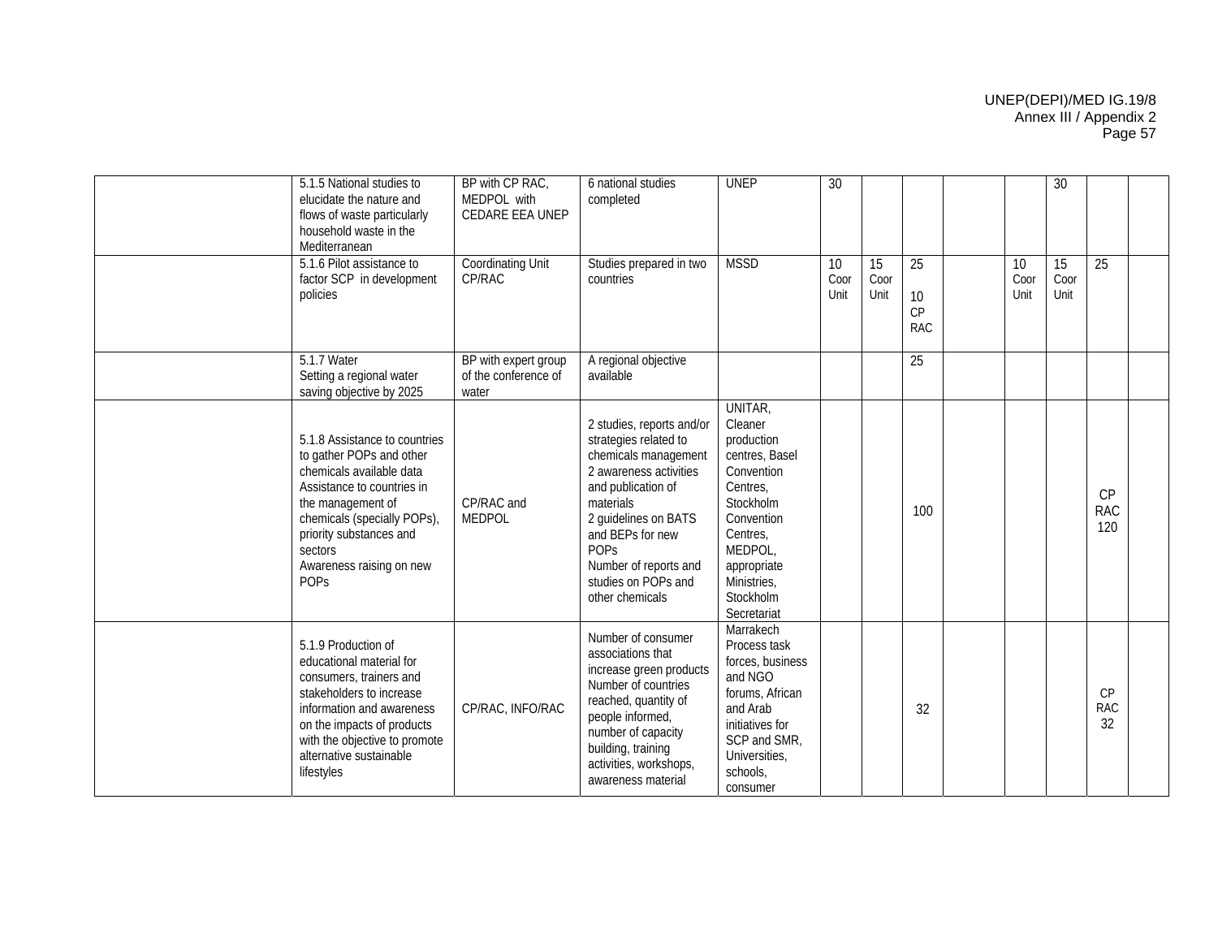| | | | | | | | | | | | | |
|---|---|---|---|---|---|---|---|---|---|---|---|---|
| | 5.1.5 National studies to elucidate the nature and flows of waste particularly household waste in the Mediterranean | BP with CP RAC, MEDPOL with CEDARE EEA UNEP | 6 national studies completed | UNEP | 30 | | | | | 30 | | |
| | 5.1.6 Pilot assistance to factor SCP in development policies | Coordinating Unit CP/RAC | Studies prepared in two countries | MSSD | 10 Coor Unit | 15 Coor Unit | 25<br><br>10 CP RAC | | 10 Coor Unit | 15 Coor Unit | 25 | |
| | 5.1.7 Water<br>Setting a regional water saving objective by 2025 | BP with expert group of the conference of water | A regional objective available | | | | 25 | | | | | |
| | 5.1.8 Assistance to countries to gather POPs and other chemicals available data<br>Assistance to countries in the management of chemicals (specially POPs), priority substances and sectors<br>Awareness raising on new POPs | CP/RAC and MEDPOL | 2 studies, reports and/or strategies related to chemicals management<br>2 awareness activities and publication of materials<br>2 guidelines on BATS and BEPs for new POPs<br>Number of reports and studies on POPs and other chemicals | UNITAR, Cleaner production centres, Basel Convention Centres, Stockholm Convention Centres, MEDPOL, appropriate Ministries, Stockholm Secretariat | | | 100 | | | | CP RAC 120 | |
| | 5.1.9 Production of educational material for consumers, trainers and stakeholders to increase information and awareness on the impacts of products with the objective to promote alternative sustainable lifestyles | CP/RAC, INFO/RAC | Number of consumer associations that increase green products<br>Number of countries reached, quantity of people informed, number of capacity building, training activities, workshops, awareness material | Marrakech Process task forces, business and NGO forums, African and Arab initiatives for SCP and SMR, Universities, schools, consumer | | | 32 | | | | CP RAC 32 | |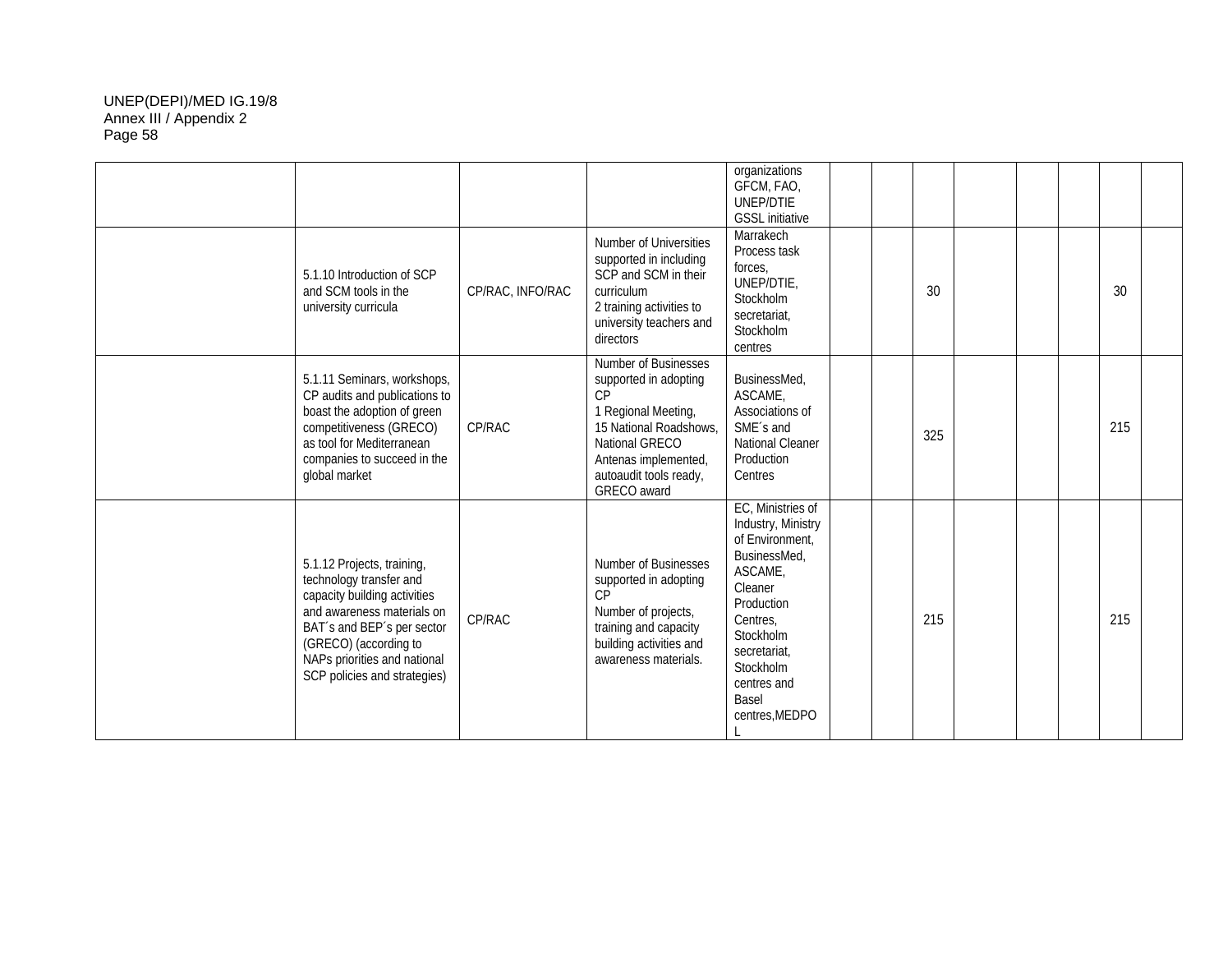| | | | | | | | | | | | | |
|---|---|---|---|---|---|---|---|---|---|---|---|---|
| | | | | organizations GFCM, FAO, UNEP/DTIE GSSL initiative | | | | | | | | |
| | 5.1.10 Introduction of SCP and SCM tools in the university curricula | CP/RAC, INFO/RAC | Number of Universities supported in including SCP and SCM in their curriculum<br>2 training activities to university teachers and directors | Marrakech Process task forces, UNEP/DTIE, Stockholm secretariat, Stockholm centres | | | 30 | | | | 30 | |
| | 5.1.11 Seminars, workshops, CP audits and publications to boast the adoption of green competitiveness (GRECO) as tool for Mediterranean companies to succeed in the global market | CP/RAC | Number of Businesses supported in adopting CP<br>1 Regional Meeting,<br>15 National Roadshows, National GRECO Antenas implemented, autoaudit tools ready, GRECO award | BusinessMed, ASCAME, Associations of SME´s and National Cleaner Production Centres | | | 325 | | | | 215 | |
| | 5.1.12 Projects, training, technology transfer and capacity building activities and awareness materials on BAT´s and BEP´s per sector (GRECO) (according to NAPs priorities and national SCP policies and strategies) | CP/RAC | Number of Businesses supported in adopting CP<br>Number of projects, training and capacity building activities and awareness materials. | EC, Ministries of Industry, Ministry of Environment, BusinessMed, ASCAME, Cleaner Production Centres, Stockholm secretariat, Stockholm centres and Basel centres,MEDPOL | | | 215 | | | | 215 | |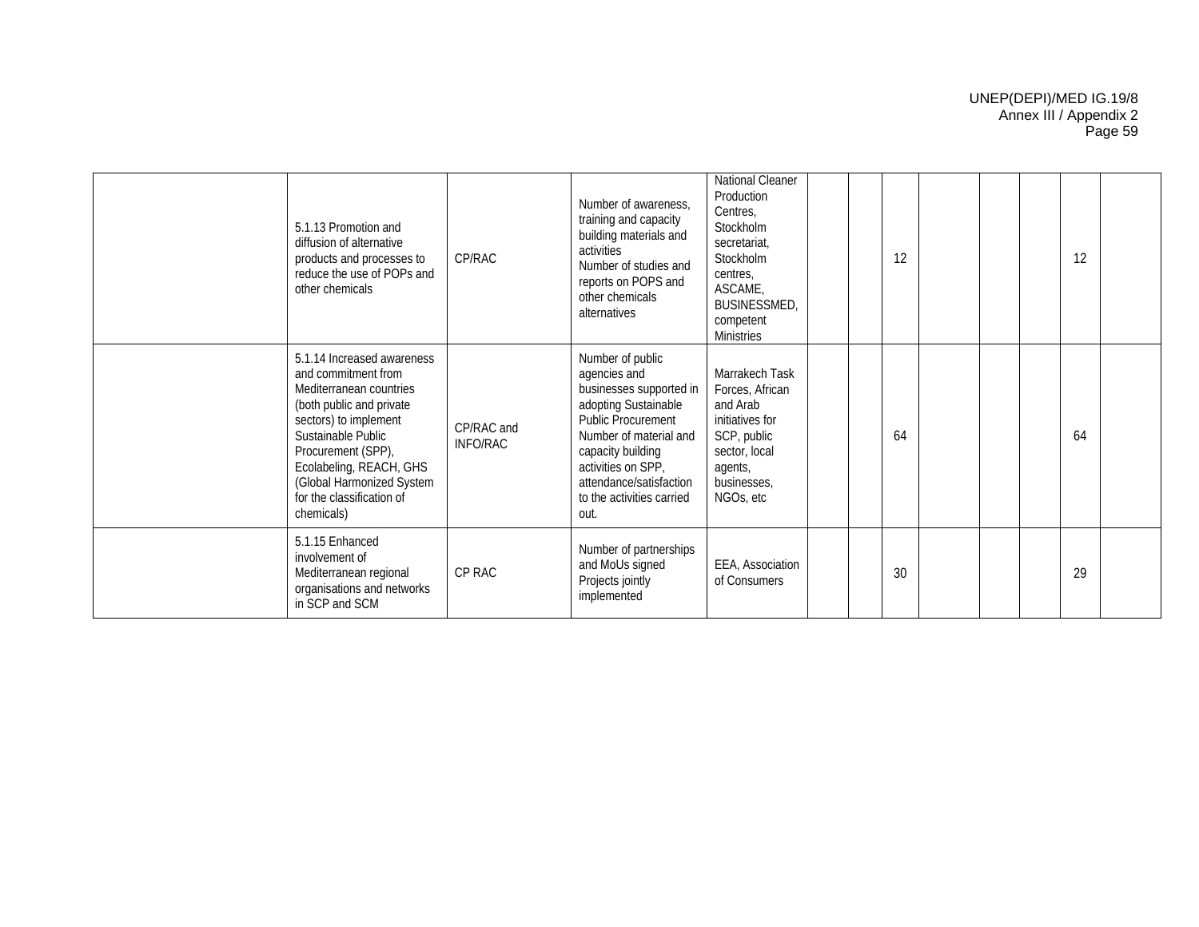| | | | | | | | | | | | | | |
|---|---|---|---|---|---|---|---|---|---|---|---|---|---|
| | 5.1.13 Promotion and diffusion of alternative products and processes to reduce the use of POPs and other chemicals | CP/RAC | Number of awareness, training and capacity building materials and activities<br>Number of studies and reports on POPS and other chemicals alternatives | National Cleaner Production Centres, Stockholm secretariat, Stockholm centres, ASCAME, BUSINESSMED, competent Ministries | | | 12 | | | | 12 | |
| | 5.1.14 Increased awareness and commitment from Mediterranean countries (both public and private sectors) to implement Sustainable Public Procurement (SPP), Ecolabeling, REACH, GHS (Global Harmonized System for the classification of chemicals) | CP/RAC and INFO/RAC | Number of public agencies and businesses supported in adopting Sustainable Public Procurement<br>Number of material and capacity building activities on SPP, attendance/satisfaction to the activities carried out. | Marrakech Task Forces, African and Arab initiatives for SCP, public sector, local agents, businesses, NGOs, etc | | | 64 | | | | 64 | |
| | 5.1.15 Enhanced involvement of Mediterranean regional organisations and networks in SCP and SCM | CP RAC | Number of partnerships and MoUs signed<br>Projects jointly implemented | EEA, Association of Consumers | | | 30 | | | | 29 | |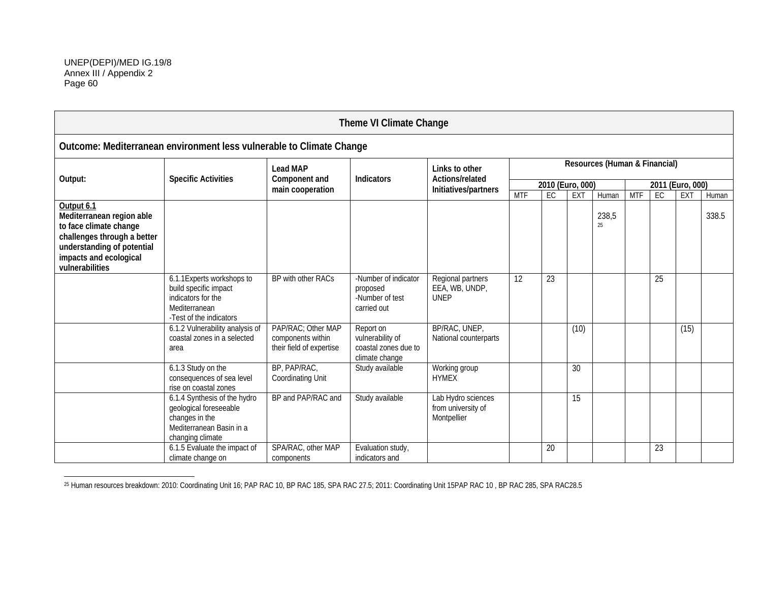| Theme VI Climate Change | | | | | | | | | | | | |
|---|---|---|---|---|---|---|---|---|---|---|---|---|
| **Outcome: Mediterranean environment less vulnerable to Climate Change** | | | | | | | | | | | | |
| **Output:** | **Specific Activities** | **Lead MAP Component and main cooperation** | **Indicators** | **Links to other Actions/related Initiatives/partners** | **Resources (Human & Financial)** | | | | | | | |
| | | | | | **2010 (Euro, 000)** | | | | **2011 (Euro, 000)** | | | |
| | | | | | MTF | EC | EXT | Human | MTF | EC | EXT | Human |
| **Output 6.1** **Mediterranean region able to face climate change challenges through a better understanding of potential impacts and ecological vulnerabilities** | | | | | | | | 238,5 [25] | | | | 338.5 |
| | 6.1.1Experts workshops to build specific impact indicators for the Mediterranean -Test of the indicators | BP with other RACs | -Number of indicator proposed -Number of test carried out | Regional partners EEA, WB, UNDP, UNEP | 12 | 23 | | | | 25 | | |
| | 6.1.2 Vulnerability analysis of coastal zones in a selected area | PAP/RAC; Other MAP components within their field of expertise | Report on vulnerability of coastal zones due to climate change | BP/RAC, UNEP, National counterparts | | | (10) | | | | (15) | |
| | 6.1.3 Study on the consequences of sea level rise on coastal zones | BP, PAP/RAC, Coordinating Unit | Study available | Working group HYMEX | | | 30 | | | | | |
| | 6.1.4 Synthesis of the hydro geological foreseeable changes in the Mediterranean Basin in a changing climate | BP and PAP/RAC and | Study available | Lab Hydro sciences from university of Montpellier | | | 15 | | | | | |
| | 6.1.5 Evaluate the impact of climate change on | SPA/RAC, other MAP components | Evaluation study, indicators and | | | 20 | | | | 23 | | |

[25] Human resources breakdown: 2010: Coordinating Unit 16; PAP RAC 10, BP RAC 185, SPA RAC 27.5; 2011: Coordinating Unit 15PAP RAC 10 , BP RAC 285, SPA RAC28.5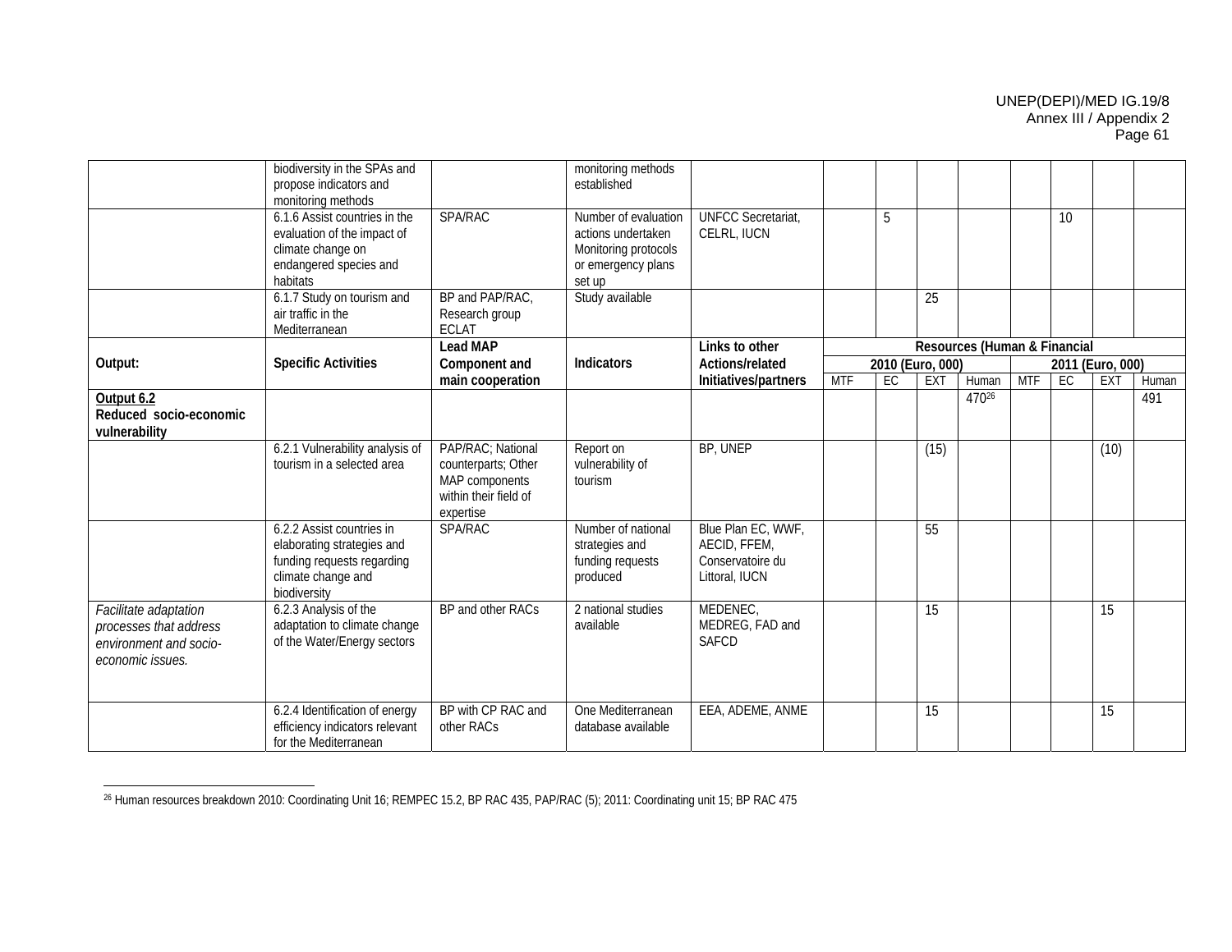| | biodiversity in the SPAs and propose indicators and monitoring methods | | monitoring methods established | | | | | | | | | |
|---|---|---|---|---|---|---|---|---|---|---|---|---|
| | 6.1.6 Assist countries in the evaluation of the impact of climate change on endangered species and habitats | SPA/RAC | Number of evaluation actions undertaken Monitoring protocols or emergency plans set up | UNFCC Secretariat, CELRL, IUCN | | 5 | | | | 10 | | |
| | 6.1.7 Study on tourism and air traffic in the Mediterranean | BP and PAP/RAC, Research group ECLAT | Study available | | | | 25 | | | | | |
| **Output:** | **Specific Activities** | **Lead MAP Component and main cooperation** | **Indicators** | **Links to other Actions/related Initiatives/partners** | **Resources (Human & Financial** | | | | | | | |
| | | | | | **2010 (Euro, 000)** | | | | **2011 (Euro, 000)** | | | |
| | | | | | MTF | EC | EXT | Human | MTF | EC | EXT | Human |
| **Output 6.2** **Reduced socio-economic vulnerability** | | | | | | | | 470[26] | | | | 491 |
| | 6.2.1 Vulnerability analysis of tourism in a selected area | PAP/RAC; National counterparts; Other MAP components within their field of expertise | Report on vulnerability of tourism | BP, UNEP | | | (15) | | | | (10) | |
| | 6.2.2 Assist countries in elaborating strategies and funding requests regarding climate change and biodiversity | SPA/RAC | Number of national strategies and funding requests produced | Blue Plan EC, WWF, AECID, FFEM, Conservatoire du Littoral, IUCN | | | 55 | | | | | |
| *Facilitate adaptation processes that address environment and socio-economic issues.* | 6.2.3 Analysis of the adaptation to climate change of the Water/Energy sectors | BP and other RACs | 2 national studies available | MEDENEC, MEDREG, FAD and SAFCD | | | 15 | | | | 15 | |
| | 6.2.4 Identification of energy efficiency indicators relevant for the Mediterranean | BP with CP RAC and other RACs | One Mediterranean database available | EEA, ADEME, ANME | | | 15 | | | | 15 | |

[26] Human resources breakdown 2010: Coordinating Unit 16; REMPEC 15.2, BP RAC 435, PAP/RAC (5); 2011: Coordinating unit 15; BP RAC 475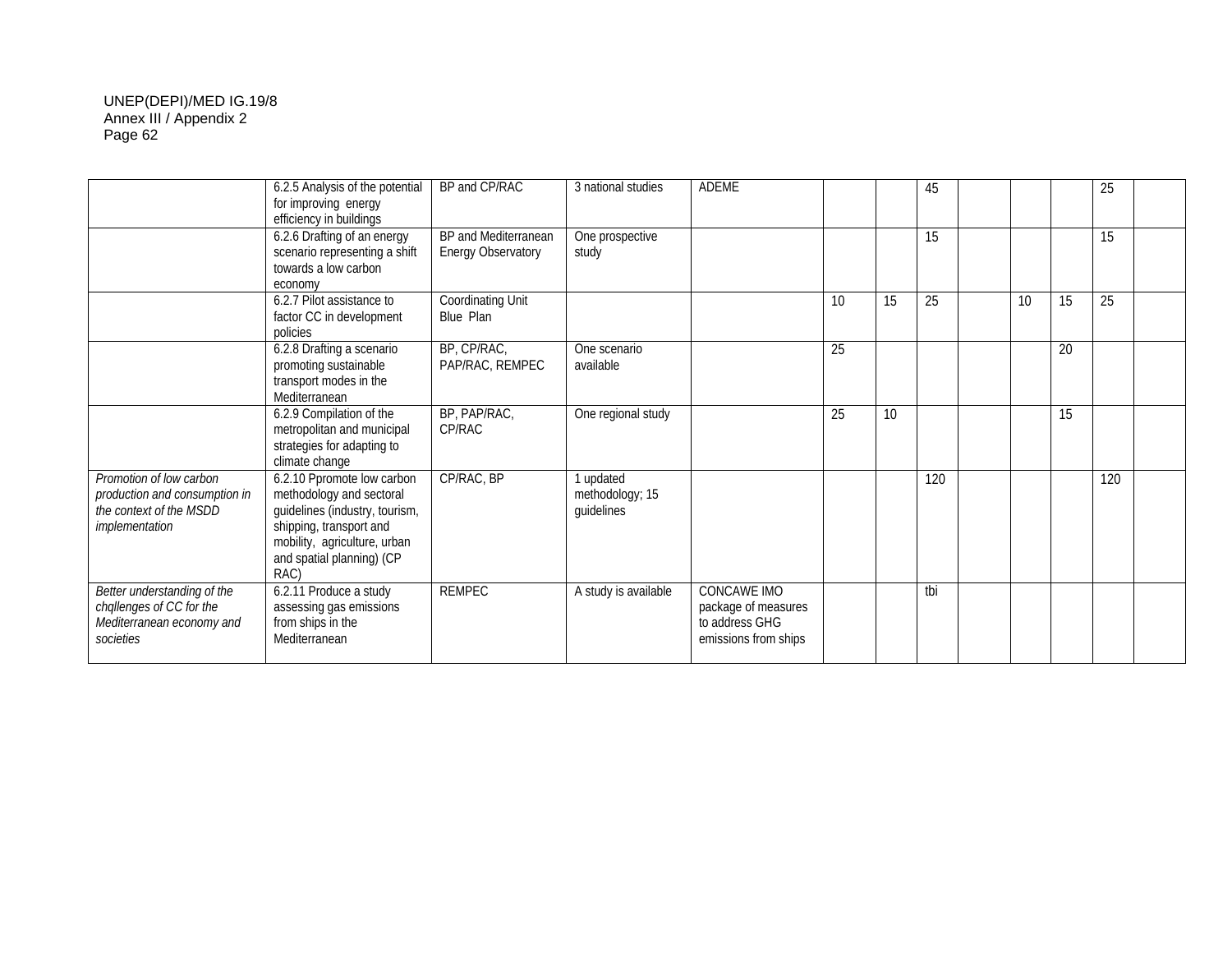| | | | | | | | | | | | | |
|---|---|---|---|---|---|---|---|---|---|---|---|---|
| | 6.2.5 Analysis of the potential for improving energy efficiency in buildings | BP and CP/RAC | 3 national studies | ADEME | | | 45 | | | | 25 | |
| | 6.2.6 Drafting of an energy scenario representing a shift towards a low carbon economy | BP and Mediterranean Energy Observatory | One prospective study | | | | 15 | | | | 15 | |
| | 6.2.7 Pilot assistance to factor CC in development policies | Coordinating Unit Blue Plan | | | 10 | 15 | 25 | | 10 | 15 | 25 | |
| | 6.2.8 Drafting a scenario promoting sustainable transport modes in the Mediterranean | BP, CP/RAC, PAP/RAC, REMPEC | One scenario available | | 25 | | | | | 20 | | |
| | 6.2.9 Compilation of the metropolitan and municipal strategies for adapting to climate change | BP, PAP/RAC, CP/RAC | One regional study | | 25 | 10 | | | | 15 | | |
| *Promotion of low carbon production and consumption in the context of the MSDD implementation* | 6.2.10 Ppromote low carbon methodology and sectoral guidelines (industry, tourism, shipping, transport and mobility, agriculture, urban and spatial planning) (CP RAC) | CP/RAC, BP | 1 updated methodology; 15 guidelines | | | | 120 | | | | 120 | |
| *Better understanding of the chqllenges of CC for the Mediterranean economy and societies* | 6.2.11 Produce a study assessing gas emissions from ships in the Mediterranean | REMPEC | A study is available | CONCAWE IMO package of measures to address GHG emissions from ships | | | tbi | | | | | |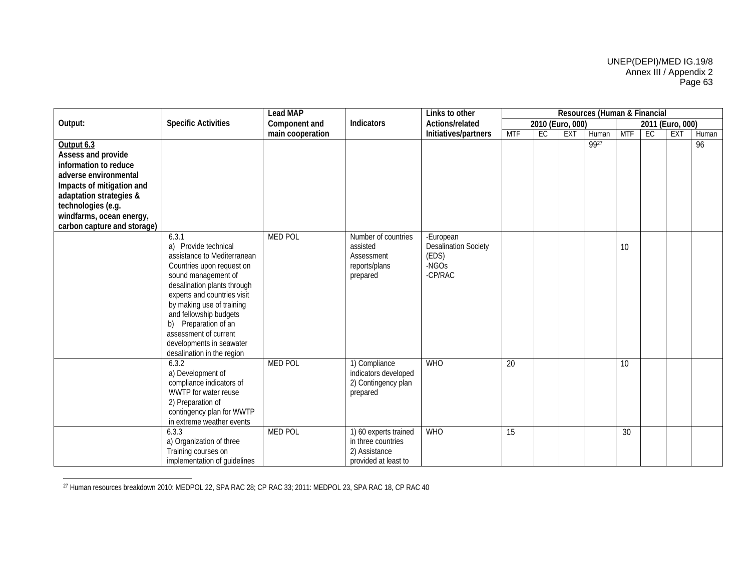| Output: | Specific Activities | Lead MAP Component and main cooperation | Indicators | Links to other Actions/related Initiatives/partners | Resources (Human & Financial | | | | | | | |
|---|---|---|---|---|---|---|---|---|---|---|---|---|
| | | | | | 2010 (Euro, 000) | | | | 2011 (Euro, 000) | | | |
| | | | | | MTF | EC | EXT | Human | MTF | EC | EXT | Human |
| **Output 6.3** **Assess and provide information to reduce adverse environmental Impacts of mitigation and adaptation strategies & technologies (e.g. windfarms, ocean energy, carbon capture and storage)** | | | | | | | | 99[27] | | | | 96 |
| | 6.3.1 a) Provide technical assistance to Mediterranean Countries upon request on sound management of desalination plants through experts and countries visit by making use of training and fellowship budgets b) Preparation of an assessment of current developments in seawater desalination in the region | MED POL | Number of countries assisted Assessment reports/plans prepared | -European Desalination Society (EDS) -NGOs -CP/RAC | | | | | 10 | | | |
| | 6.3.2 a) Development of compliance indicators of WWTP for water reuse 2) Preparation of contingency plan for WWTP in extreme weather events | MED POL | 1) Compliance indicators developed 2) Contingency plan prepared | WHO | 20 | | | | 10 | | | |
| | 6.3.3 a) Organization of three Training courses on implementation of guidelines | MED POL | 1) 60 experts trained in three countries 2) Assistance provided at least to | WHO | 15 | | | | 30 | | | |

[27] Human resources breakdown 2010: MEDPOL 22, SPA RAC 28; CP RAC 33; 2011: MEDPOL 23, SPA RAC 18, CP RAC 40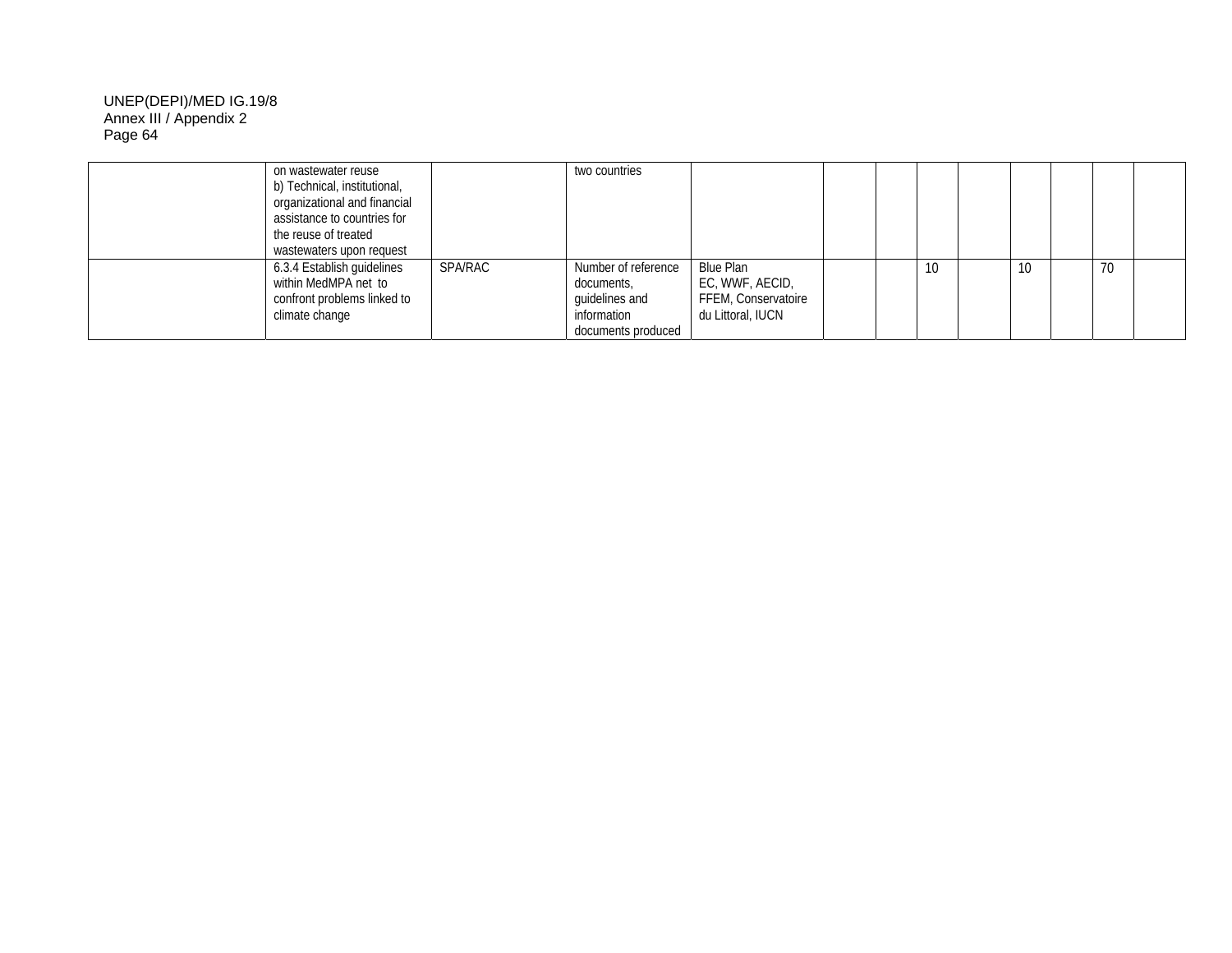| | | | | | | | | | | | | |
|---|---|---|---|---|---|---|---|---|---|---|---|---|
| | on wastewater reuse<br>b) Technical, institutional, organizational and financial assistance to countries for the reuse of treated wastewaters upon request | | two countries | | | | | | | | | |
| | 6.3.4 Establish guidelines within MedMPA net to confront problems linked to climate change | SPA/RAC | Number of reference documents, guidelines and information documents produced | Blue Plan<br>EC, WWF, AECID, FFEM, Conservatoire du Littoral, IUCN | | | 10 | | 10 | | 70 | |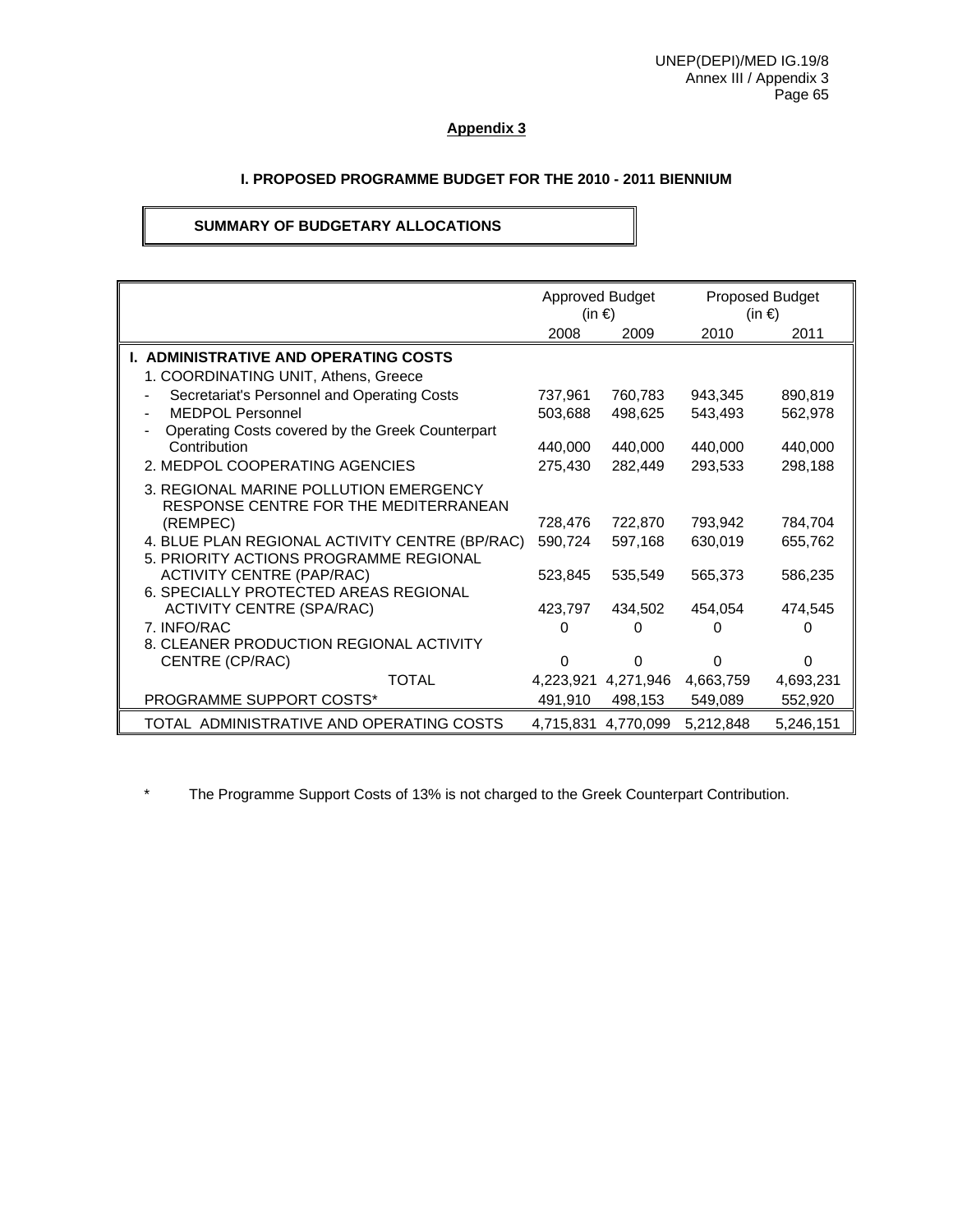## Appendix 3

### I. PROPOSED PROGRAMME BUDGET FOR THE 2010 - 2011 BIENNIUM

**SUMMARY OF BUDGETARY ALLOCATIONS**

| | Approved Budget (in €) | | Proposed Budget (in €) | |
|---|---|---|---|---|
| | 2008 | 2009 | 2010 | 2011 |
| **I. ADMINISTRATIVE AND OPERATING COSTS** | | | | |
| 1. COORDINATING UNIT, Athens, Greece | | | | |
| - Secretariat's Personnel and Operating Costs | 737,961 | 760,783 | 943,345 | 890,819 |
| - MEDPOL Personnel | 503,688 | 498,625 | 543,493 | 562,978 |
| - Operating Costs covered by the Greek Counterpart Contribution | 440,000 | 440,000 | 440,000 | 440,000 |
| 2. MEDPOL COOPERATING AGENCIES | 275,430 | 282,449 | 293,533 | 298,188 |
| 3. REGIONAL MARINE POLLUTION EMERGENCY RESPONSE CENTRE FOR THE MEDITERRANEAN (REMPEC) | 728,476 | 722,870 | 793,942 | 784,704 |
| 4. BLUE PLAN REGIONAL ACTIVITY CENTRE (BP/RAC) | 590,724 | 597,168 | 630,019 | 655,762 |
| 5. PRIORITY ACTIONS PROGRAMME REGIONAL ACTIVITY CENTRE (PAP/RAC) | 523,845 | 535,549 | 565,373 | 586,235 |
| 6. SPECIALLY PROTECTED AREAS REGIONAL ACTIVITY CENTRE (SPA/RAC) | 423,797 | 434,502 | 454,054 | 474,545 |
| 7. INFO/RAC | 0 | 0 | 0 | 0 |
| 8. CLEANER PRODUCTION REGIONAL ACTIVITY CENTRE (CP/RAC) | 0 | 0 | 0 | 0 |
| TOTAL | 4,223,921 | 4,271,946 | 4,663,759 | 4,693,231 |
| PROGRAMME SUPPORT COSTS* | 491,910 | 498,153 | 549,089 | 552,920 |
| TOTAL ADMINISTRATIVE AND OPERATING COSTS | 4,715,831 | 4,770,099 | 5,212,848 | 5,246,151 |

\* The Programme Support Costs of 13% is not charged to the Greek Counterpart Contribution.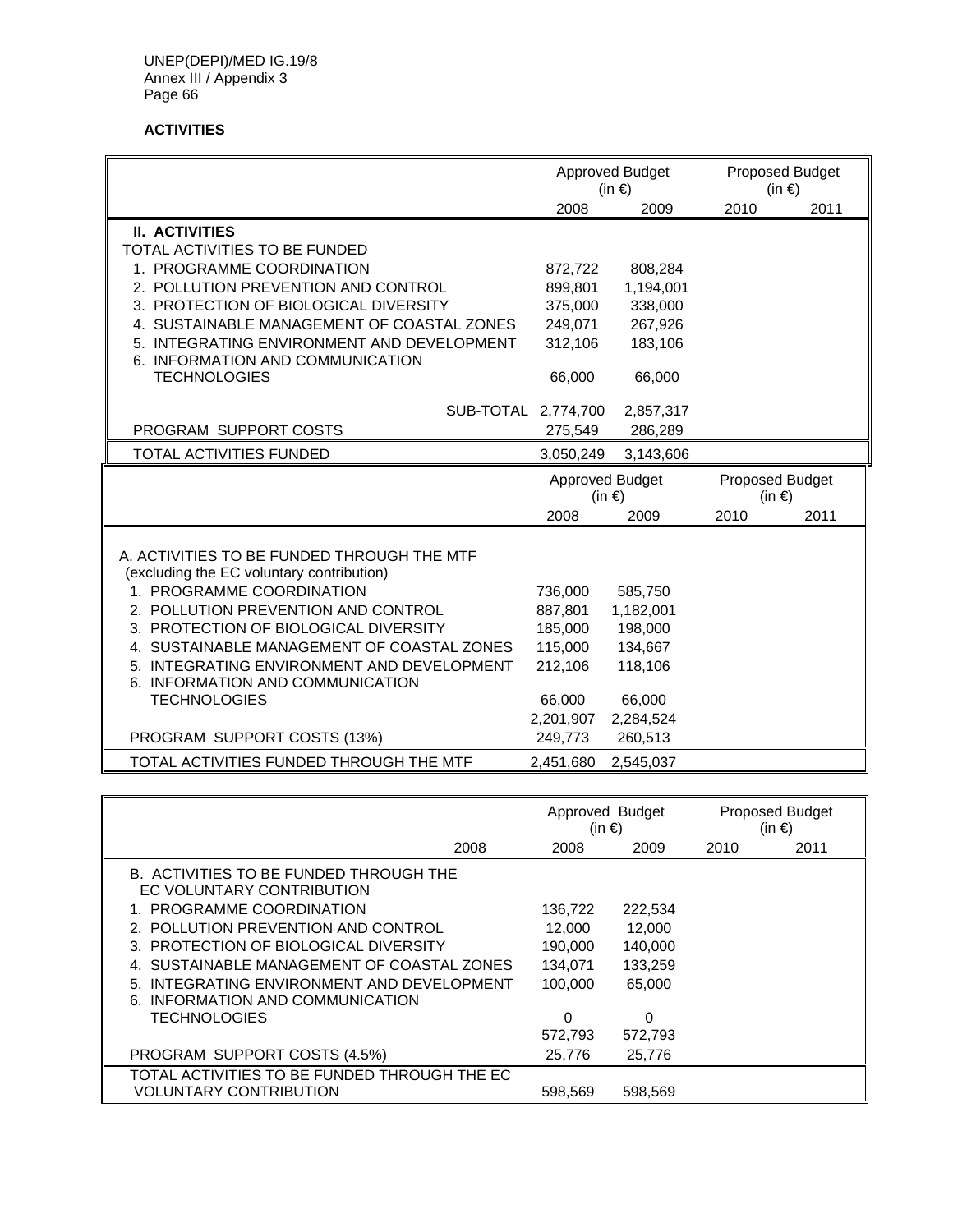**ACTIVITIES**

| | Approved Budget (in €) | | Proposed Budget (in €) | |
|---|---|---|---|---|
| | 2008 | 2009 | 2010 | 2011 |
| **II. ACTIVITIES** | | | | |
| TOTAL ACTIVITIES TO BE FUNDED | | | | |
| 1. PROGRAMME COORDINATION | 872,722 | 808,284 | | |
| 2. POLLUTION PREVENTION AND CONTROL | 899,801 | 1,194,001 | | |
| 3. PROTECTION OF BIOLOGICAL DIVERSITY | 375,000 | 338,000 | | |
| 4. SUSTAINABLE MANAGEMENT OF COASTAL ZONES | 249,071 | 267,926 | | |
| 5. INTEGRATING ENVIRONMENT AND DEVELOPMENT | 312,106 | 183,106 | | |
| 6. INFORMATION AND COMMUNICATION TECHNOLOGIES | 66,000 | 66,000 | | |
| SUB-TOTAL | 2,774,700 | 2,857,317 | | |
| PROGRAM SUPPORT COSTS | 275,549 | 286,289 | | |
| TOTAL ACTIVITIES FUNDED | 3,050,249 | 3,143,606 | | |

| | Approved Budget (in €) | | Proposed Budget (in €) | |
|---|---|---|---|---|
| | 2008 | 2009 | 2010 | 2011 |
| A. ACTIVITIES TO BE FUNDED THROUGH THE MTF (excluding the EC voluntary contribution) | | | | |
| 1. PROGRAMME COORDINATION | 736,000 | 585,750 | | |
| 2. POLLUTION PREVENTION AND CONTROL | 887,801 | 1,182,001 | | |
| 3. PROTECTION OF BIOLOGICAL DIVERSITY | 185,000 | 198,000 | | |
| 4. SUSTAINABLE MANAGEMENT OF COASTAL ZONES | 115,000 | 134,667 | | |
| 5. INTEGRATING ENVIRONMENT AND DEVELOPMENT | 212,106 | 118,106 | | |
| 6. INFORMATION AND COMMUNICATION TECHNOLOGIES | 66,000 | 66,000 | | |
| | 2,201,907 | 2,284,524 | | |
| PROGRAM SUPPORT COSTS (13%) | 249,773 | 260,513 | | |
| TOTAL ACTIVITIES FUNDED THROUGH THE MTF | 2,451,680 | 2,545,037 | | |

| | | Approved Budget (in €) | | Proposed Budget (in €) | |
|---|---|---|---|---|---|
| | 2008 | 2008 | 2009 | 2010 | 2011 |
| B. ACTIVITIES TO BE FUNDED THROUGH THE EC VOLUNTARY CONTRIBUTION | | | | | |
| 1. PROGRAMME COORDINATION | | 136,722 | 222,534 | | |
| 2. POLLUTION PREVENTION AND CONTROL | | 12,000 | 12,000 | | |
| 3. PROTECTION OF BIOLOGICAL DIVERSITY | | 190,000 | 140,000 | | |
| 4. SUSTAINABLE MANAGEMENT OF COASTAL ZONES | | 134,071 | 133,259 | | |
| 5. INTEGRATING ENVIRONMENT AND DEVELOPMENT | | 100,000 | 65,000 | | |
| 6. INFORMATION AND COMMUNICATION TECHNOLOGIES | | 0 | 0 | | |
| | | 572,793 | 572,793 | | |
| PROGRAM SUPPORT COSTS (4.5%) | | 25,776 | 25,776 | | |
| TOTAL ACTIVITIES TO BE FUNDED THROUGH THE EC VOLUNTARY CONTRIBUTION | | 598,569 | 598,569 | | |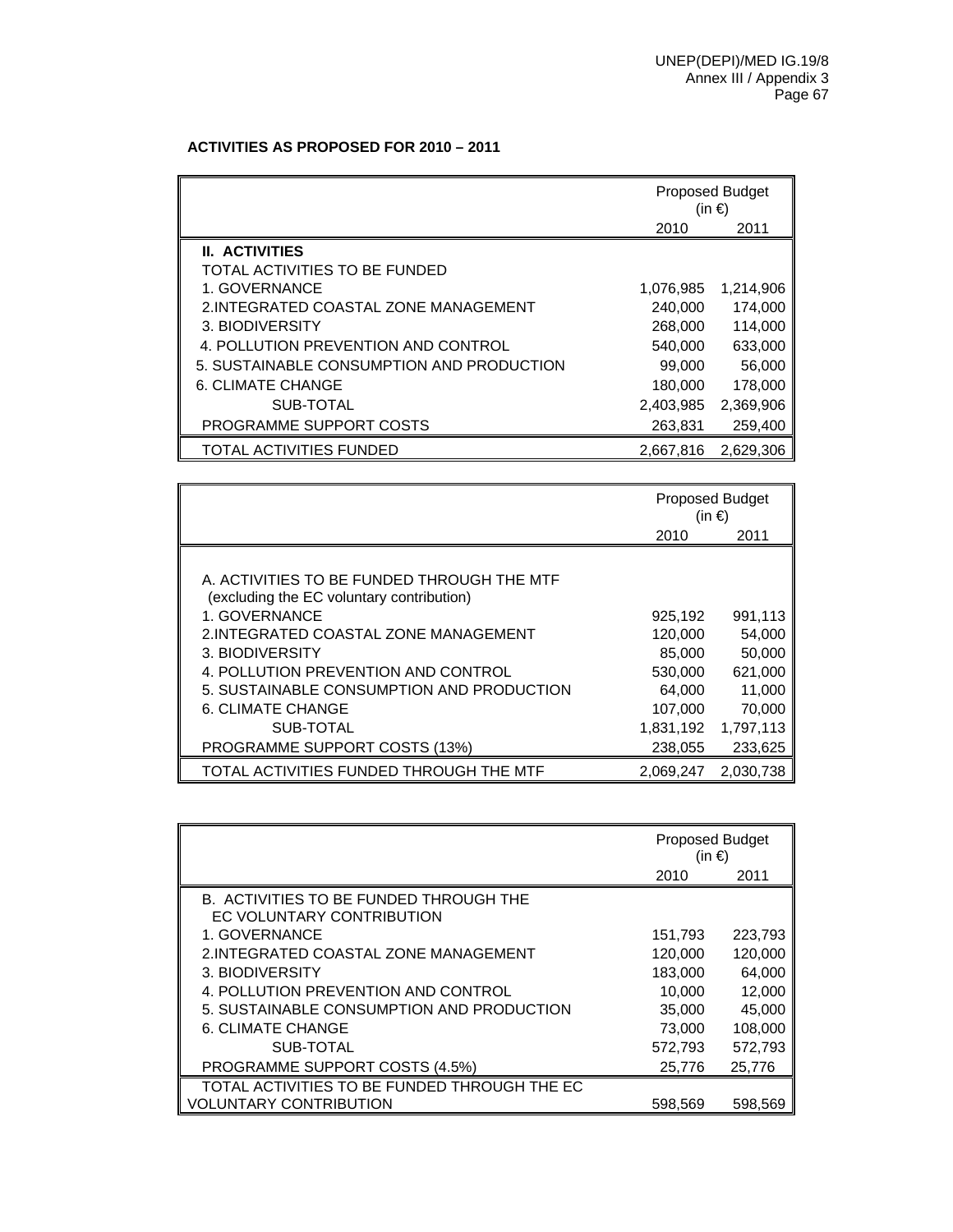**ACTIVITIES AS PROPOSED FOR 2010 – 2011**

| | Proposed Budget (in €) | |
|---|---|---|
| | 2010 | 2011 |
| **II. ACTIVITIES** | | |
| TOTAL ACTIVITIES TO BE FUNDED | | |
| 1. GOVERNANCE | 1,076,985 | 1,214,906 |
| 2.INTEGRATED COASTAL ZONE MANAGEMENT | 240,000 | 174,000 |
| 3. BIODIVERSITY | 268,000 | 114,000 |
| 4. POLLUTION PREVENTION AND CONTROL | 540,000 | 633,000 |
| 5. SUSTAINABLE CONSUMPTION AND PRODUCTION | 99,000 | 56,000 |
| 6. CLIMATE CHANGE | 180,000 | 178,000 |
| SUB-TOTAL | 2,403,985 | 2,369,906 |
| PROGRAMME SUPPORT COSTS | 263,831 | 259,400 |
| TOTAL ACTIVITIES FUNDED | 2,667,816 | 2,629,306 |

| | Proposed Budget (in €) | |
|---|---|---|
| | 2010 | 2011 |
| A. ACTIVITIES TO BE FUNDED THROUGH THE MTF (excluding the EC voluntary contribution) | | |
| 1. GOVERNANCE | 925,192 | 991,113 |
| 2.INTEGRATED COASTAL ZONE MANAGEMENT | 120,000 | 54,000 |
| 3. BIODIVERSITY | 85,000 | 50,000 |
| 4. POLLUTION PREVENTION AND CONTROL | 530,000 | 621,000 |
| 5. SUSTAINABLE CONSUMPTION AND PRODUCTION | 64,000 | 11,000 |
| 6. CLIMATE CHANGE | 107,000 | 70,000 |
| SUB-TOTAL | 1,831,192 | 1,797,113 |
| PROGRAMME SUPPORT COSTS (13%) | 238,055 | 233,625 |
| TOTAL ACTIVITIES FUNDED THROUGH THE MTF | 2,069,247 | 2,030,738 |

| | Proposed Budget (in €) | |
|---|---|---|
| | 2010 | 2011 |
| B. ACTIVITIES TO BE FUNDED THROUGH THE EC VOLUNTARY CONTRIBUTION | | |
| 1. GOVERNANCE | 151,793 | 223,793 |
| 2.INTEGRATED COASTAL ZONE MANAGEMENT | 120,000 | 120,000 |
| 3. BIODIVERSITY | 183,000 | 64,000 |
| 4. POLLUTION PREVENTION AND CONTROL | 10,000 | 12,000 |
| 5. SUSTAINABLE CONSUMPTION AND PRODUCTION | 35,000 | 45,000 |
| 6. CLIMATE CHANGE | 73,000 | 108,000 |
| SUB-TOTAL | 572,793 | 572,793 |
| PROGRAMME SUPPORT COSTS (4.5%) | 25,776 | 25,776 |
| TOTAL ACTIVITIES TO BE FUNDED THROUGH THE EC VOLUNTARY CONTRIBUTION | 598,569 | 598,569 |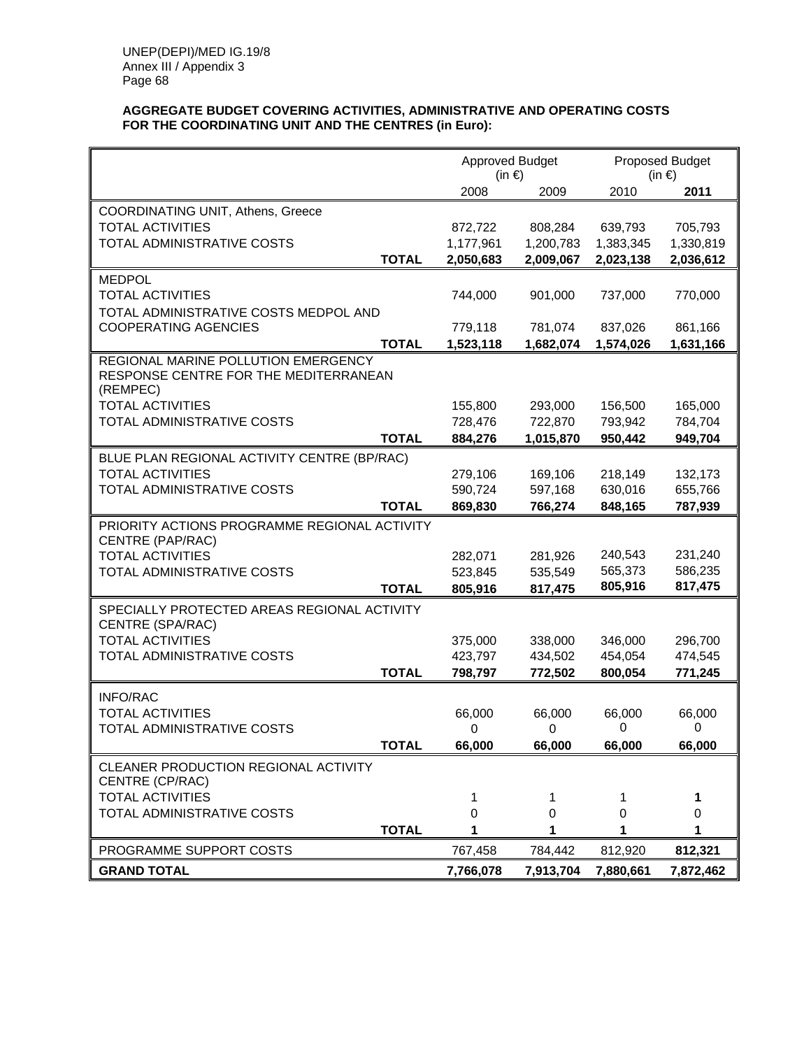**AGGREGATE BUDGET COVERING ACTIVITIES, ADMINISTRATIVE AND OPERATING COSTS FOR THE COORDINATING UNIT AND THE CENTRES (in Euro):**

| | | Approved Budget (in €) | | Proposed Budget (in €) | |
|---|---|---|---|---|---|
| | | 2008 | 2009 | 2010 | **2011** |
| COORDINATING UNIT, Athens, Greece | | | | | |
| TOTAL ACTIVITIES | | 872,722 | 808,284 | 639,793 | 705,793 |
| TOTAL ADMINISTRATIVE COSTS | | 1,177,961 | 1,200,783 | 1,383,345 | 1,330,819 |
| | **TOTAL** | **2,050,683** | **2,009,067** | **2,023,138** | **2,036,612** |
| MEDPOL | | | | | |
| TOTAL ACTIVITIES | | 744,000 | 901,000 | 737,000 | 770,000 |
| TOTAL ADMINISTRATIVE COSTS MEDPOL AND COOPERATING AGENCIES | | 779,118 | 781,074 | 837,026 | 861,166 |
| | **TOTAL** | **1,523,118** | **1,682,074** | **1,574,026** | **1,631,166** |
| REGIONAL MARINE POLLUTION EMERGENCY RESPONSE CENTRE FOR THE MEDITERRANEAN (REMPEC) | | | | | |
| TOTAL ACTIVITIES | | 155,800 | 293,000 | 156,500 | 165,000 |
| TOTAL ADMINISTRATIVE COSTS | | 728,476 | 722,870 | 793,942 | 784,704 |
| | **TOTAL** | **884,276** | **1,015,870** | **950,442** | **949,704** |
| BLUE PLAN REGIONAL ACTIVITY CENTRE (BP/RAC) | | | | | |
| TOTAL ACTIVITIES | | 279,106 | 169,106 | 218,149 | 132,173 |
| TOTAL ADMINISTRATIVE COSTS | | 590,724 | 597,168 | 630,016 | 655,766 |
| | **TOTAL** | **869,830** | **766,274** | **848,165** | **787,939** |
| PRIORITY ACTIONS PROGRAMME REGIONAL ACTIVITY CENTRE (PAP/RAC) | | | | | |
| TOTAL ACTIVITIES | | 282,071 | 281,926 | 240,543 | 231,240 |
| TOTAL ADMINISTRATIVE COSTS | | 523,845 | 535,549 | 565,373 | 586,235 |
| | **TOTAL** | **805,916** | **817,475** | **805,916** | **817,475** |
| SPECIALLY PROTECTED AREAS REGIONAL ACTIVITY CENTRE (SPA/RAC) | | | | | |
| TOTAL ACTIVITIES | | 375,000 | 338,000 | 346,000 | 296,700 |
| TOTAL ADMINISTRATIVE COSTS | | 423,797 | 434,502 | 454,054 | 474,545 |
| | **TOTAL** | **798,797** | **772,502** | **800,054** | **771,245** |
| INFO/RAC | | | | | |
| TOTAL ACTIVITIES | | 66,000 | 66,000 | 66,000 | 66,000 |
| TOTAL ADMINISTRATIVE COSTS | | 0 | 0 | 0 | 0 |
| | **TOTAL** | **66,000** | **66,000** | **66,000** | **66,000** |
| CLEANER PRODUCTION REGIONAL ACTIVITY CENTRE (CP/RAC) | | | | | |
| TOTAL ACTIVITIES | | 1 | 1 | 1 | **1** |
| TOTAL ADMINISTRATIVE COSTS | | 0 | 0 | 0 | 0 |
| | **TOTAL** | **1** | **1** | **1** | **1** |
| PROGRAMME SUPPORT COSTS | | 767,458 | 784,442 | 812,920 | **812,321** |
| **GRAND TOTAL** | | **7,766,078** | **7,913,704** | **7,880,661** | **7,872,462** |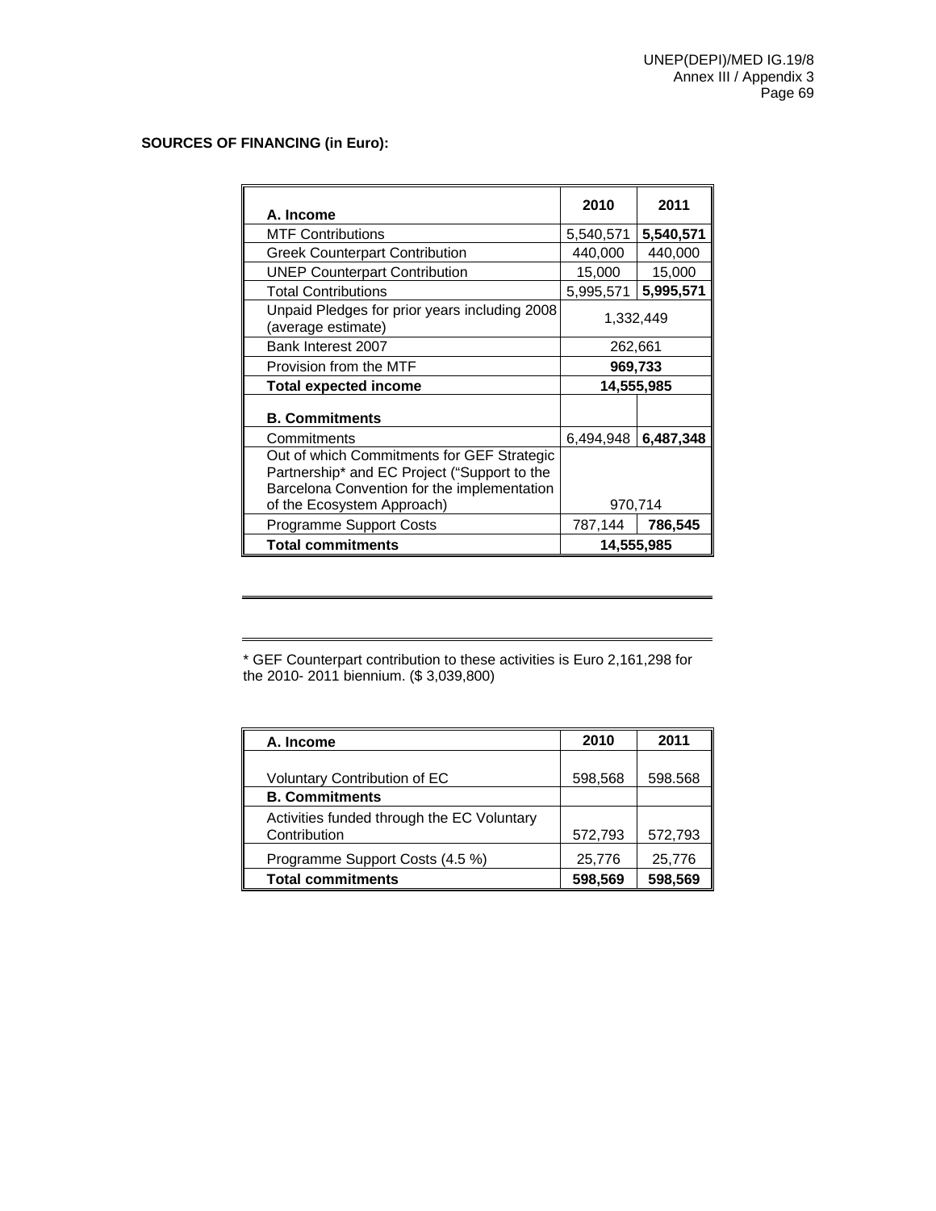**SOURCES OF FINANCING (in Euro):**

| A. Income | 2010 | 2011 |
|---|---|---|
| MTF Contributions | 5,540,571 | **5,540,571** |
| Greek Counterpart Contribution | 440,000 | 440,000 |
| UNEP Counterpart Contribution | 15,000 | 15,000 |
| Total Contributions | 5,995,571 | **5,995,571** |
| Unpaid Pledges for prior years including 2008 (average estimate) | 1,332,449 | |
| Bank Interest 2007 | 262,661 | |
| Provision from the MTF | **969,733** | |
| **Total expected income** | **14,555,985** | |
| **B. Commitments** | | |
| Commitments | 6,494,948 | **6,487,348** |
| Out of which Commitments for GEF Strategic Partnership* and EC Project ("Support to the Barcelona Convention for the implementation of the Ecosystem Approach) | 970,714 | |
| Programme Support Costs | 787,144 | **786,545** |
| **Total commitments** | **14,555,985** | |

* GEF Counterpart contribution to these activities is Euro 2,161,298 for the 2010- 2011 biennium. ($ 3,039,800)

| A. Income | 2010 | 2011 |
|---|---|---|
| Voluntary Contribution of EC | 598,568 | 598.568 |
| **B. Commitments** | | |
| Activities funded through the EC Voluntary Contribution | 572,793 | 572,793 |
| Programme Support Costs (4.5 %) | 25,776 | 25,776 |
| **Total commitments** | **598,569** | **598,569** |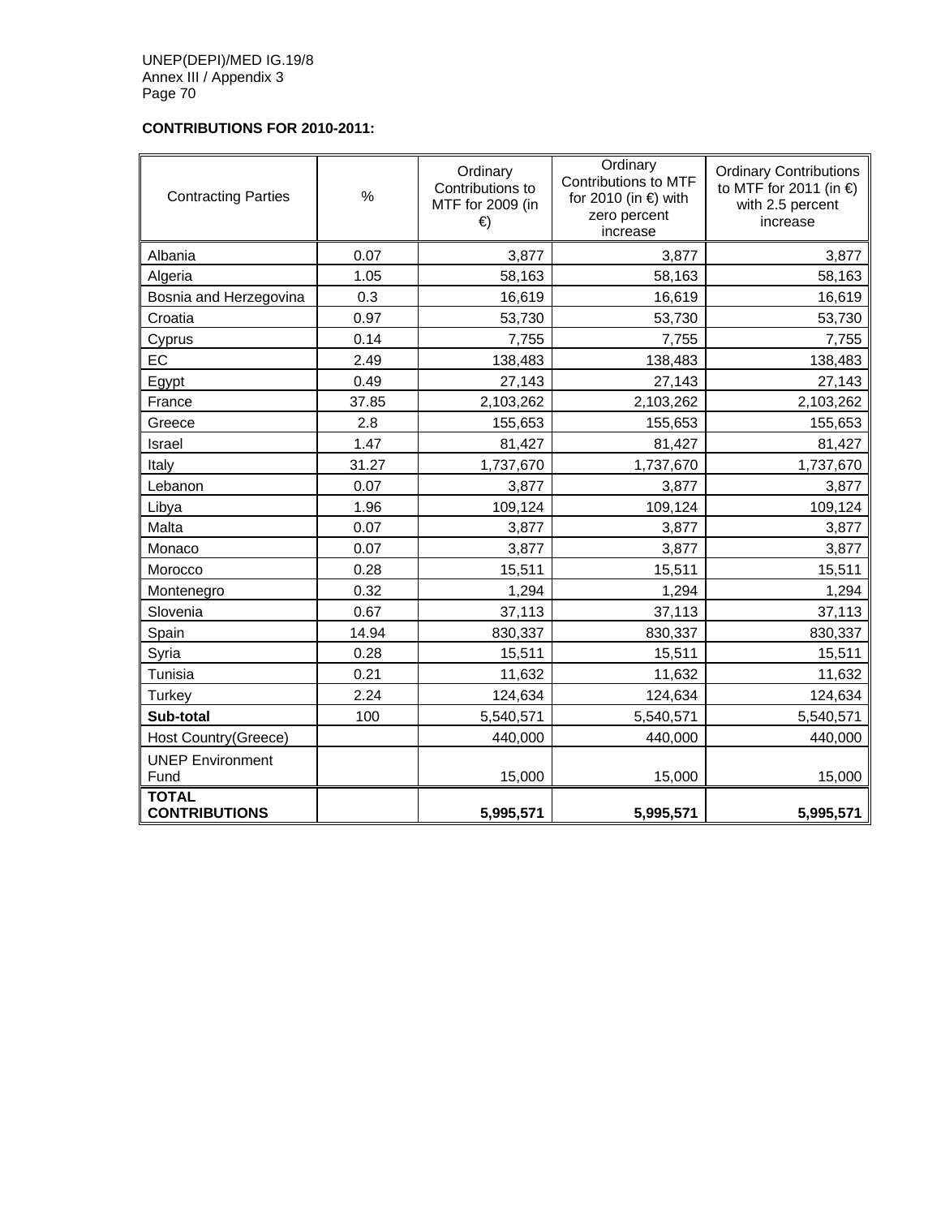**CONTRIBUTIONS FOR 2010-2011:**

| Contracting Parties | % | Ordinary Contributions to MTF for 2009 (in €) | Ordinary Contributions to MTF for 2010 (in €) with zero percent increase | Ordinary Contributions to MTF for 2011 (in €) with 2.5 percent increase |
|---|---|---|---|---|
| Albania | 0.07 | 3,877 | 3,877 | 3,877 |
| Algeria | 1.05 | 58,163 | 58,163 | 58,163 |
| Bosnia and Herzegovina | 0.3 | 16,619 | 16,619 | 16,619 |
| Croatia | 0.97 | 53,730 | 53,730 | 53,730 |
| Cyprus | 0.14 | 7,755 | 7,755 | 7,755 |
| EC | 2.49 | 138,483 | 138,483 | 138,483 |
| Egypt | 0.49 | 27,143 | 27,143 | 27,143 |
| France | 37.85 | 2,103,262 | 2,103,262 | 2,103,262 |
| Greece | 2.8 | 155,653 | 155,653 | 155,653 |
| Israel | 1.47 | 81,427 | 81,427 | 81,427 |
| Italy | 31.27 | 1,737,670 | 1,737,670 | 1,737,670 |
| Lebanon | 0.07 | 3,877 | 3,877 | 3,877 |
| Libya | 1.96 | 109,124 | 109,124 | 109,124 |
| Malta | 0.07 | 3,877 | 3,877 | 3,877 |
| Monaco | 0.07 | 3,877 | 3,877 | 3,877 |
| Morocco | 0.28 | 15,511 | 15,511 | 15,511 |
| Montenegro | 0.32 | 1,294 | 1,294 | 1,294 |
| Slovenia | 0.67 | 37,113 | 37,113 | 37,113 |
| Spain | 14.94 | 830,337 | 830,337 | 830,337 |
| Syria | 0.28 | 15,511 | 15,511 | 15,511 |
| Tunisia | 0.21 | 11,632 | 11,632 | 11,632 |
| Turkey | 2.24 | 124,634 | 124,634 | 124,634 |
| **Sub-total** | 100 | 5,540,571 | 5,540,571 | 5,540,571 |
| Host Country(Greece) | | 440,000 | 440,000 | 440,000 |
| UNEP Environment Fund | | 15,000 | 15,000 | 15,000 |
| **TOTAL CONTRIBUTIONS** | | **5,995,571** | **5,995,571** | **5,995,571** |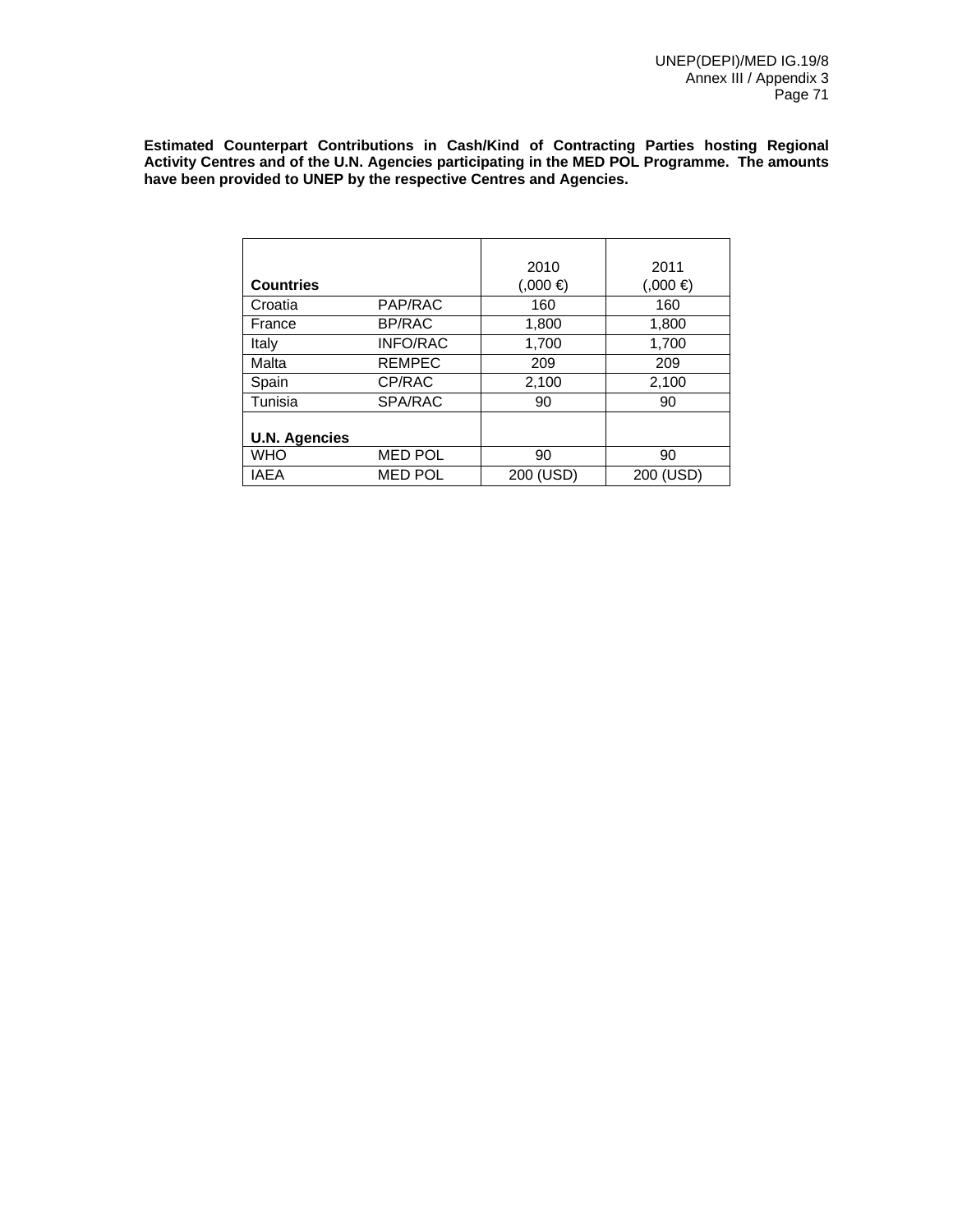**Estimated Counterpart Contributions in Cash/Kind of Contracting Parties hosting Regional Activity Centres and of the U.N. Agencies participating in the MED POL Programme. The amounts have been provided to UNEP by the respective Centres and Agencies.**

| **Countries** | | 2010 (,000 €) | 2011 (,000 €) |
|---|---|---|---|
| Croatia | PAP/RAC | 160 | 160 |
| France | BP/RAC | 1,800 | 1,800 |
| Italy | INFO/RAC | 1,700 | 1,700 |
| Malta | REMPEC | 209 | 209 |
| Spain | CP/RAC | 2,100 | 2,100 |
| Tunisia | SPA/RAC | 90 | 90 |
| **U.N. Agencies** | | | |
| WHO | MED POL | 90 | 90 |
| IAEA | MED POL | 200 (USD) | 200 (USD) |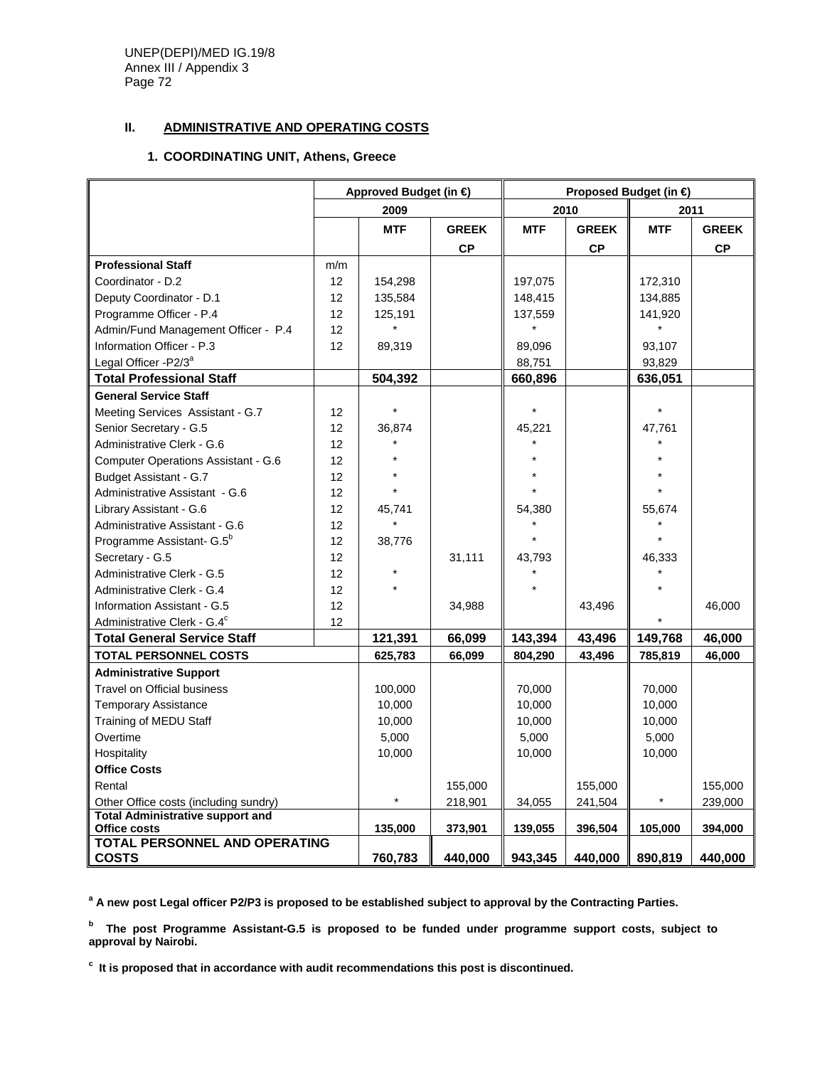## II. ADMINISTRATIVE AND OPERATING COSTS

### 1. COORDINATING UNIT, Athens, Greece

| | | Approved Budget (in €) | | Proposed Budget (in €) | | | |
|---|---|---|---|---|---|---|---|
| | | 2009 | | 2010 | | 2011 | |
| | | MTF | GREEK CP | MTF | GREEK CP | MTF | GREEK CP |
| **Professional Staff** | m/m | | | | | | |
| Coordinator - D.2 | 12 | 154,298 | | 197,075 | | 172,310 | |
| Deputy Coordinator - D.1 | 12 | 135,584 | | 148,415 | | 134,885 | |
| Programme Officer - P.4 | 12 | 125,191 | | 137,559 | | 141,920 | |
| Admin/Fund Management Officer - P.4 | 12 | * | | * | | * | |
| Information Officer - P.3 | 12 | 89,319 | | 89,096 | | 93,107 | |
| Legal Officer -P2/3[a] | | | | 88,751 | | 93,829 | |
| **Total Professional Staff** | | **504,392** | | **660,896** | | **636,051** | |
| **General Service Staff** | | | | | | | |
| Meeting Services Assistant - G.7 | 12 | * | | * | | * | |
| Senior Secretary - G.5 | 12 | 36,874 | | 45,221 | | 47,761 | |
| Administrative Clerk - G.6 | 12 | * | | * | | * | |
| Computer Operations Assistant - G.6 | 12 | * | | * | | * | |
| Budget Assistant - G.7 | 12 | * | | * | | * | |
| Administrative Assistant - G.6 | 12 | * | | * | | * | |
| Library Assistant - G.6 | 12 | 45,741 | | 54,380 | | 55,674 | |
| Administrative Assistant - G.6 | 12 | * | | * | | * | |
| Programme Assistant- G.5[b] | 12 | 38,776 | | * | | * | |
| Secretary - G.5 | 12 | | 31,111 | 43,793 | | 46,333 | |
| Administrative Clerk - G.5 | 12 | * | | * | | * | |
| Administrative Clerk - G.4 | 12 | * | | * | | * | |
| Information Assistant - G.5 | 12 | | 34,988 | | 43,496 | | 46,000 |
| Administrative Clerk - G.4[c] | 12 | | | | | * | |
| **Total General Service Staff** | | **121,391** | **66,099** | **143,394** | **43,496** | **149,768** | **46,000** |
| **TOTAL PERSONNEL COSTS** | | **625,783** | **66,099** | **804,290** | **43,496** | **785,819** | **46,000** |
| **Administrative Support** | | | | | | | |
| Travel on Official business | | 100,000 | | 70,000 | | 70,000 | |
| Temporary Assistance | | 10,000 | | 10,000 | | 10,000 | |
| Training of MEDU Staff | | 10,000 | | 10,000 | | 10,000 | |
| Overtime | | 5,000 | | 5,000 | | 5,000 | |
| Hospitality | | 10,000 | | 10,000 | | 10,000 | |
| **Office Costs** | | | | | | | |
| Rental | | | 155,000 | | 155,000 | | 155,000 |
| Other Office costs (including sundry) | | * | 218,901 | 34,055 | 241,504 | * | 239,000 |
| **Total Administrative support and Office costs** | | **135,000** | **373,901** | **139,055** | **396,504** | **105,000** | **394,000** |
| **TOTAL PERSONNEL AND OPERATING COSTS** | | **760,783** | **440,000** | **943,345** | **440,000** | **890,819** | **440,000** |

**[a] A new post Legal officer P2/P3 is proposed to be established subject to approval by the Contracting Parties.**

**[b] The post Programme Assistant-G.5 is proposed to be funded under programme support costs, subject to approval by Nairobi.**

**[c] It is proposed that in accordance with audit recommendations this post is discontinued.**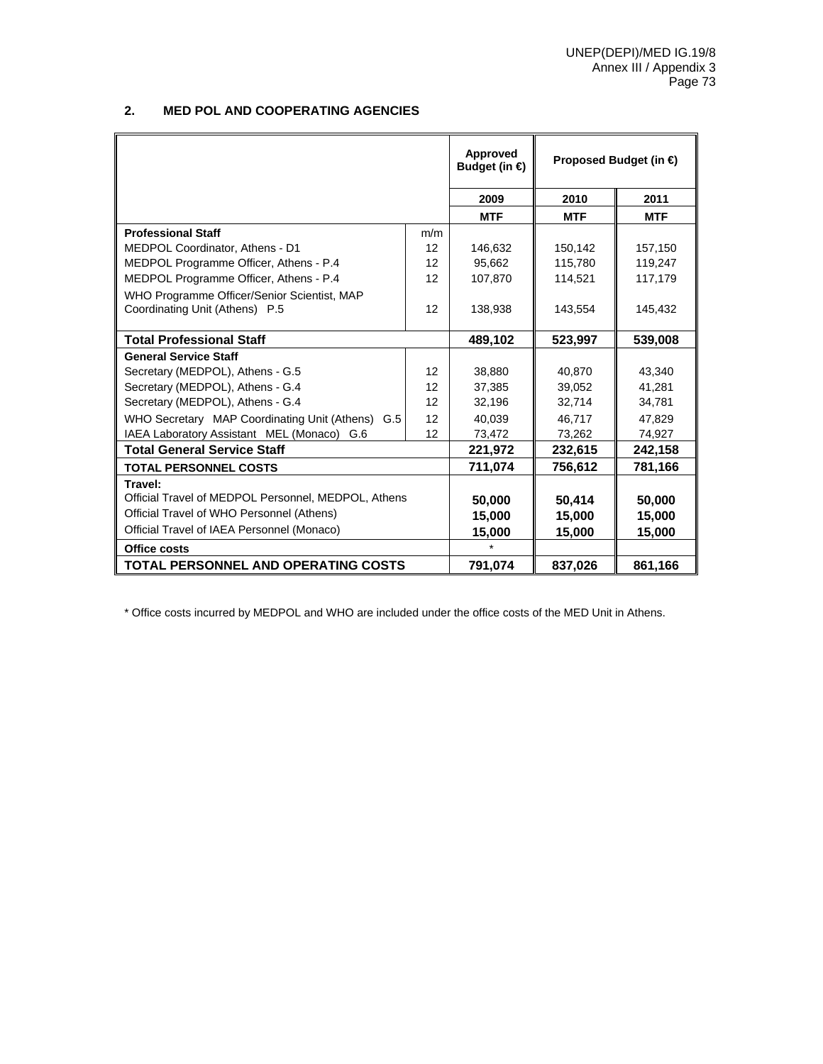## 2. MED POL AND COOPERATING AGENCIES

| | | Approved Budget (in €) | Proposed Budget (in €) | |
|---|---|---|---|---|
| | | 2009 | 2010 | 2011 |
| | | MTF | MTF | MTF |
| **Professional Staff** | m/m | | | |
| MEDPOL Coordinator, Athens - D1 | 12 | 146,632 | 150,142 | 157,150 |
| MEDPOL Programme Officer, Athens - P.4 | 12 | 95,662 | 115,780 | 119,247 |
| MEDPOL Programme Officer, Athens - P.4 | 12 | 107,870 | 114,521 | 117,179 |
| WHO Programme Officer/Senior Scientist, MAP Coordinating Unit (Athens) P.5 | 12 | 138,938 | 143,554 | 145,432 |
| **Total Professional Staff** | | **489,102** | **523,997** | **539,008** |
| **General Service Staff** | | | | |
| Secretary (MEDPOL), Athens - G.5 | 12 | 38,880 | 40,870 | 43,340 |
| Secretary (MEDPOL), Athens - G.4 | 12 | 37,385 | 39,052 | 41,281 |
| Secretary (MEDPOL), Athens - G.4 | 12 | 32,196 | 32,714 | 34,781 |
| WHO Secretary MAP Coordinating Unit (Athens) G.5 | 12 | 40,039 | 46,717 | 47,829 |
| IAEA Laboratory Assistant MEL (Monaco) G.6 | 12 | 73,472 | 73,262 | 74,927 |
| **Total General Service Staff** | | **221,972** | **232,615** | **242,158** |
| **TOTAL PERSONNEL COSTS** | | **711,074** | **756,612** | **781,166** |
| **Travel:** | | | | |
| Official Travel of MEDPOL Personnel, MEDPOL, Athens | | **50,000** | **50,414** | **50,000** |
| Official Travel of WHO Personnel (Athens) | | **15,000** | **15,000** | **15,000** |
| Official Travel of IAEA Personnel (Monaco) | | **15,000** | **15,000** | **15,000** |
| **Office costs** | | * | | |
| **TOTAL PERSONNEL AND OPERATING COSTS** | | **791,074** | **837,026** | **861,166** |

* Office costs incurred by MEDPOL and WHO are included under the office costs of the MED Unit in Athens.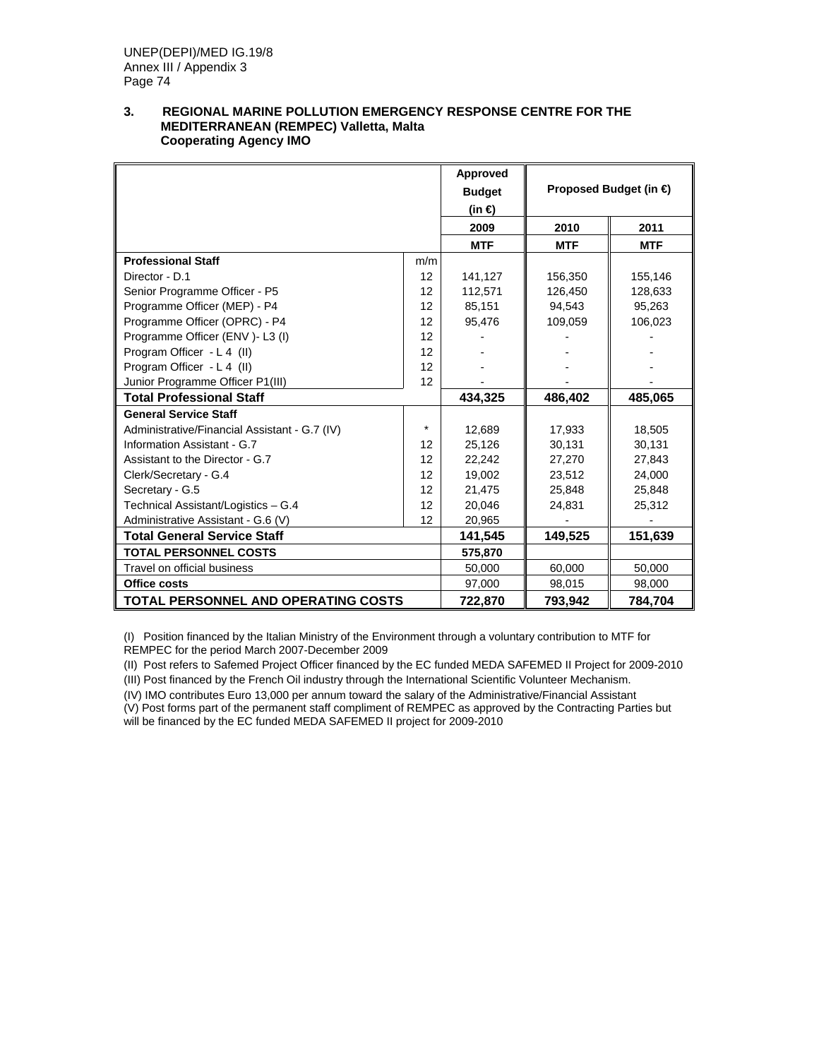### 3. REGIONAL MARINE POLLUTION EMERGENCY RESPONSE CENTRE FOR THE MEDITERRANEAN (REMPEC) Valletta, Malta Cooperating Agency IMO

| | | Approved Budget (in €) | Proposed Budget (in €) | |
|---|---|---|---|---|
| | | 2009 | 2010 | 2011 |
| | | MTF | MTF | MTF |
| **Professional Staff** | m/m | | | |
| Director - D.1 | 12 | 141,127 | 156,350 | 155,146 |
| Senior Programme Officer - P5 | 12 | 112,571 | 126,450 | 128,633 |
| Programme Officer (MEP) - P4 | 12 | 85,151 | 94,543 | 95,263 |
| Programme Officer (OPRC) - P4 | 12 | 95,476 | 109,059 | 106,023 |
| Programme Officer (ENV )- L3 (I) | 12 | - | - | - |
| Program Officer - L 4 (II) | 12 | - | - | - |
| Program Officer - L 4 (II) | 12 | - | - | - |
| Junior Programme Officer P1(III) | 12 | - | - | - |
| **Total Professional Staff** | | **434,325** | **486,402** | **485,065** |
| **General Service Staff** | | | | |
| Administrative/Financial Assistant - G.7 (IV) | * | 12,689 | 17,933 | 18,505 |
| Information Assistant - G.7 | 12 | 25,126 | 30,131 | 30,131 |
| Assistant to the Director - G.7 | 12 | 22,242 | 27,270 | 27,843 |
| Clerk/Secretary - G.4 | 12 | 19,002 | 23,512 | 24,000 |
| Secretary - G.5 | 12 | 21,475 | 25,848 | 25,848 |
| Technical Assistant/Logistics – G.4 | 12 | 20,046 | 24,831 | 25,312 |
| Administrative Assistant - G.6 (V) | 12 | 20,965 | - | - |
| **Total General Service Staff** | | **141,545** | **149,525** | **151,639** |
| **TOTAL PERSONNEL COSTS** | | **575,870** | | |
| Travel on official business | | 50,000 | 60,000 | 50,000 |
| **Office costs** | | 97,000 | 98,015 | 98,000 |
| **TOTAL PERSONNEL AND OPERATING COSTS** | | **722,870** | **793,942** | **784,704** |

(I) Position financed by the Italian Ministry of the Environment through a voluntary contribution to MTF for REMPEC for the period March 2007-December 2009

(II) Post refers to Safemed Project Officer financed by the EC funded MEDA SAFEMED II Project for 2009-2010

(III) Post financed by the French Oil industry through the International Scientific Volunteer Mechanism.

(IV) IMO contributes Euro 13,000 per annum toward the salary of the Administrative/Financial Assistant

(V) Post forms part of the permanent staff compliment of REMPEC as approved by the Contracting Parties but will be financed by the EC funded MEDA SAFEMED II project for 2009-2010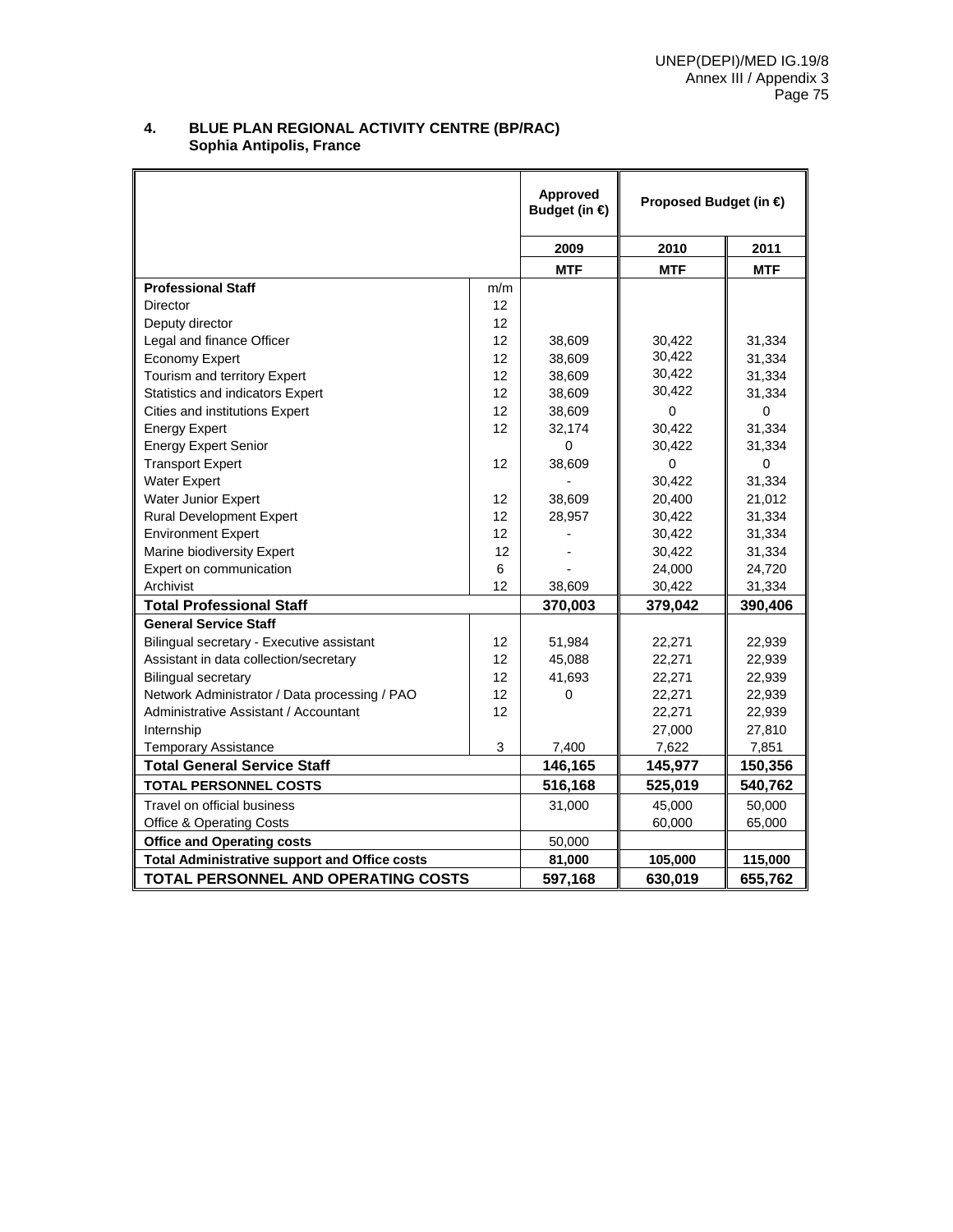## 4. BLUE PLAN REGIONAL ACTIVITY CENTRE (BP/RAC) Sophia Antipolis, France

| | | Approved Budget (in €) | Proposed Budget (in €) | |
|---|---|---|---|---|
| | | 2009 | 2010 | 2011 |
| | | MTF | MTF | MTF |
| **Professional Staff** | m/m | | | |
| Director | 12 | | | |
| Deputy director | 12 | | | |
| Legal and finance Officer | 12 | 38,609 | 30,422 | 31,334 |
| Economy Expert | 12 | 38,609 | 30,422 | 31,334 |
| Tourism and territory Expert | 12 | 38,609 | 30,422 | 31,334 |
| Statistics and indicators Expert | 12 | 38,609 | 30,422 | 31,334 |
| Cities and institutions Expert | 12 | 38,609 | 0 | 0 |
| Energy Expert | 12 | 32,174 | 30,422 | 31,334 |
| Energy Expert Senior | | 0 | 30,422 | 31,334 |
| Transport Expert | 12 | 38,609 | 0 | 0 |
| Water Expert | | - | 30,422 | 31,334 |
| Water Junior Expert | 12 | 38,609 | 20,400 | 21,012 |
| Rural Development Expert | 12 | 28,957 | 30,422 | 31,334 |
| Environment Expert | 12 | - | 30,422 | 31,334 |
| Marine biodiversity Expert | 12 | - | 30,422 | 31,334 |
| Expert on communication | 6 | - | 24,000 | 24,720 |
| Archivist | 12 | 38,609 | 30,422 | 31,334 |
| **Total Professional Staff** | | **370,003** | **379,042** | **390,406** |
| **General Service Staff** | | | | |
| Bilingual secretary - Executive assistant | 12 | 51,984 | 22,271 | 22,939 |
| Assistant in data collection/secretary | 12 | 45,088 | 22,271 | 22,939 |
| Bilingual secretary | 12 | 41,693 | 22,271 | 22,939 |
| Network Administrator / Data processing / PAO | 12 | 0 | 22,271 | 22,939 |
| Administrative Assistant / Accountant | 12 | | 22,271 | 22,939 |
| Internship | | | 27,000 | 27,810 |
| Temporary Assistance | 3 | 7,400 | 7,622 | 7,851 |
| **Total General Service Staff** | | **146,165** | **145,977** | **150,356** |
| **TOTAL PERSONNEL COSTS** | | **516,168** | **525,019** | **540,762** |
| Travel on official business | | 31,000 | 45,000 | 50,000 |
| Office & Operating Costs | | | 60,000 | 65,000 |
| **Office and Operating costs** | | 50,000 | | |
| **Total Administrative support and Office costs** | | **81,000** | **105,000** | **115,000** |
| **TOTAL PERSONNEL AND OPERATING COSTS** | | **597,168** | **630,019** | **655,762** |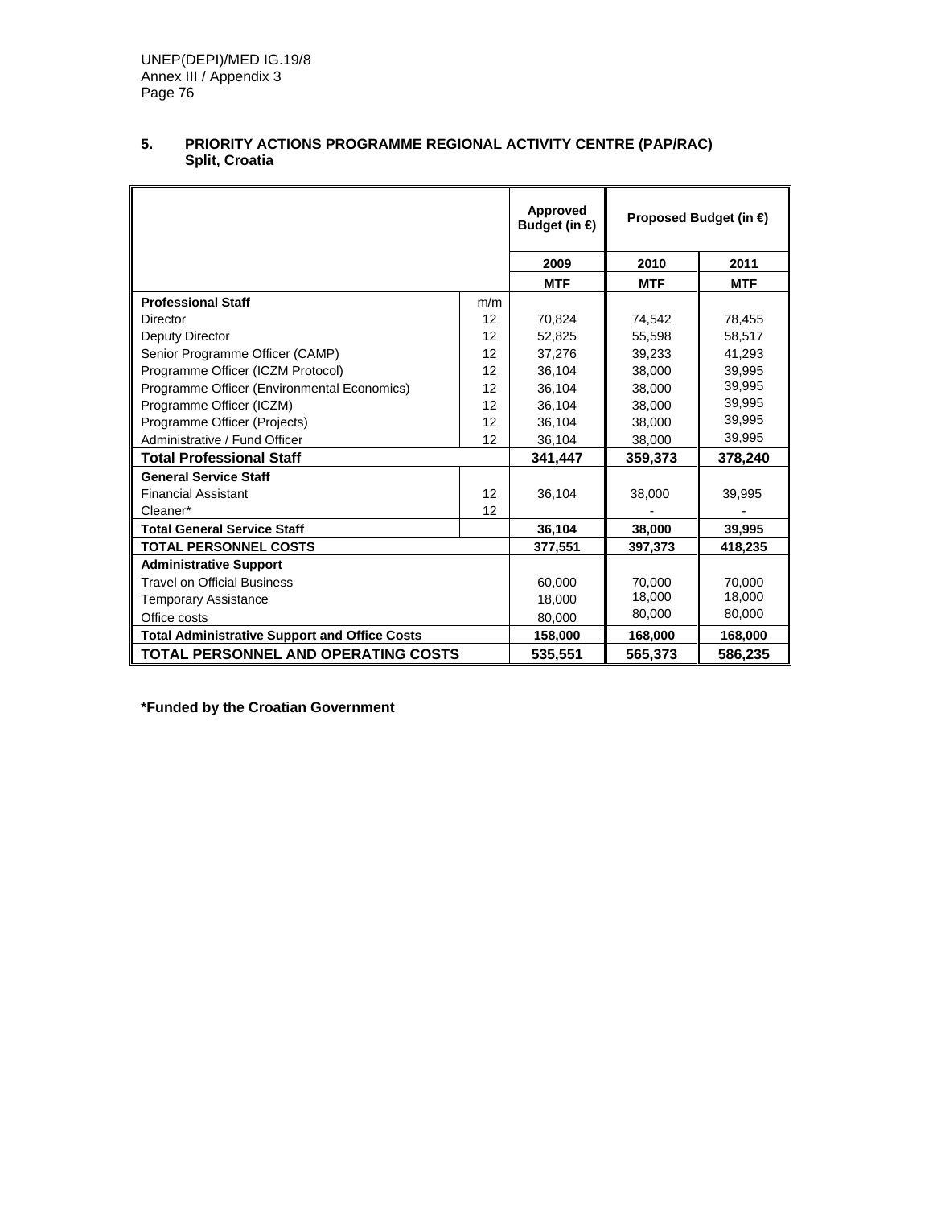## 5. PRIORITY ACTIONS PROGRAMME REGIONAL ACTIVITY CENTRE (PAP/RAC) Split, Croatia

| | | Approved Budget (in €) | Proposed Budget (in €) | |
|---|---|---|---|---|
| | | 2009 | 2010 | 2011 |
| | | MTF | MTF | MTF |
| **Professional Staff** | m/m | | | |
| Director | 12 | 70,824 | 74,542 | 78,455 |
| Deputy Director | 12 | 52,825 | 55,598 | 58,517 |
| Senior Programme Officer (CAMP) | 12 | 37,276 | 39,233 | 41,293 |
| Programme Officer (ICZM Protocol) | 12 | 36,104 | 38,000 | 39,995 |
| Programme Officer (Environmental Economics) | 12 | 36,104 | 38,000 | 39,995 |
| Programme Officer (ICZM) | 12 | 36,104 | 38,000 | 39,995 |
| Programme Officer (Projects) | 12 | 36,104 | 38,000 | 39,995 |
| Administrative / Fund Officer | 12 | 36,104 | 38,000 | 39,995 |
| **Total Professional Staff** | | **341,447** | **359,373** | **378,240** |
| **General Service Staff** | | | | |
| Financial Assistant | 12 | 36,104 | 38,000 | 39,995 |
| Cleaner* | 12 | | - | - |
| **Total General Service Staff** | | **36,104** | **38,000** | **39,995** |
| **TOTAL PERSONNEL COSTS** | | **377,551** | **397,373** | **418,235** |
| **Administrative Support** | | | | |
| Travel on Official Business | | 60,000 | 70,000 | 70,000 |
| Temporary Assistance | | 18,000 | 18,000 | 18,000 |
| Office costs | | 80,000 | 80,000 | 80,000 |
| **Total Administrative Support and Office Costs** | | **158,000** | **168,000** | **168,000** |
| **TOTAL PERSONNEL AND OPERATING COSTS** | | **535,551** | **565,373** | **586,235** |

**\*Funded by the Croatian Government**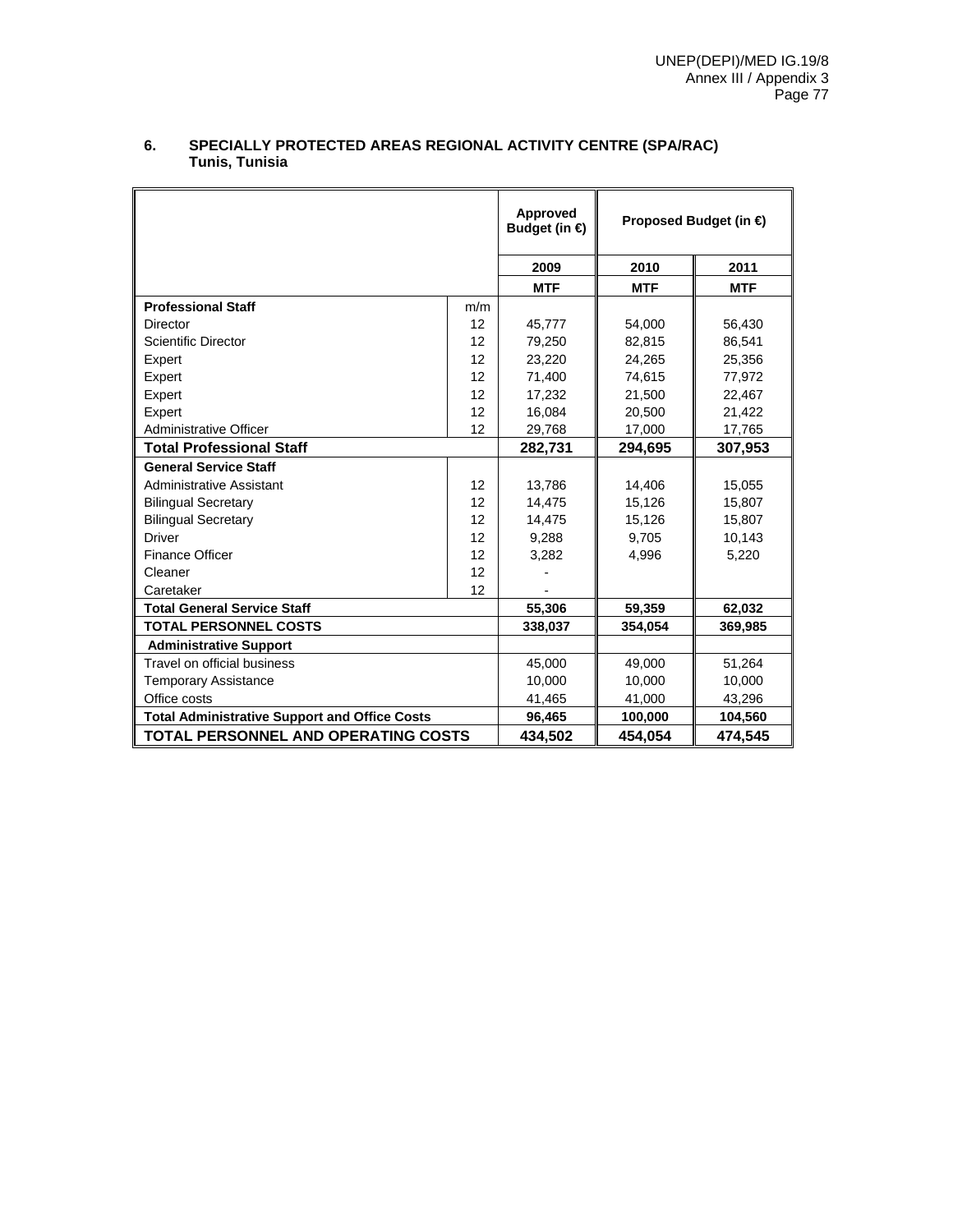## 6. SPECIALLY PROTECTED AREAS REGIONAL ACTIVITY CENTRE (SPA/RAC) Tunis, Tunisia

| | | Approved Budget (in €) | Proposed Budget (in €) | |
|---|---|---|---|---|
| | | 2009 | 2010 | 2011 |
| | | MTF | MTF | MTF |
| **Professional Staff** | m/m | | | |
| Director | 12 | 45,777 | 54,000 | 56,430 |
| Scientific Director | 12 | 79,250 | 82,815 | 86,541 |
| Expert | 12 | 23,220 | 24,265 | 25,356 |
| Expert | 12 | 71,400 | 74,615 | 77,972 |
| Expert | 12 | 17,232 | 21,500 | 22,467 |
| Expert | 12 | 16,084 | 20,500 | 21,422 |
| Administrative Officer | 12 | 29,768 | 17,000 | 17,765 |
| **Total Professional Staff** | | **282,731** | **294,695** | **307,953** |
| **General Service Staff** | | | | |
| Administrative Assistant | 12 | 13,786 | 14,406 | 15,055 |
| Bilingual Secretary | 12 | 14,475 | 15,126 | 15,807 |
| Bilingual Secretary | 12 | 14,475 | 15,126 | 15,807 |
| Driver | 12 | 9,288 | 9,705 | 10,143 |
| Finance Officer | 12 | 3,282 | 4,996 | 5,220 |
| Cleaner | 12 | - | | |
| Caretaker | 12 | - | | |
| **Total General Service Staff** | | **55,306** | **59,359** | **62,032** |
| **TOTAL PERSONNEL COSTS** | | **338,037** | **354,054** | **369,985** |
| **Administrative Support** | | | | |
| Travel on official business | | 45,000 | 49,000 | 51,264 |
| Temporary Assistance | | 10,000 | 10,000 | 10,000 |
| Office costs | | 41,465 | 41,000 | 43,296 |
| **Total Administrative Support and Office Costs** | | **96,465** | **100,000** | **104,560** |
| **TOTAL PERSONNEL AND OPERATING COSTS** | | **434,502** | **454,054** | **474,545** |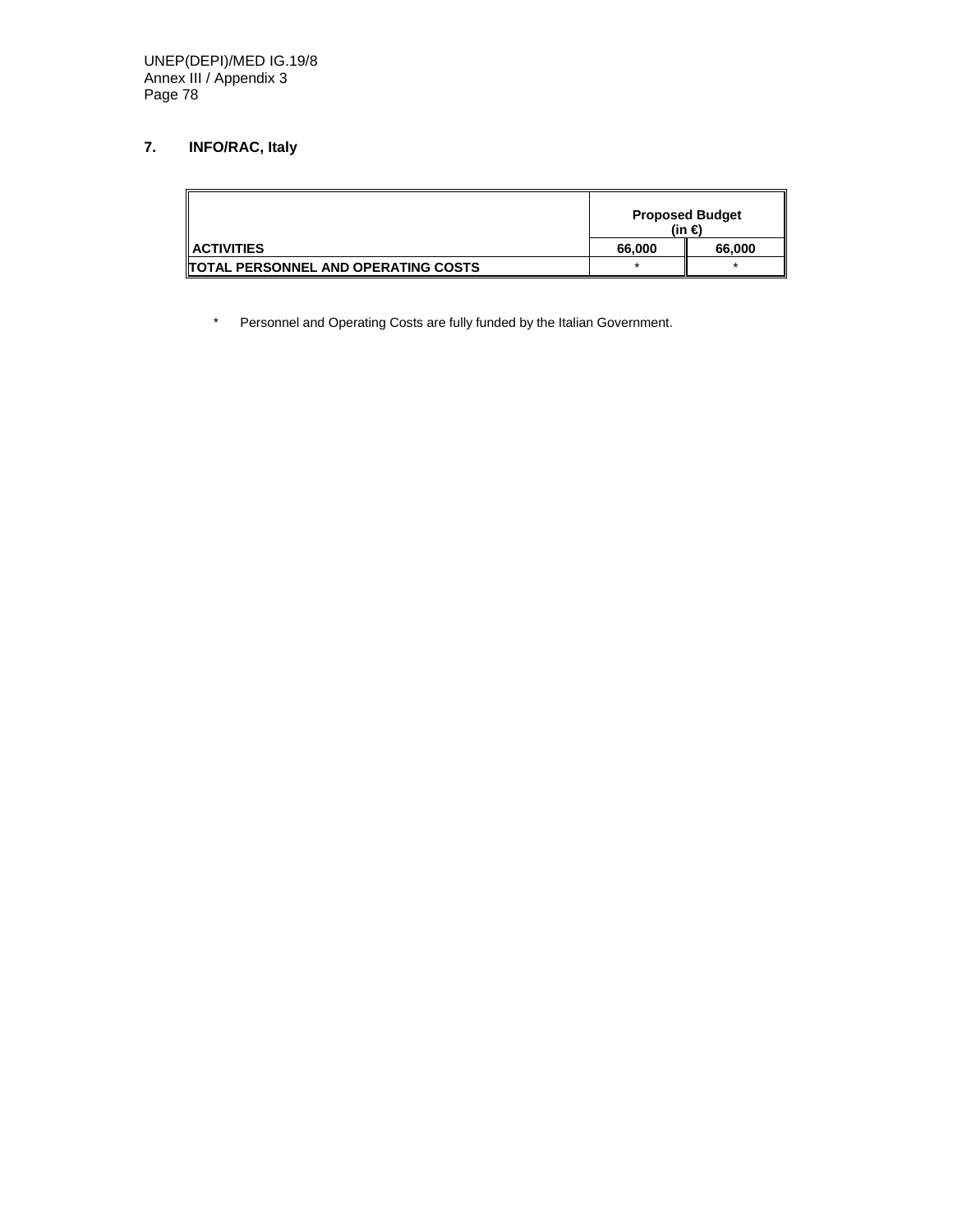### 7. INFO/RAC, Italy

| | Proposed Budget (in €) | |
|---|---|---|
| **ACTIVITIES** | **66,000** | **66,000** |
| **TOTAL PERSONNEL AND OPERATING COSTS** | * | * |

* Personnel and Operating Costs are fully funded by the Italian Government.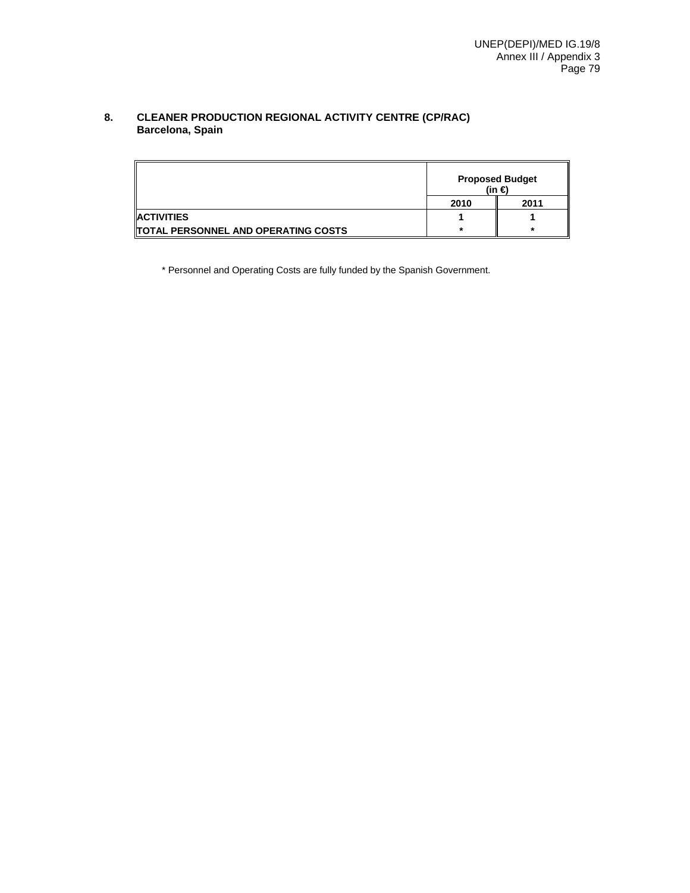## 8. CLEANER PRODUCTION REGIONAL ACTIVITY CENTRE (CP/RAC) Barcelona, Spain

| | Proposed Budget (in €) | |
|---|---|---|
| | 2010 | 2011 |
| ACTIVITIES | 1 | 1 |
| TOTAL PERSONNEL AND OPERATING COSTS | * | * |

* Personnel and Operating Costs are fully funded by the Spanish Government.